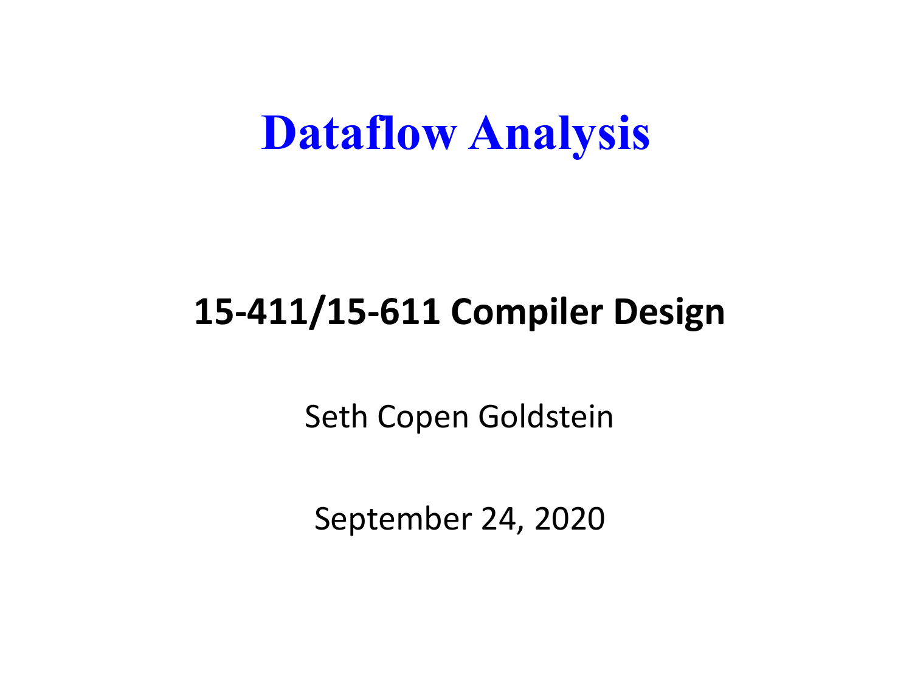# Dataflow Analysis

**15-411/15-611 Compiler Design**

Seth Copen Goldstein

September 24, 2020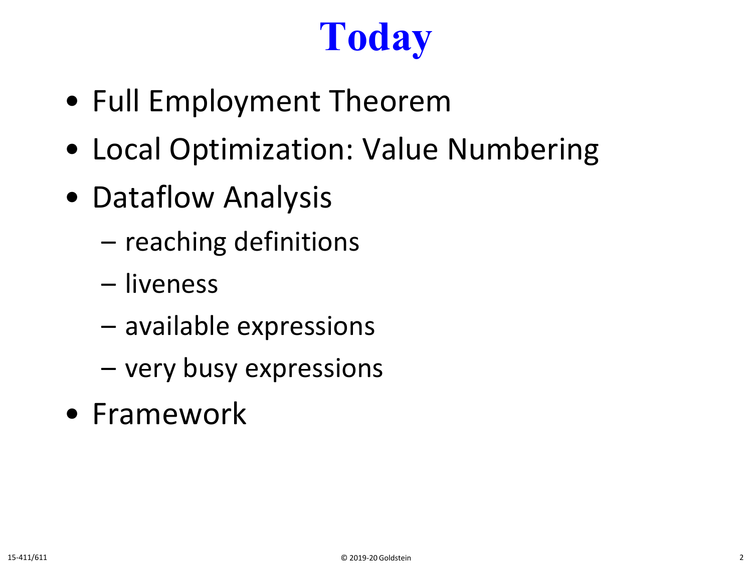# Today

- Full Employment Theorem
- Local Optimization: Value Numbering
- Dataflow Analysis
  - reaching definitions
  - liveness
  - available expressions
  - very busy expressions
- Framework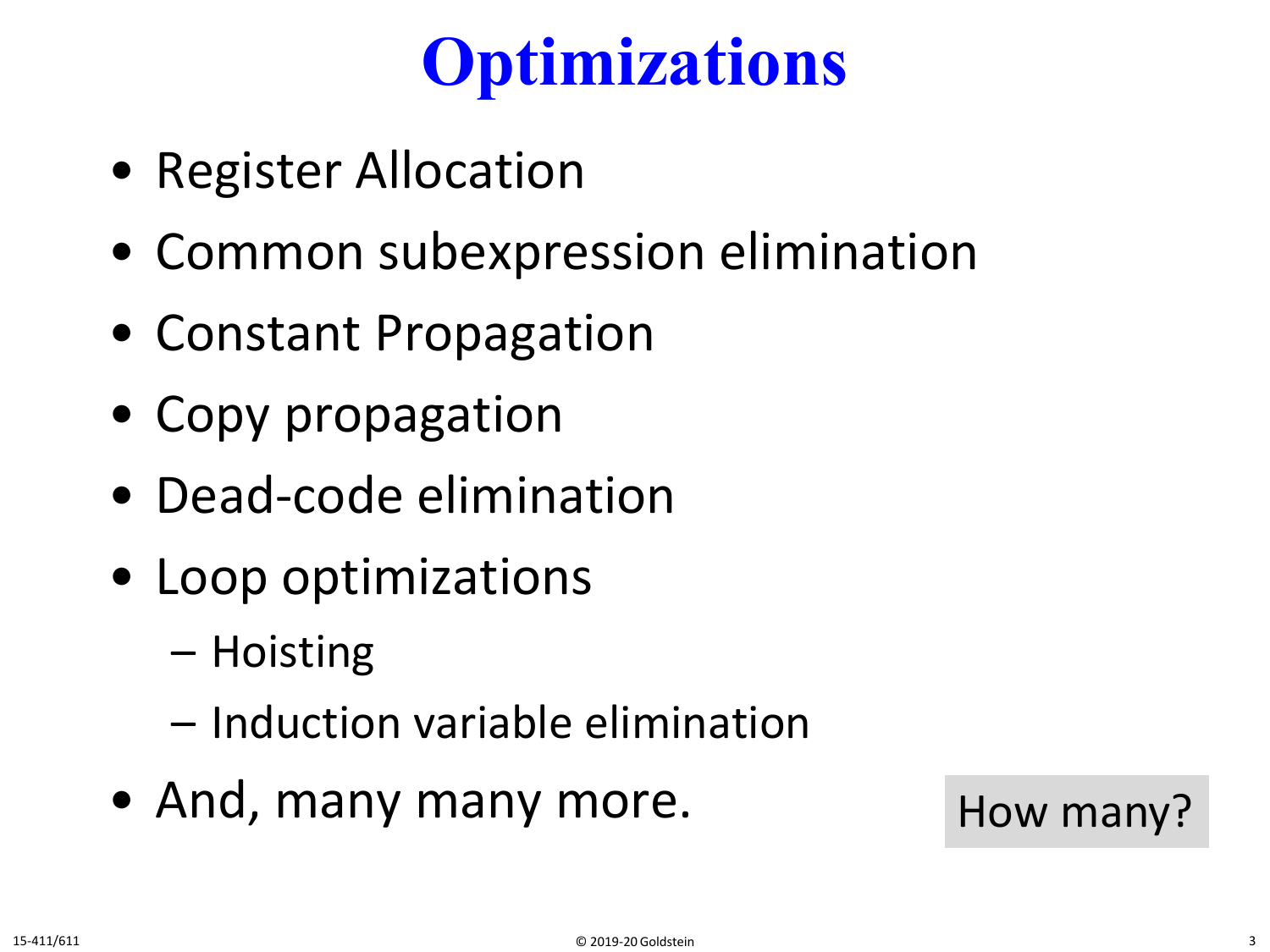# Optimizations

- Register Allocation
- Common subexpression elimination
- Constant Propagation
- Copy propagation
- Dead-code elimination
- Loop optimizations
  - Hoisting
  - Induction variable elimination
- And, many many more.

How many?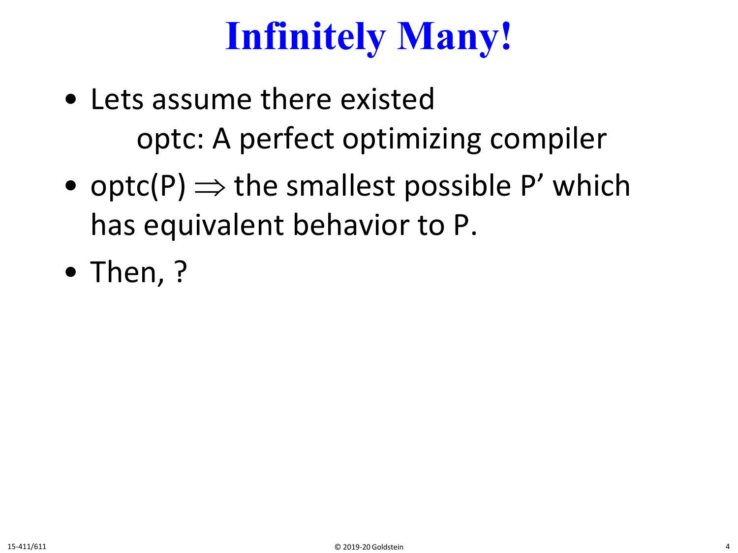# Infinitely Many!

- Lets assume there existed

  optc: A perfect optimizing compiler

- optc(P) $\Rightarrow$ the smallest possible P' which has equivalent behavior to P.
- Then, ?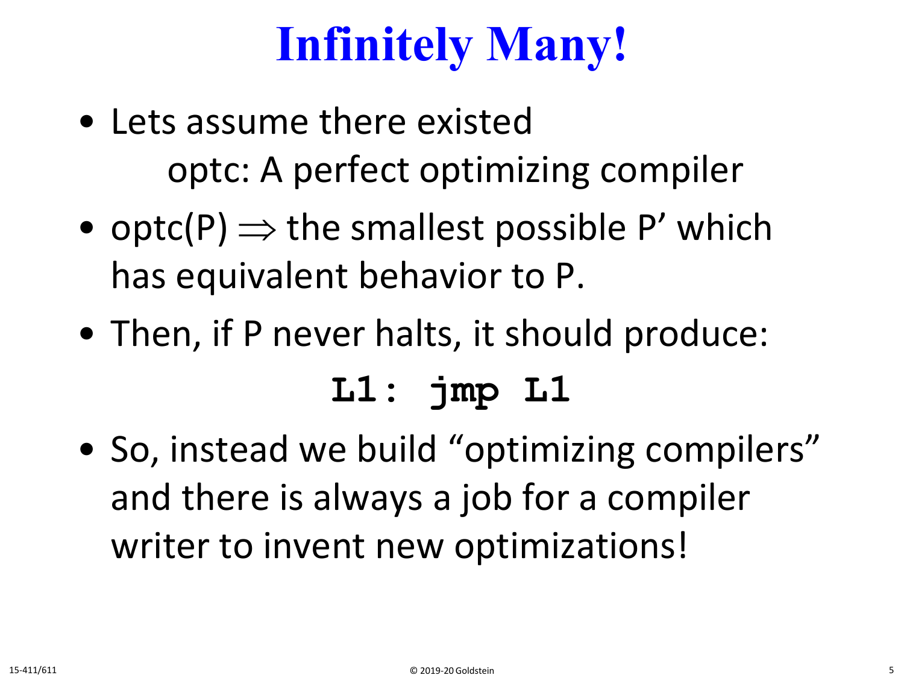# Infinitely Many!

- Lets assume there existed

  optc: A perfect optimizing compiler

- optc(P) $\Rightarrow$ the smallest possible P’ which has equivalent behavior to P.
- Then, if P never halts, it should produce:

```
L1: jmp L1
```

- So, instead we build “optimizing compilers” and there is always a job for a compiler writer to invent new optimizations!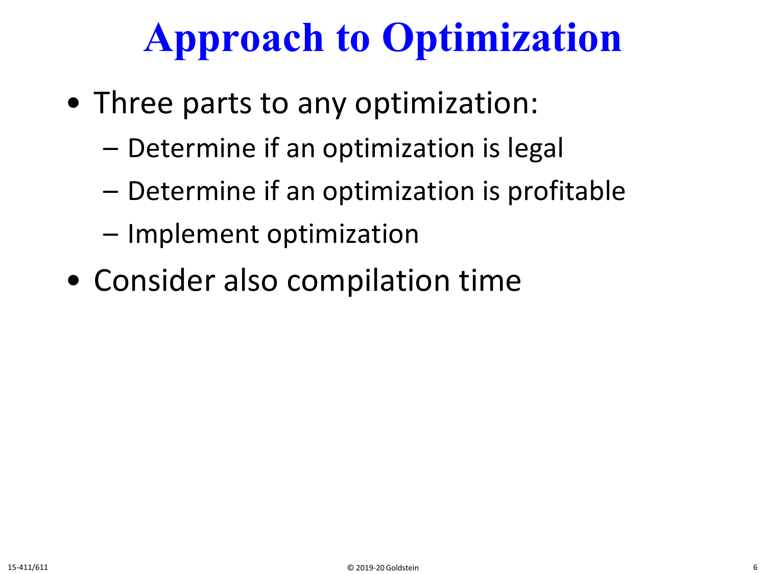# Approach to Optimization

- Three parts to any optimization:
  - Determine if an optimization is legal
  - Determine if an optimization is profitable
  - Implement optimization
- Consider also compilation time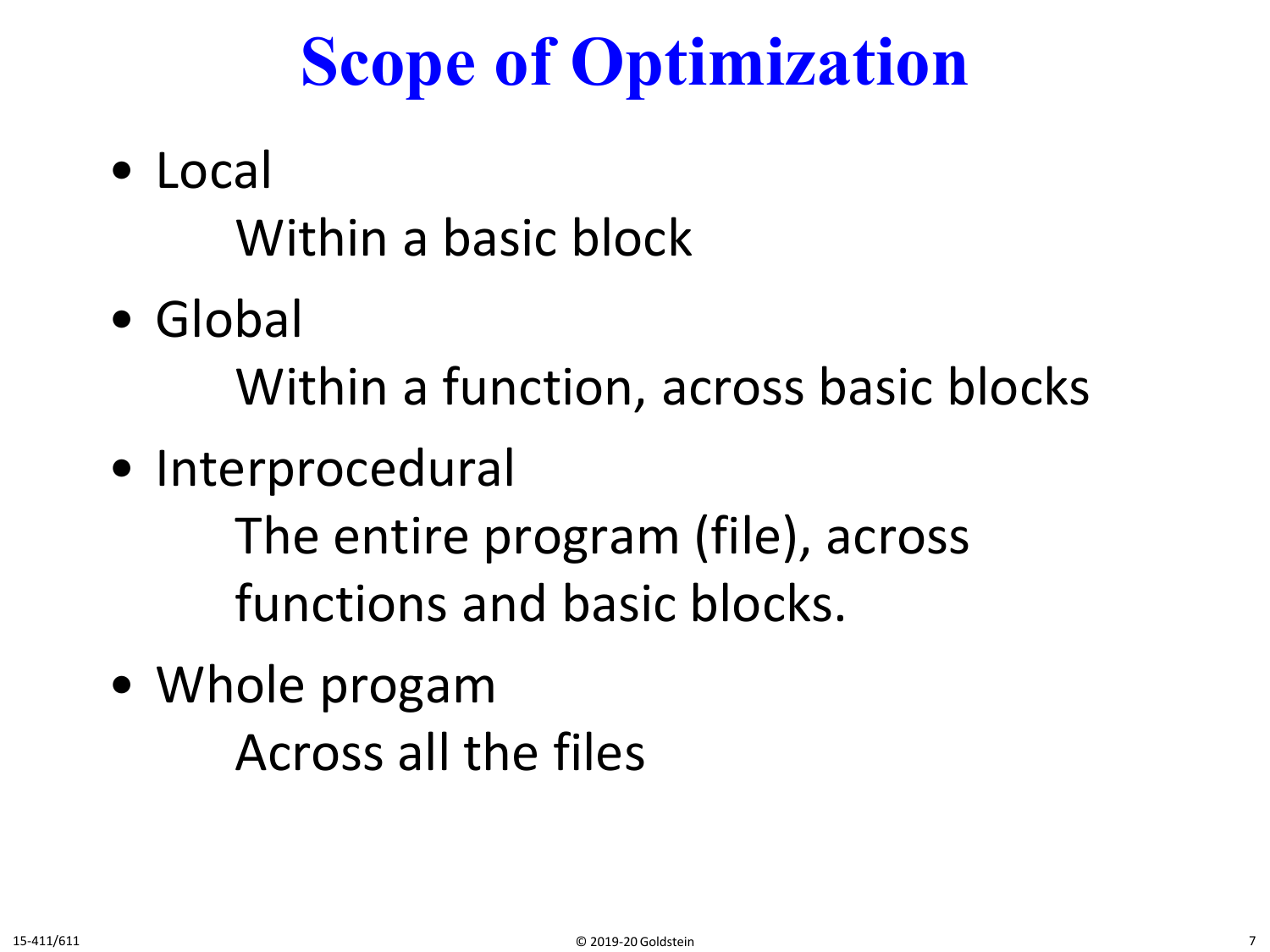# Scope of Optimization

- Local

  Within a basic block

- Global

  Within a function, across basic blocks

- Interprocedural

  The entire program (file), across functions and basic blocks.

- Whole progam

  Across all the files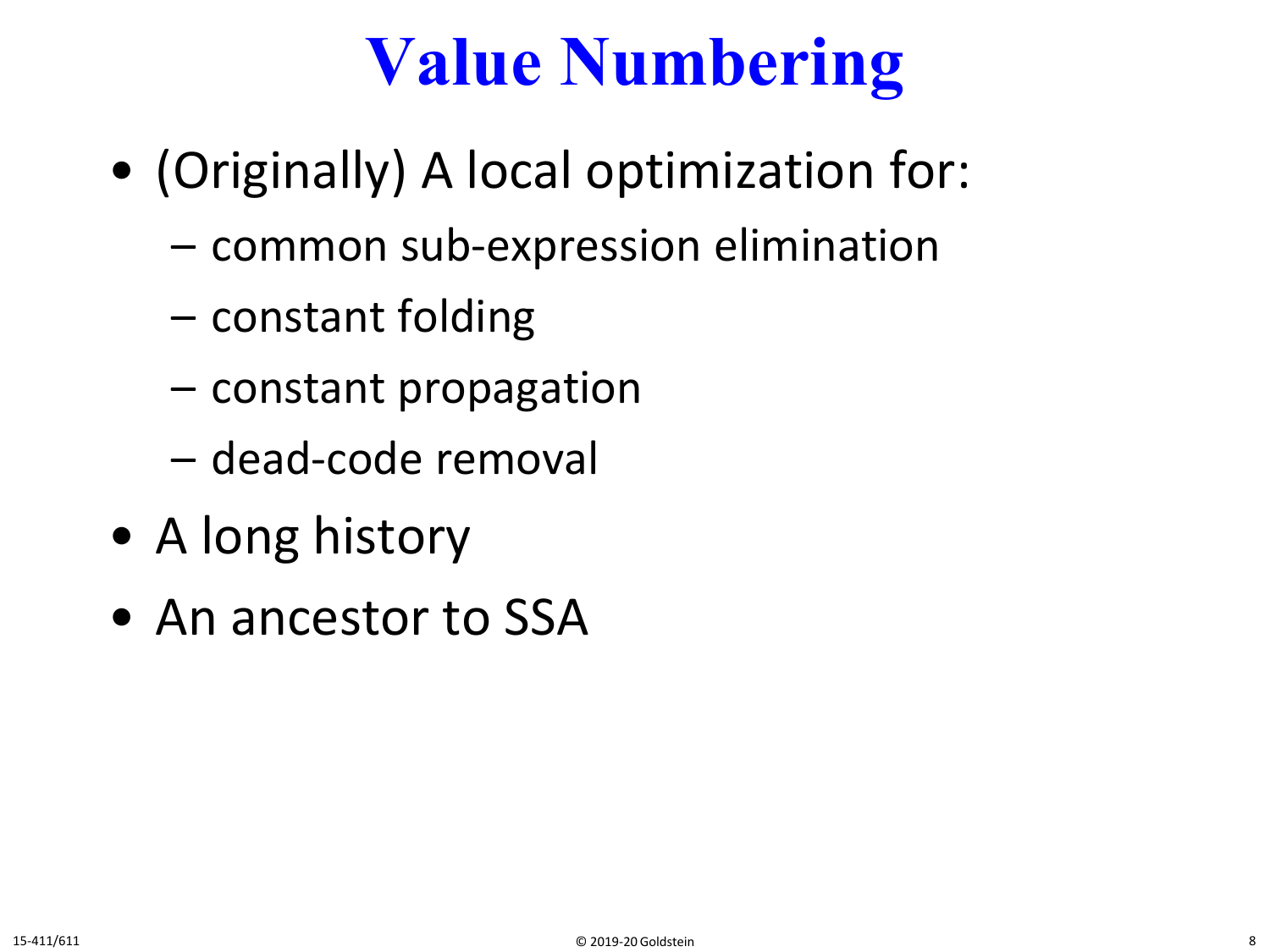# Value Numbering

- (Originally) A local optimization for:
  - common sub-expression elimination
  - constant folding
  - constant propagation
  - dead-code removal
- A long history
- An ancestor to SSA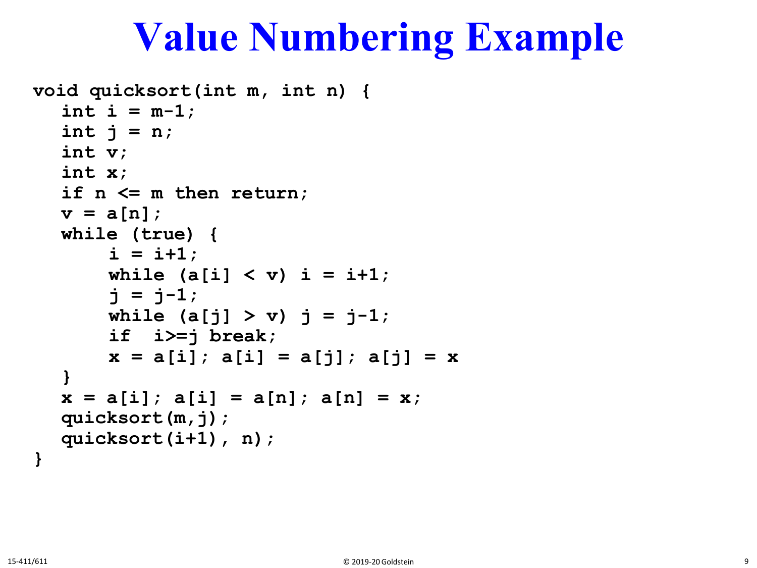# Value Numbering Example

```
void quicksort(int m, int n) {
   int i = m-1;
   int j = n;
   int v;
   int x;
   if n <= m then return;
   v = a[n];
   while (true) {
        i = i+1;
        while (a[i] < v) i = i+1;
        j = j-1;
        while (a[j] > v) j = j-1;
        if  i>=j break;
        x = a[i]; a[i] = a[j]; a[j] = x
   }
   x = a[i]; a[i] = a[n]; a[n] = x;
   quicksort(m,j);
   quicksort(i+1), n);
}
```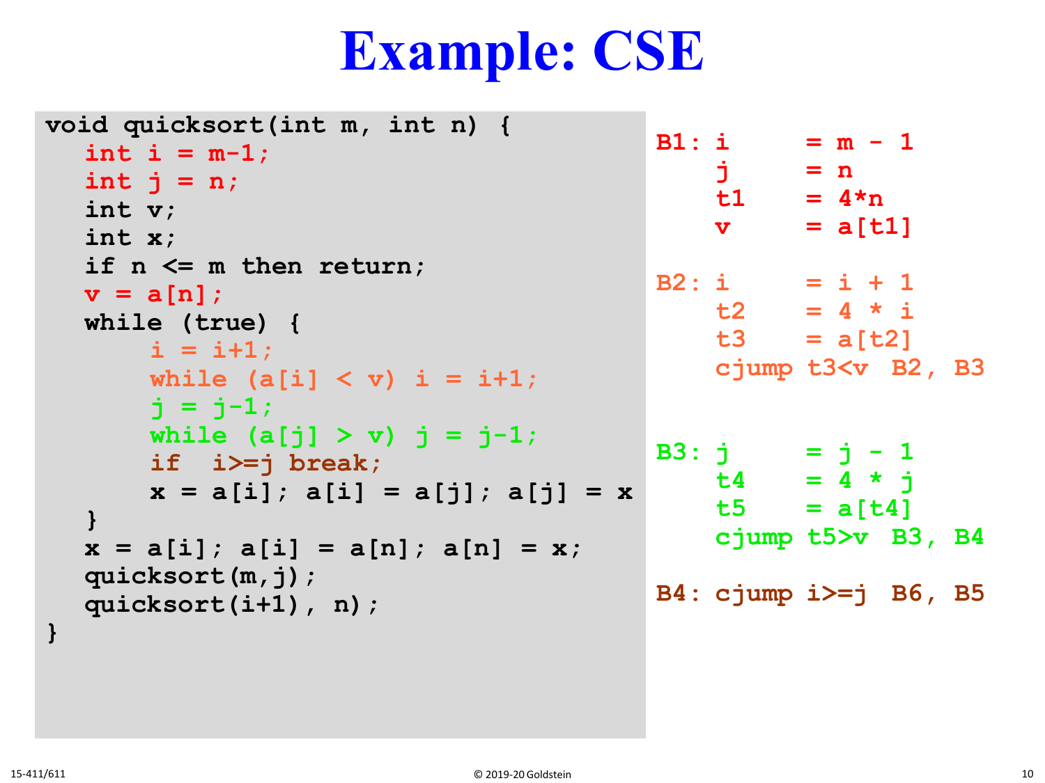# Example: CSE

```
void quicksort(int m, int n) {
   int i = m-1;
   int j = n;
   int v;
   int x;
   if n <= m then return;
   v = a[n];
   while (true) {
       i = i+1;
       while (a[i] < v) i = i+1;
       j = j-1;
       while (a[j] > v) j = j-1;
       if  i>=j break;
       x = a[i]; a[i] = a[j]; a[j] = x
   }
   x = a[i]; a[i] = a[n]; a[n] = x;
   quicksort(m,j);
   quicksort(i+1), n);
}
```

```
B1: i      = m - 1
    j      = n
    t1     = 4*n
    v      = a[t1]

B2: i      = i + 1
    t2     = 4 * i
    t3     = a[t2]
    cjump t3<v  B2, B3

B3: j      = j - 1
    t4     = 4 * j
    t5     = a[t4]
    cjump t5>v  B3, B4

B4: cjump i>=j  B6, B5
```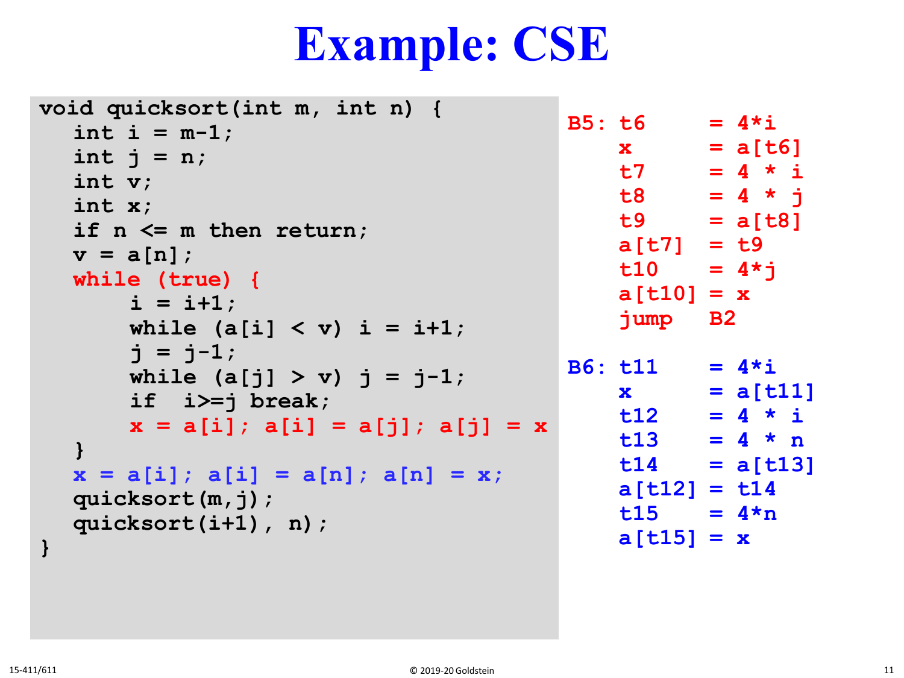# Example: CSE

```
void quicksort(int m, int n) {
   int i = m-1;
   int j = n;
   int v;
   int x;
   if n <= m then return;
   v = a[n];
   while (true) {
       i = i+1;
       while (a[i] < v) i = i+1;
       j = j-1;
       while (a[j] > v) j = j-1;
       if  i>=j break;
       x = a[i]; a[i] = a[j]; a[j] = x
   }
   x = a[i]; a[i] = a[n]; a[n] = x;
   quicksort(m,j);
   quicksort(i+1), n);
}
```

```
B5: t6      = 4*i
    x       = a[t6]
    t7      = 4 * i
    t8      = 4 * j
    t9      = a[t8]
    a[t7]   = t9
    t10     = 4*j
    a[t10]  = x
    jump    B2

B6: t11     = 4*i
    x       = a[t11]
    t12     = 4 * i
    t13     = 4 * n
    t14     = a[t13]
    a[t12]  = t14
    t15     = 4*n
    a[t15]  = x
```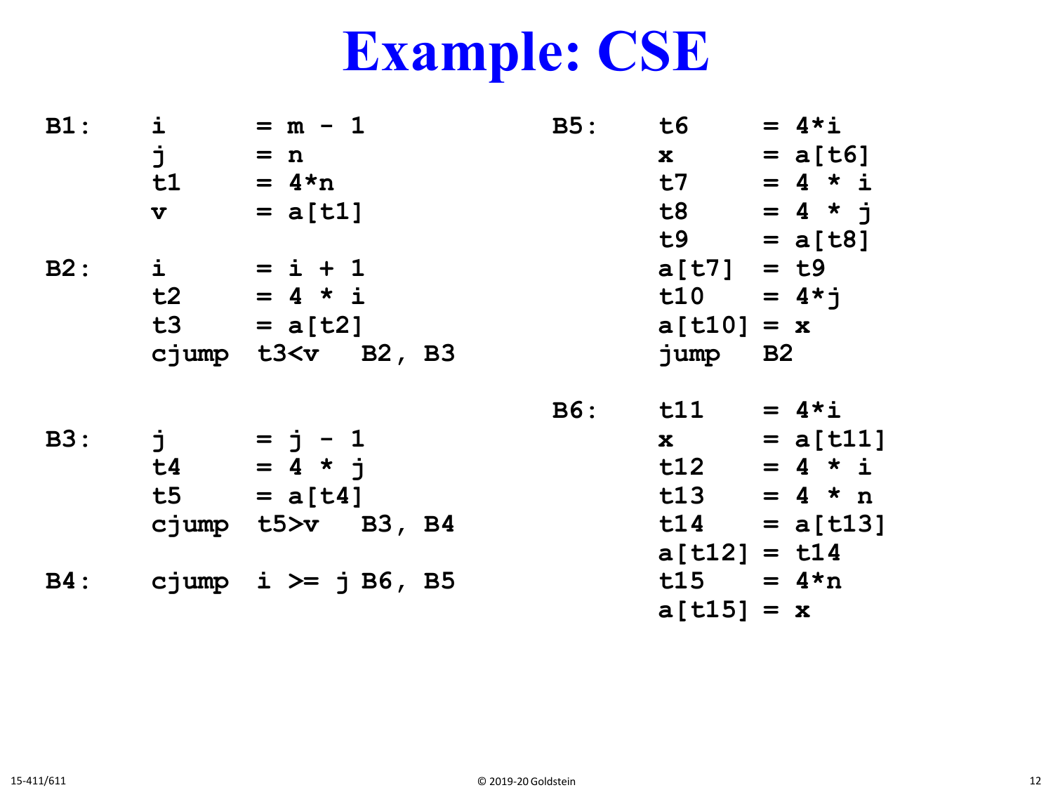# Example: CSE

```
B1:     i       = m - 1
        j       = n
        t1      = 4*n
        v       = a[t1]

B2:     i       = i + 1
        t2      = 4 * i
        t3      = a[t2]
        cjump   t3<v   B2, B3


B3:     j       = j - 1
        t4      = 4 * j
        t5      = a[t4]
        cjump   t5>v   B3, B4

B4:     cjump   i >= j B6, B5
```

```
B5:     t6      = 4*i
        x       = a[t6]
        t7      = 4 * i
        t8      = 4 * j
        t9      = a[t8]
        a[t7]   = t9
        t10     = 4*j
        a[t10]  = x
        jump    B2

B6:     t11     = 4*i
        x       = a[t11]
        t12     = 4 * i
        t13     = 4 * n
        t14     = a[t13]
        a[t12]  = t14
        t15     = 4*n
        a[t15]  = x
```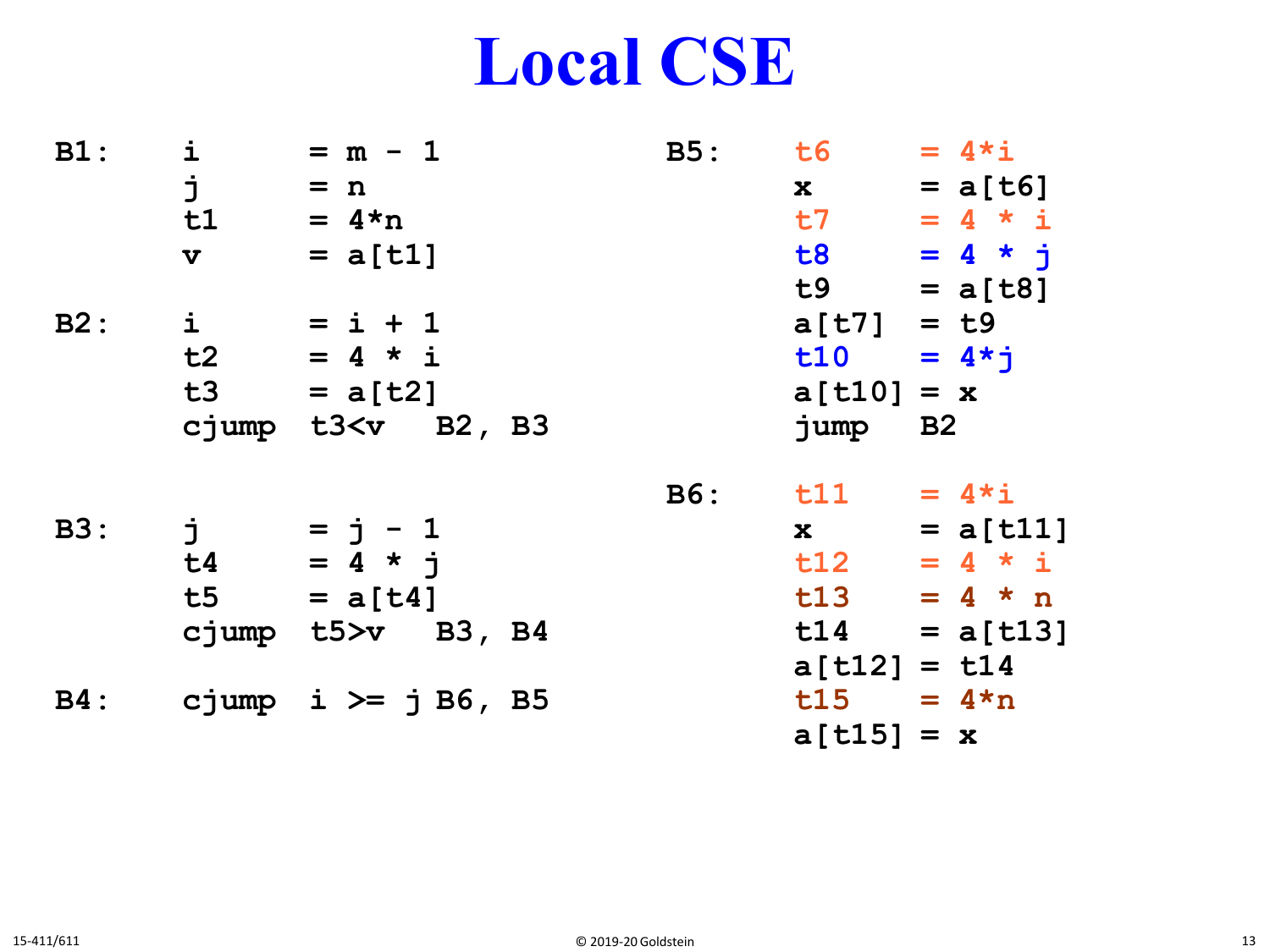# Local CSE

```
B1:     i       = m - 1
        j       = n
        t1      = 4*n
        v       = a[t1]

B2:     i       = i + 1
        t2      = 4 * i
        t3      = a[t2]
        cjump   t3<v   B2, B3


B3:     j       = j - 1
        t4      = 4 * j
        t5      = a[t4]
        cjump   t5>v   B3, B4

B4:     cjump   i >= j B6, B5
```

```
B5:     t6      = 4*i
        x       = a[t6]
        t7      = 4 * i
        t8      = 4 * j
        t9      = a[t8]
        a[t7]   = t9
        t10     = 4*j
        a[t10]  = x
        jump    B2

B6:     t11     = 4*i
        x       = a[t11]
        t12     = 4 * i
        t13     = 4 * n
        t14     = a[t13]
        a[t12]  = t14
        t15     = 4*n
        a[t15]  = x
```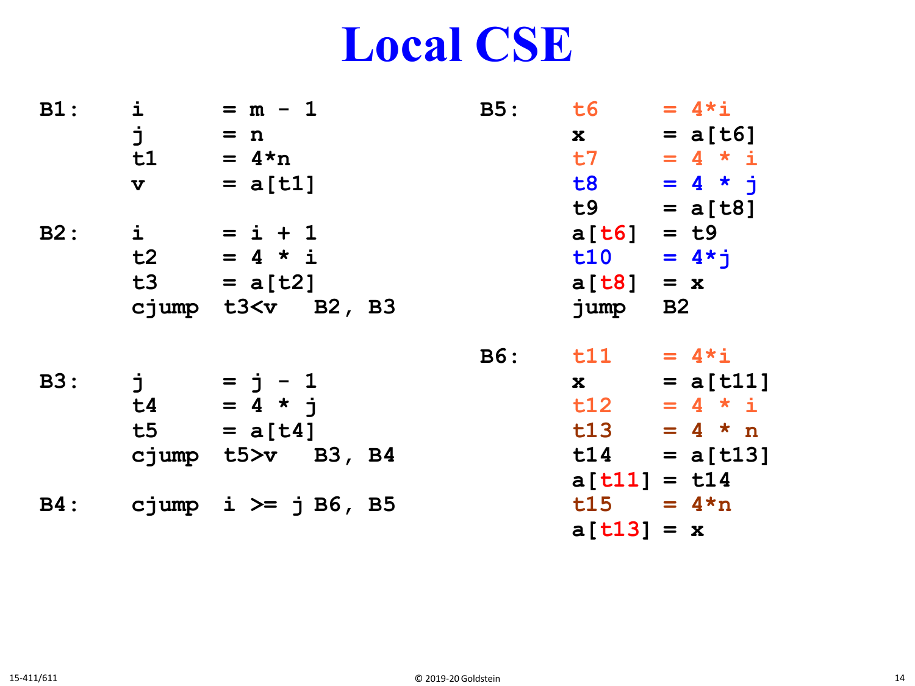# Local CSE

```
B1:     i       = m - 1
        j       = n
        t1      = 4*n
        v       = a[t1]

B2:     i       = i + 1
        t2      = 4 * i
        t3      = a[t2]
        cjump   t3<v   B2, B3

B3:     j       = j - 1
        t4      = 4 * j
        t5      = a[t4]
        cjump   t5>v   B3, B4

B4:     cjump   i >= j B6, B5

B5:     t6      = 4*i
        x       = a[t6]
        t7      = 4 * i
        t8      = 4 * j
        t9      = a[t8]
        a[t6]   = t9
        t10     = 4*j
        a[t8]   = x
        jump    B2

B6:     t11     = 4*i
        x       = a[t11]
        t12     = 4 * i
        t13     = 4 * n
        t14     = a[t13]
        a[t11]  = t14
        t15     = 4*n
        a[t13]  = x
```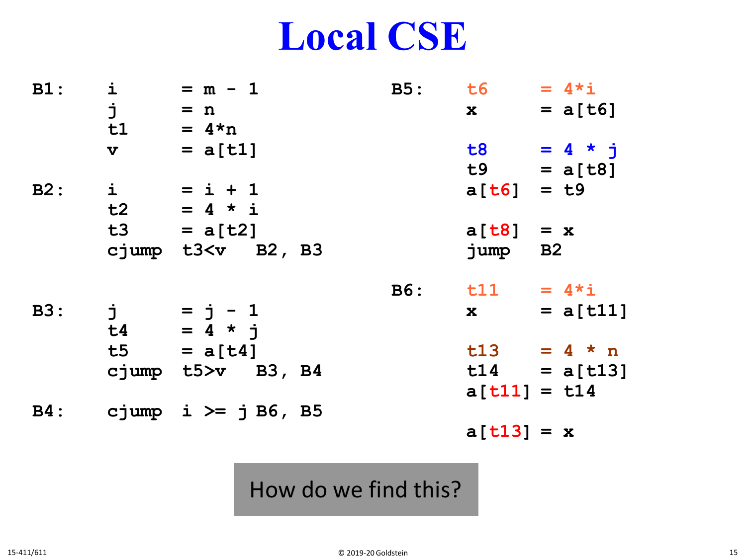# Local CSE

```
B1:    i      = m - 1
       j      = n
       t1     = 4*n
       v      = a[t1]

B2:    i      = i + 1
       t2     = 4 * i
       t3     = a[t2]
       cjump  t3<v   B2, B3

B3:    j      = j - 1
       t4     = 4 * j
       t5     = a[t4]
       cjump  t5>v   B3, B4

B4:    cjump  i >= j B6, B5
```

```
B5:    t6     = 4*i
       x      = a[t6]

       t8     = 4 * j
       t9     = a[t8]
       a[t6]  = t9

       a[t8]  = x
       jump   B2

B6:    t11    = 4*i
       x      = a[t11]

       t13    = 4 * n
       t14    = a[t13]
       a[t11] = t14

       a[t13] = x
```

How do we find this?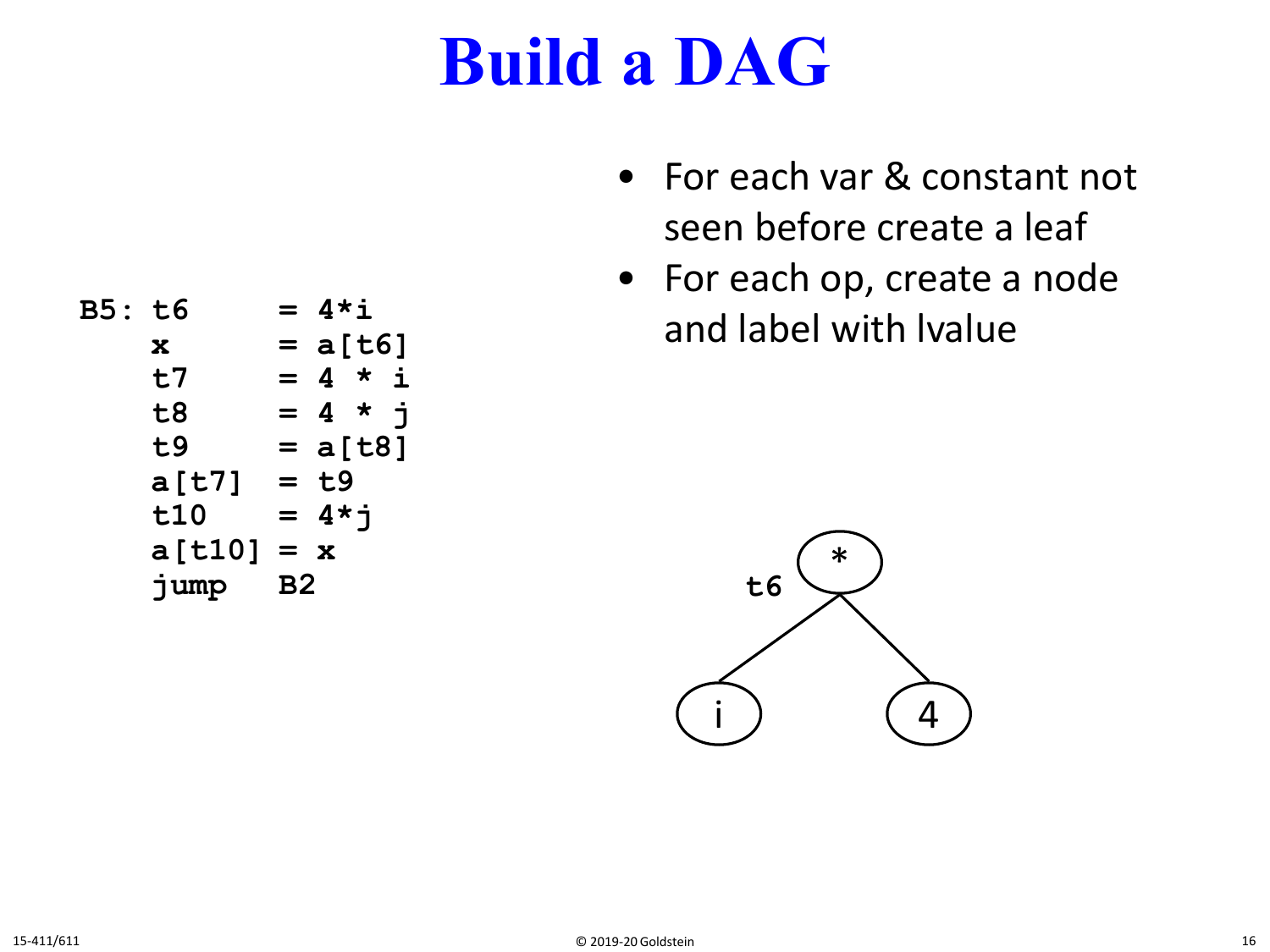# Build a DAG

```
B5: t6     = 4*i
    x      = a[t6]
    t7     = 4 * i
    t8     = 4 * j
    t9     = a[t8]
    a[t7]  = t9
    t10    = 4*j
    a[t10] = x
    jump   B2
```

- For each var & constant not seen before create a leaf
- For each op, create a node and label with lvalue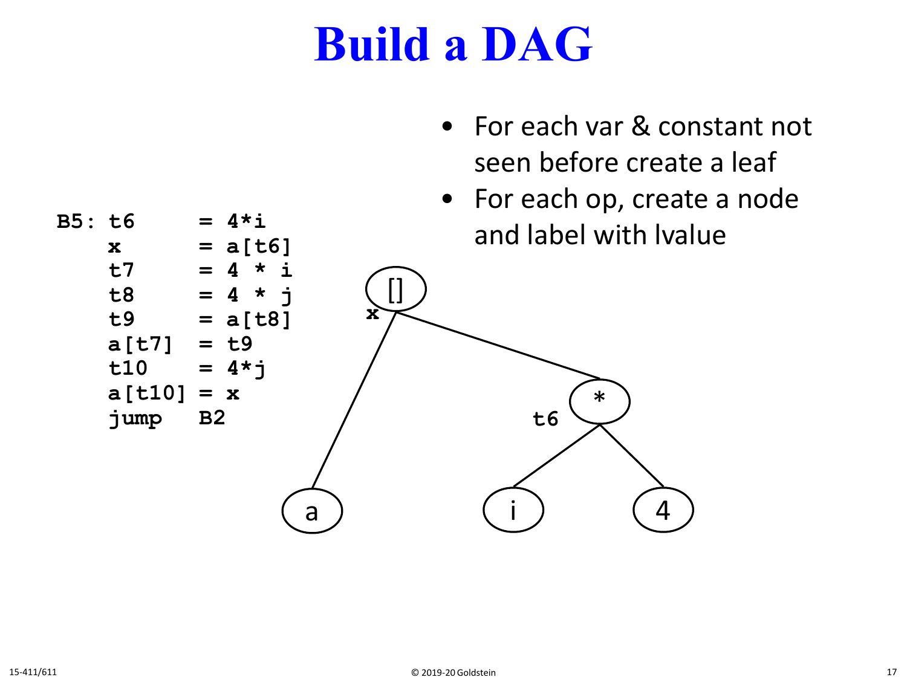# Build a DAG

- For each var & constant not seen before create a leaf
- For each op, create a node and label with lvalue

```
B5: t6     = 4*i
    x      = a[t6]
    t7     = 4 * i
    t8     = 4 * j
    t9     = a[t8]
    a[t7]  = t9
    t10    = 4*j
    a[t10] = x
    jump   B2
```

```
        [] x
       /    \
      /      * t6
     /      / \
    a      i   4
```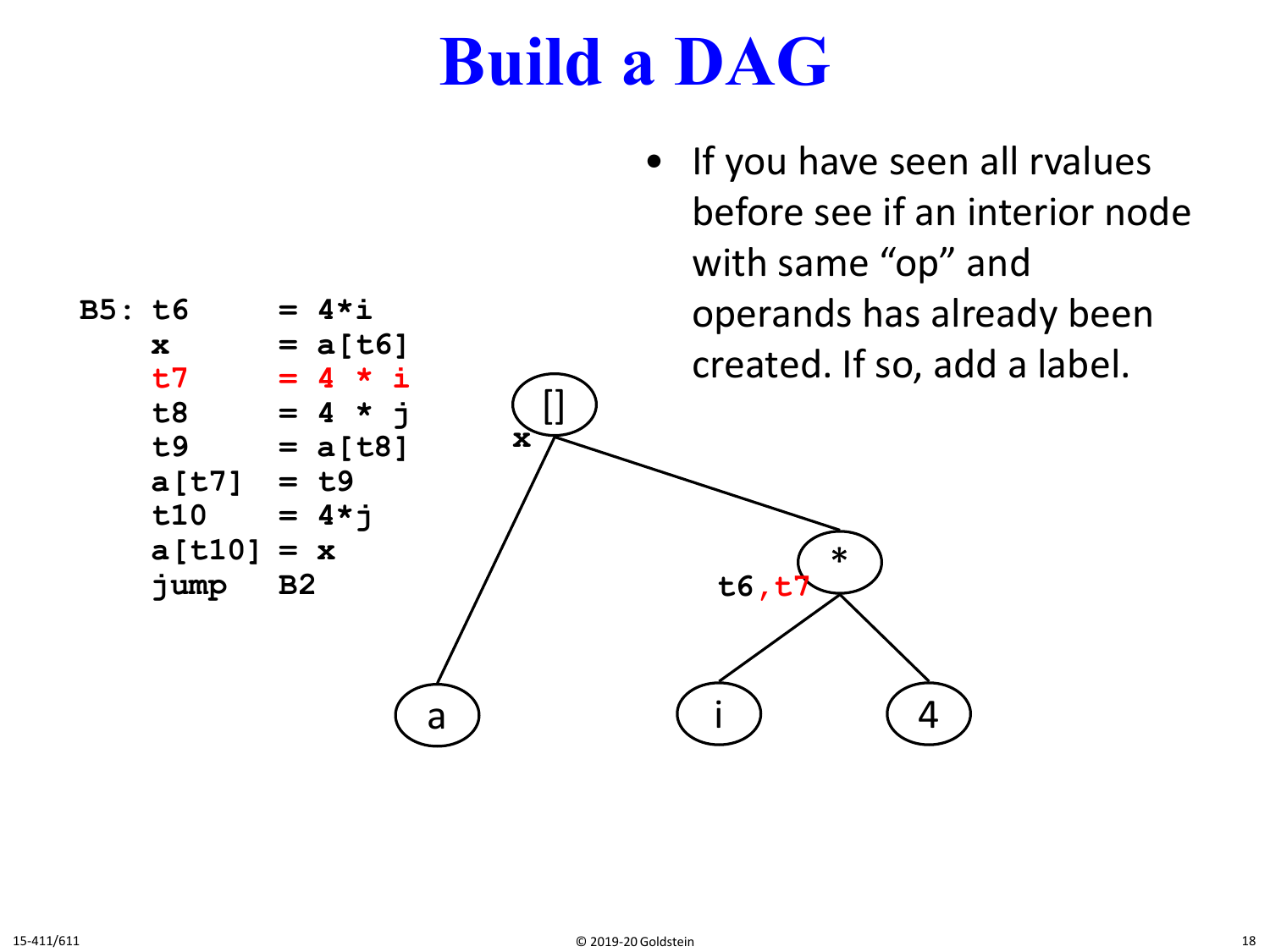# Build a DAG

```
B5: t6     = 4*i
    x      = a[t6]
    t7     = 4 * i
    t8     = 4 * j
    t9     = a[t8]
    a[t7]  = t9
    t10    = 4*j
    a[t10] = x
    jump   B2
```

- If you have seen all rvalues before see if an interior node with same "op" and operands has already been created. If so, add a label.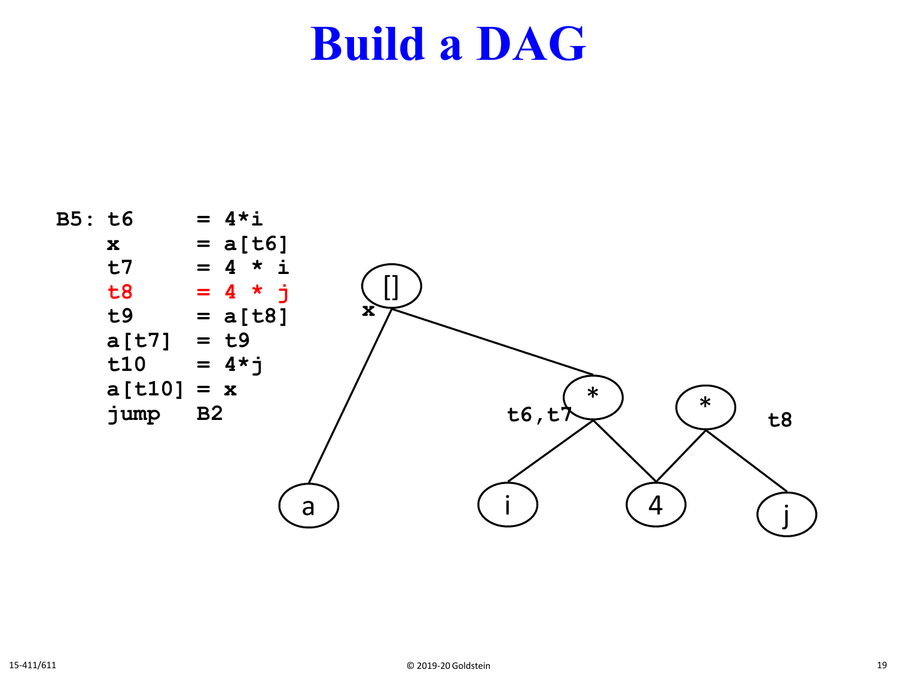# Build a DAG

```
B5: t6     = 4*i
    x      = a[t6]
    t7     = 4 * i
    t8     = 4 * j
    t9     = a[t8]
    a[t7]  = t9
    t10    = 4*j
    a[t10] = x
    jump   B2
```

[] x

t6,t7 *

\* t8

a i 4 j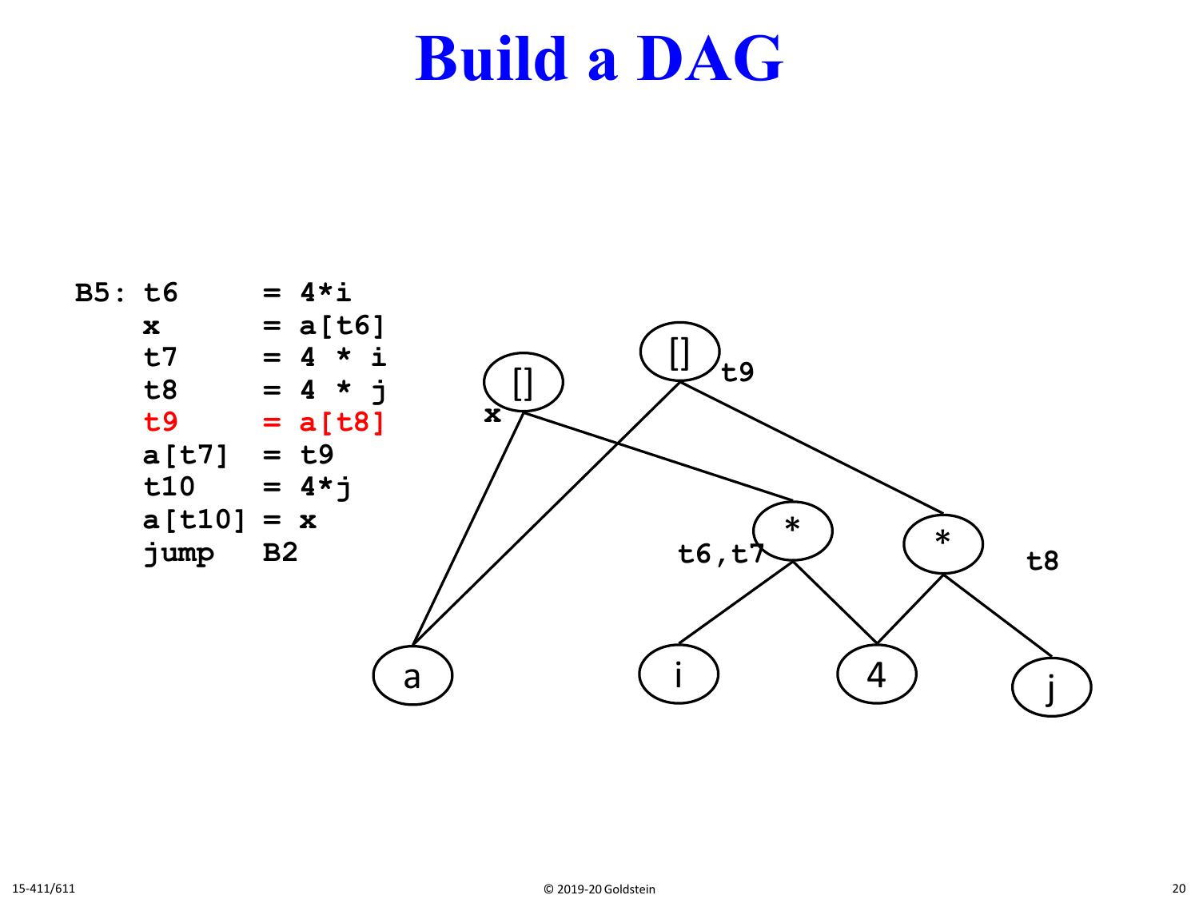# Build a DAG

```
B5: t6     = 4*i
    x      = a[t6]
    t7     = 4 * i
    t8     = 4 * j
    t9     = a[t8]
    a[t7]  = t9
    t10    = 4*j
    a[t10] = x
    jump   B2
```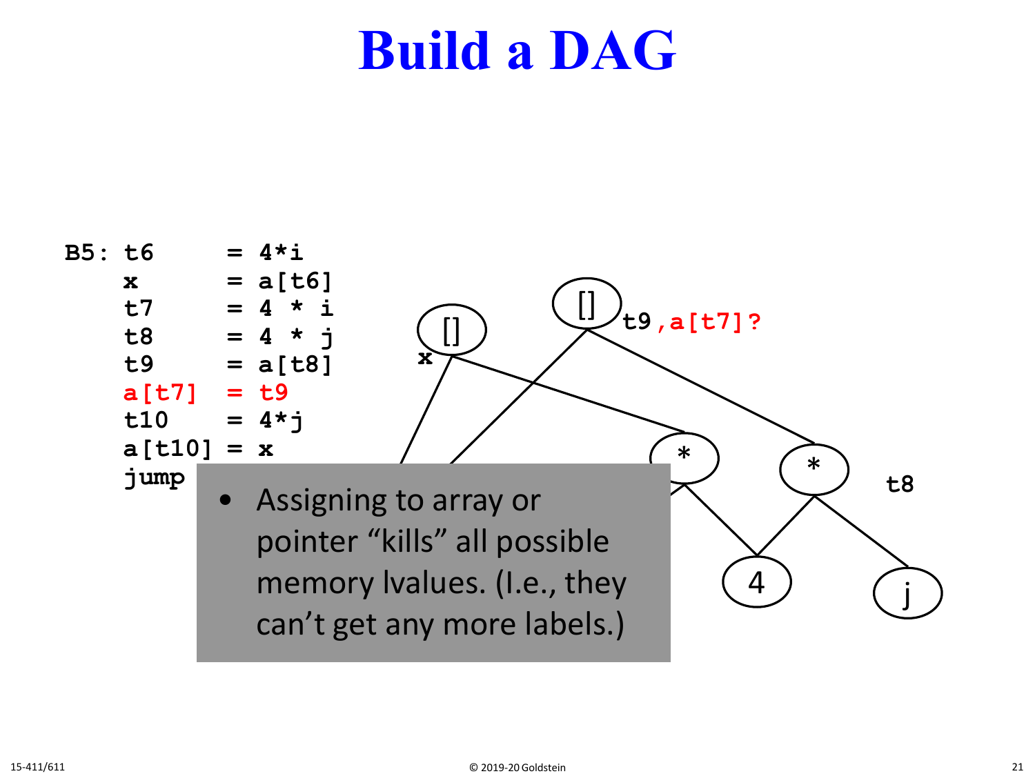# Build a DAG

```
B5: t6     = 4*i
    x      = a[t6]
    t7     = 4 * i
    t8     = 4 * j
    t9     = a[t8]
    a[t7]  = t9
    t10    = 4*j
    a[t10] = x
    jump
```

- Assigning to array or pointer “kills” all possible memory lvalues. (I.e., they can’t get any more labels.)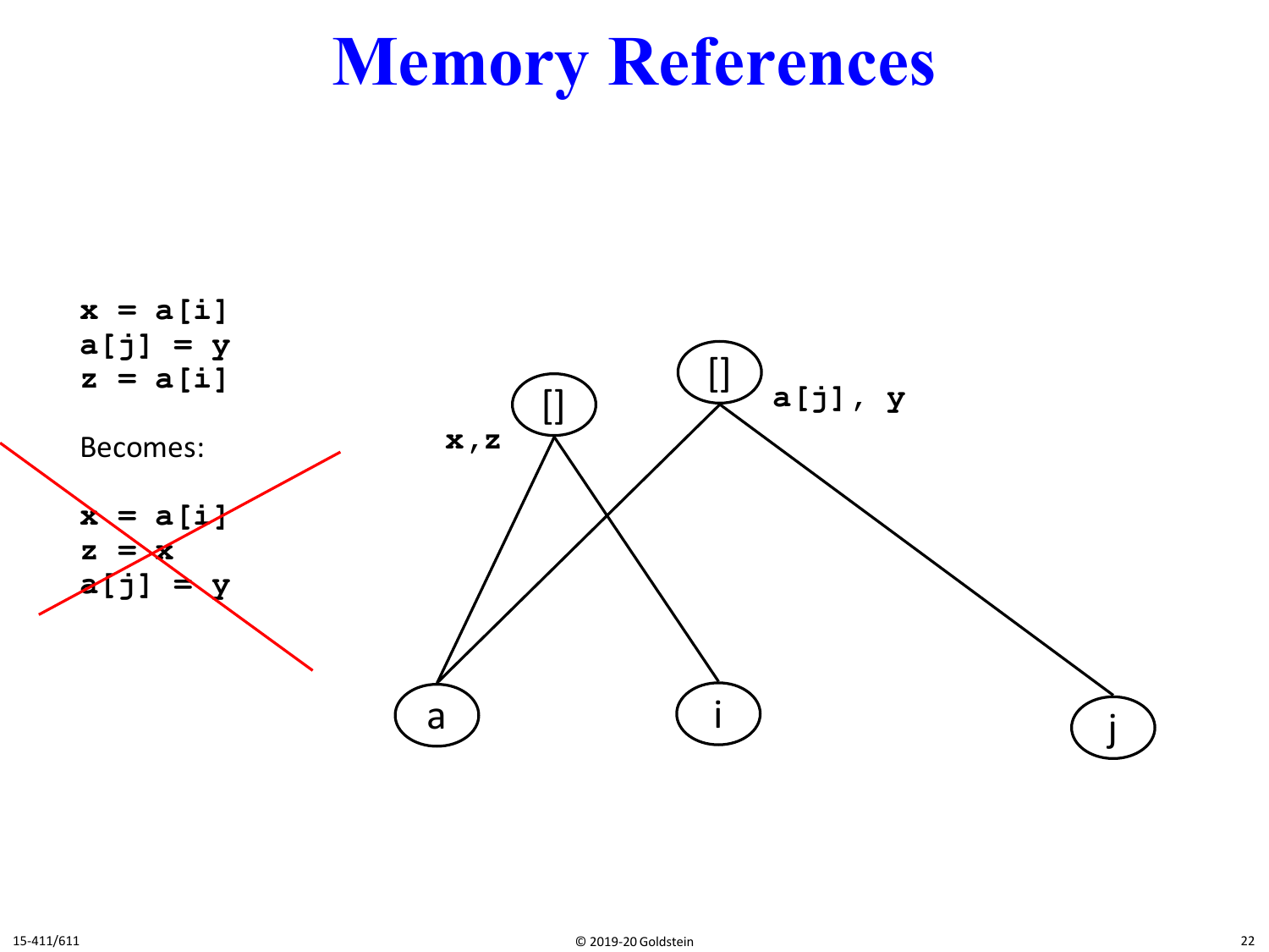# Memory References

```
x = a[i]
a[j] = y
z = a[i]
```

Becomes:

```
x = a[i]
z = x
a[j] = y
```

x,z

a[j], y

[]

[]

a

i

j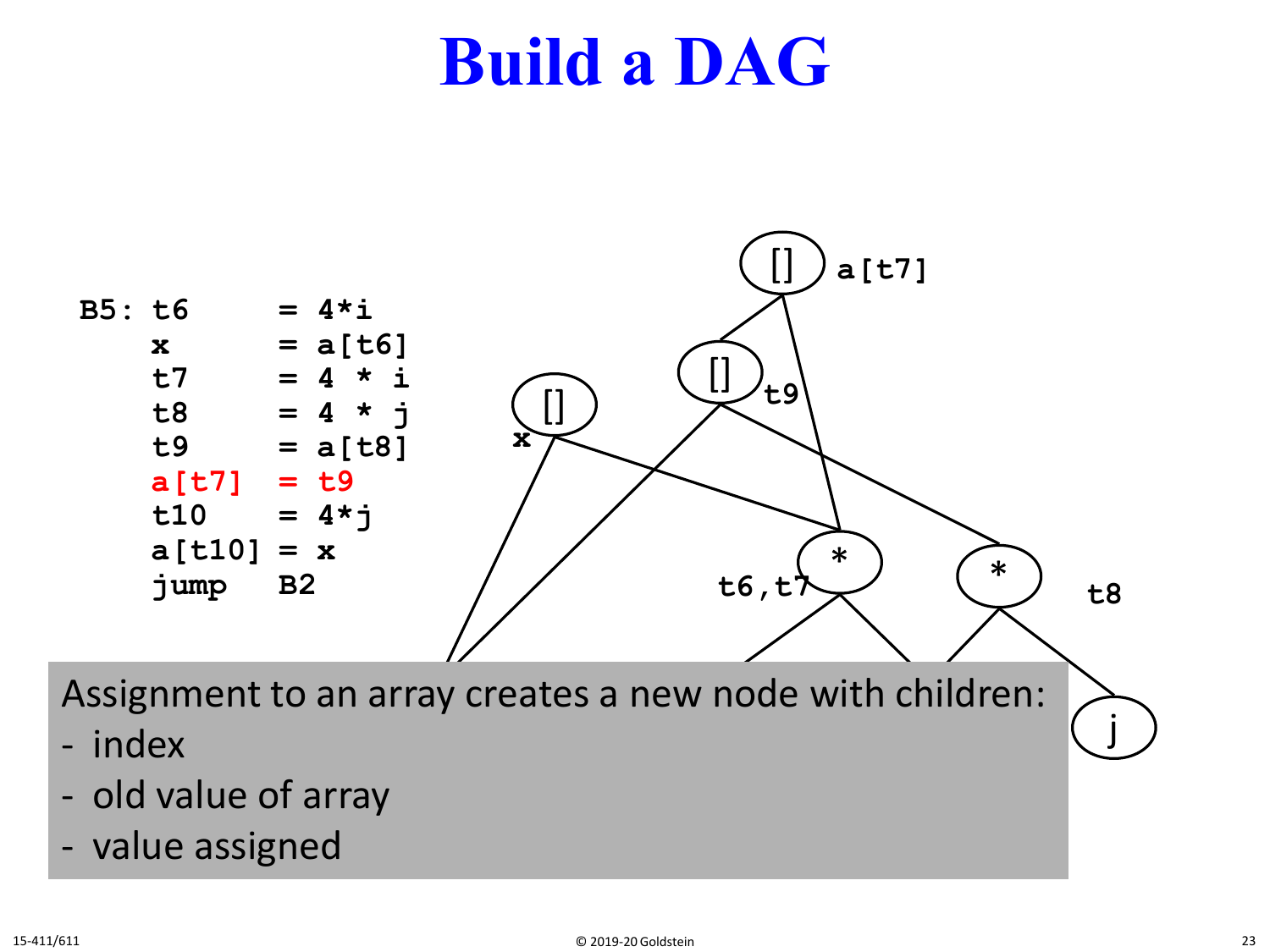# Build a DAG

```
B5: t6     = 4*i
    x      = a[t6]
    t7     = 4 * i
    t8     = 4 * j
    t9     = a[t8]
    a[t7]  = t9
    t10    = 4*j
    a[t10] = x
    jump   B2
```

Assignment to an array creates a new node with children:

- index
- old value of array
- value assigned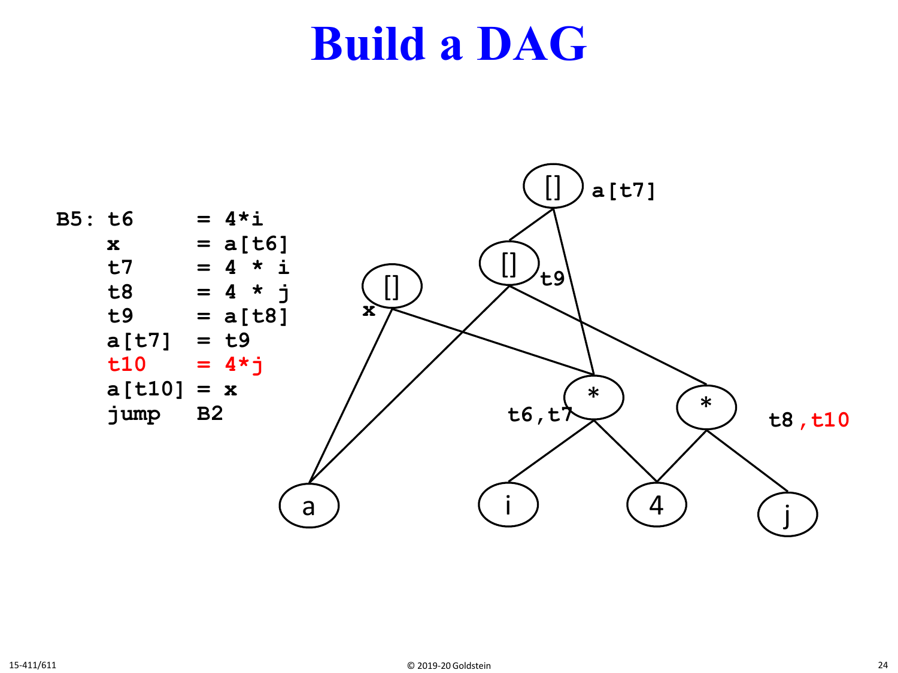# Build a DAG

```
B5: t6     = 4*i
    x      = a[t6]
    t7     = 4 * i
    t8     = 4 * j
    t9     = a[t8]
    a[t7]  = t9
    t10    = 4*j
    a[t10] = x
    jump   B2
```

Diagram node labels: [] a[t7]; [] t9; [] x; * t6,t7; * t8,t10; a; i; 4; j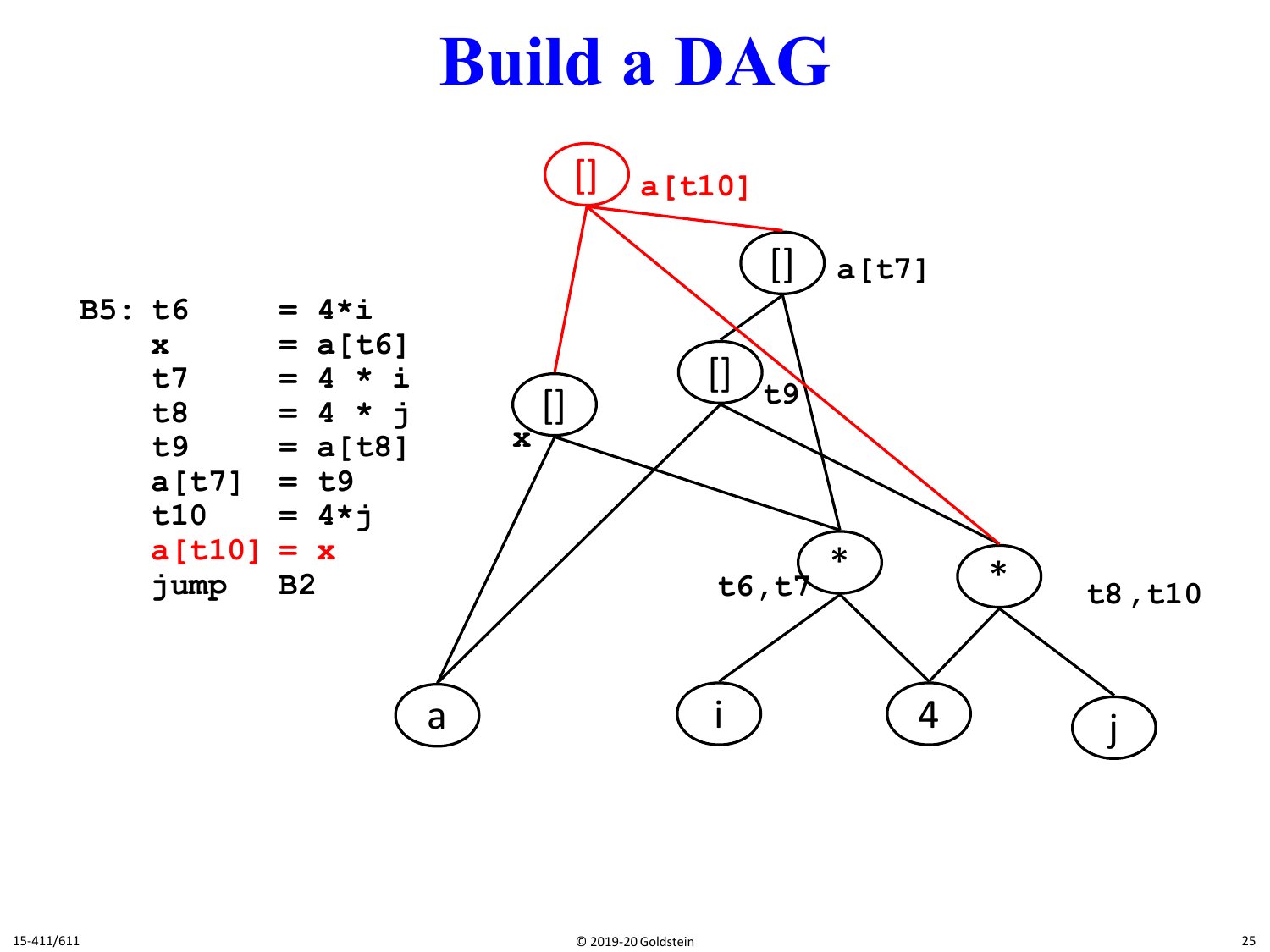# Build a DAG

```
B5: t6     = 4*i
    x      = a[t6]
    t7     = 4 * i
    t8     = 4 * j
    t9     = a[t8]
    a[t7]  = t9
    t10    = 4*j
    a[t10] = x
    jump   B2
```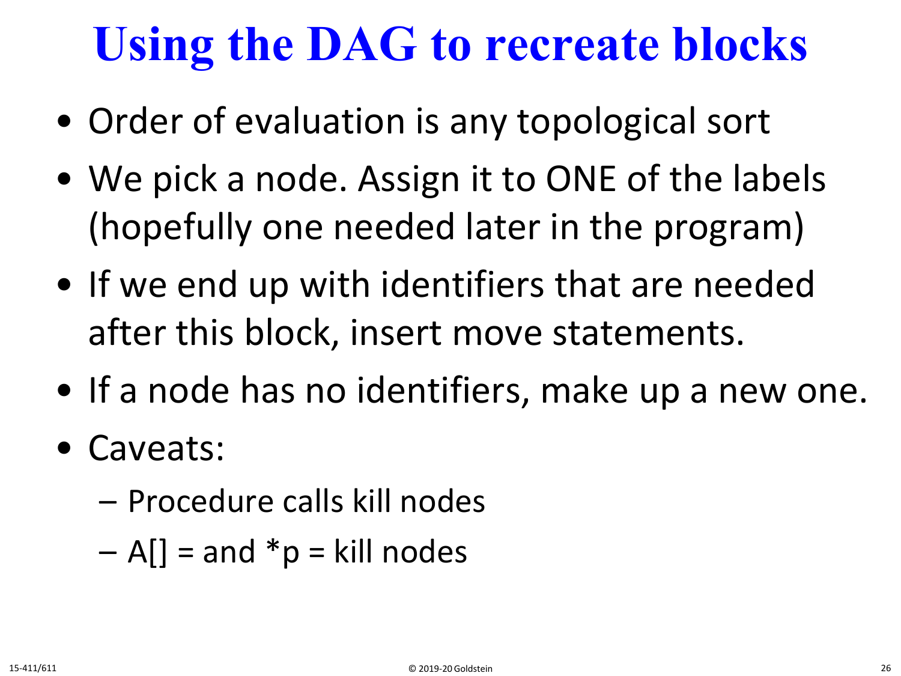# Using the DAG to recreate blocks

- Order of evaluation is any topological sort
- We pick a node. Assign it to ONE of the labels (hopefully one needed later in the program)
- If we end up with identifiers that are needed after this block, insert move statements.
- If a node has no identifiers, make up a new one.
- Caveats:
  - Procedure calls kill nodes
  - A[] = and *p = kill nodes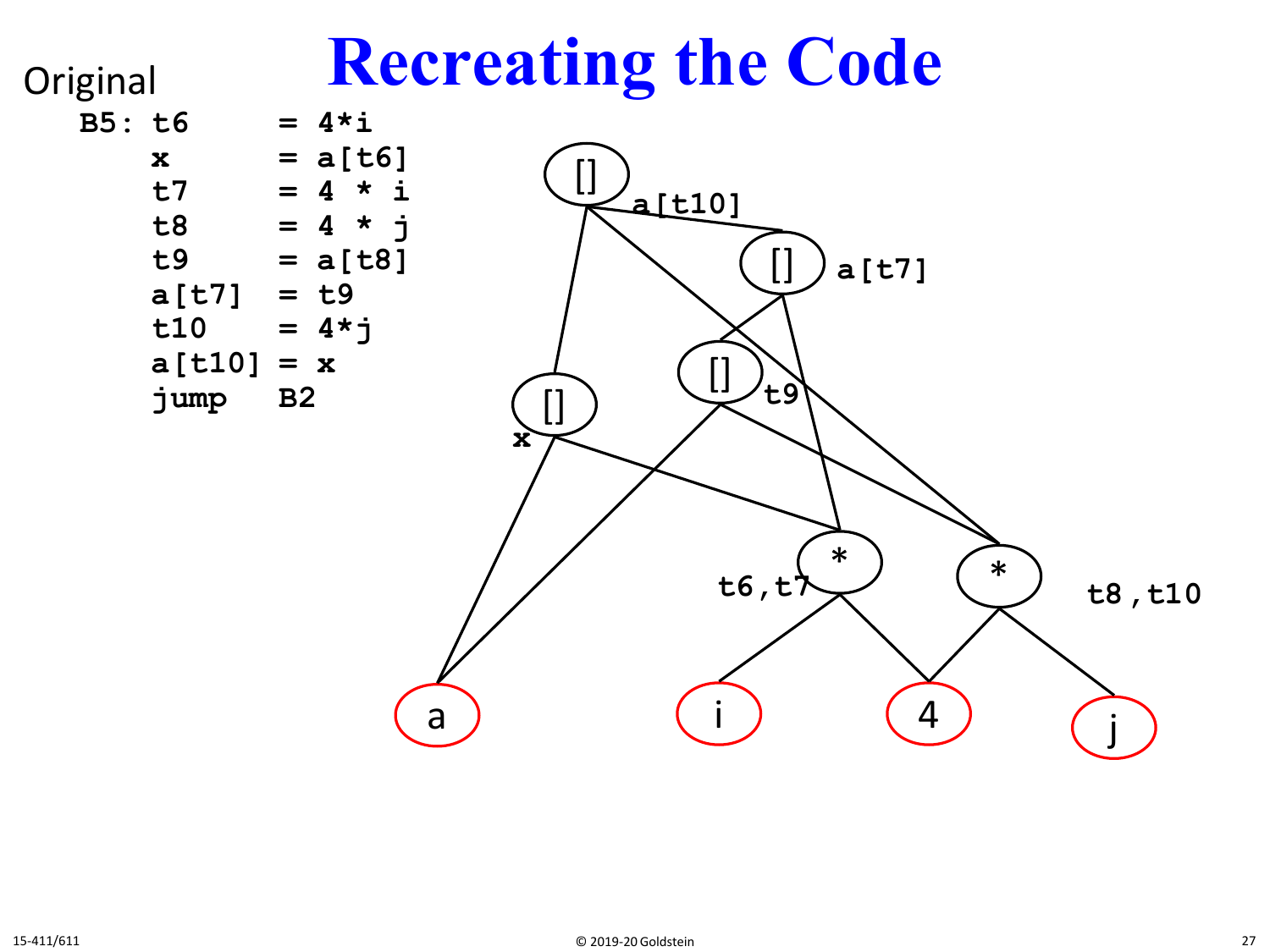# Recreating the Code

Original

```
B5: t6      = 4*i
    x       = a[t6]
    t7      = 4 * i
    t8      = 4 * j
    t9      = a[t8]
    a[t7]   = t9
    t10     = 4*j
    a[t10]  = x
    jump    B2
```

[] a[t10]

[] a[t7]

[] t9

[] x

\* t6,t7

\* t8,t10

a    i    4    j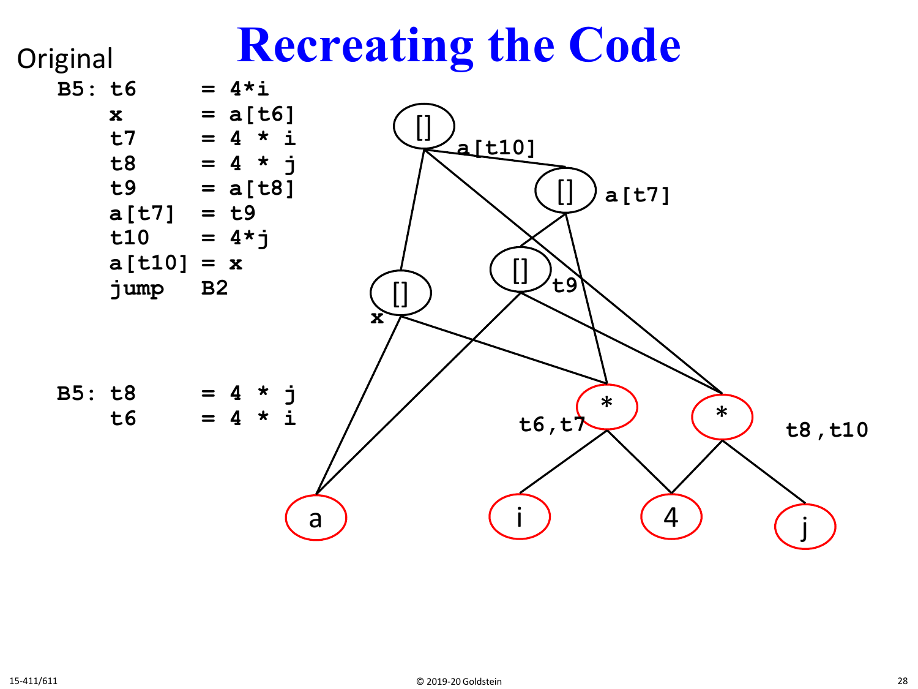# Recreating the Code

Original

```
B5: t6     = 4*i
    x      = a[t6]
    t7     = 4 * i
    t8     = 4 * j
    t9     = a[t8]
    a[t7]  = t9
    t10    = 4*j
    a[t10] = x
    jump   B2
```

```
B5: t8     = 4 * j
    t6     = 4 * i
```

[] a[t10]

[] a[t7]

[] t9

[] x

\* t6,t7

\* t8,t10

a

i

4

j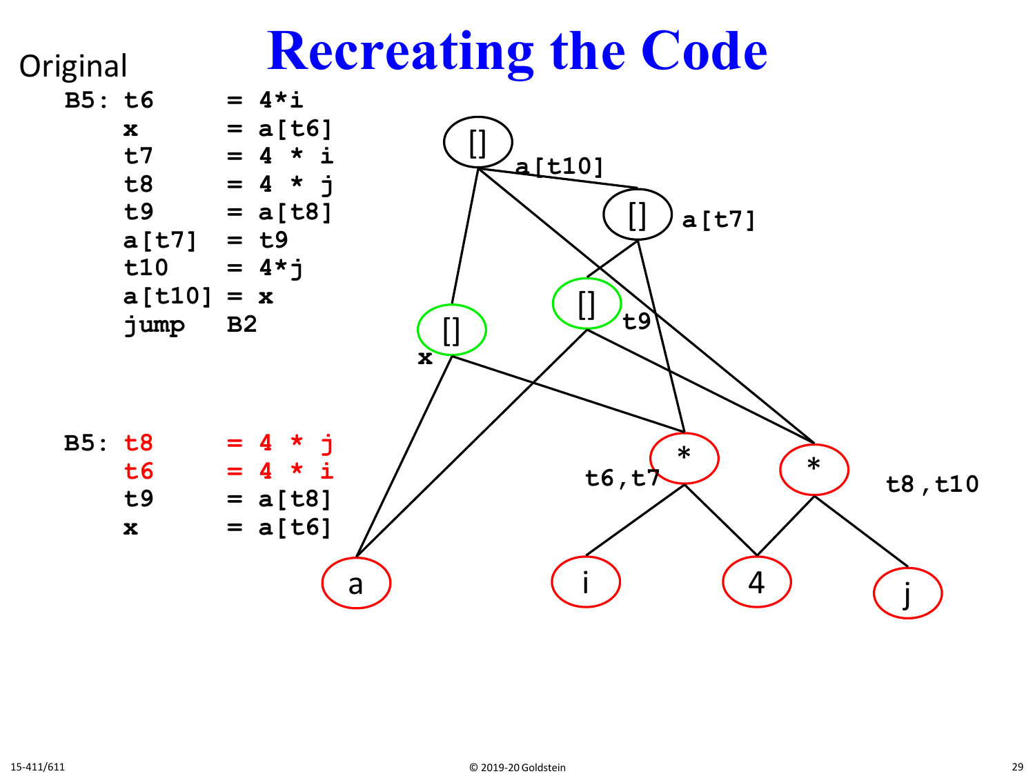# Recreating the Code

Original

```
B5: t6     = 4*i
    x      = a[t6]
    t7     = 4 * i
    t8     = 4 * j
    t9     = a[t8]
    a[t7]  = t9
    t10    = 4*j
    a[t10] = x
    jump   B2
```

```
B5: t8     = 4 * j
    t6     = 4 * i
    t9     = a[t8]
    x      = a[t6]
```

[] a[t10]

[] a[t7]

[] t9

[] x

\* t6,t7

\* t8,t10

a

i

4

j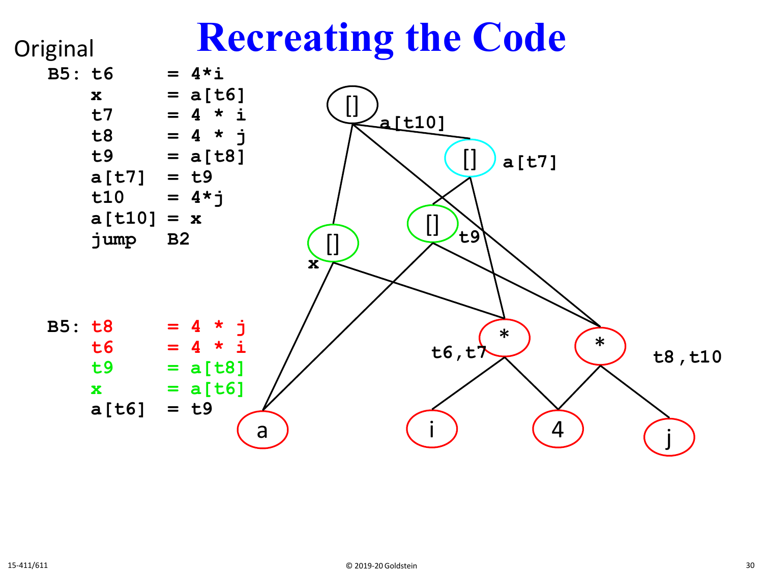# Recreating the Code

Original

```
B5: t6     = 4*i
    x      = a[t6]
    t7     = 4 * i
    t8     = 4 * j
    t9     = a[t8]
    a[t7]  = t9
    t10    = 4*j
    a[t10] = x
    jump   B2
```

```
B5: t8     = 4 * j
    t6     = 4 * i
    t9     = a[t8]
    x      = a[t6]
    a[t6]  = t9
```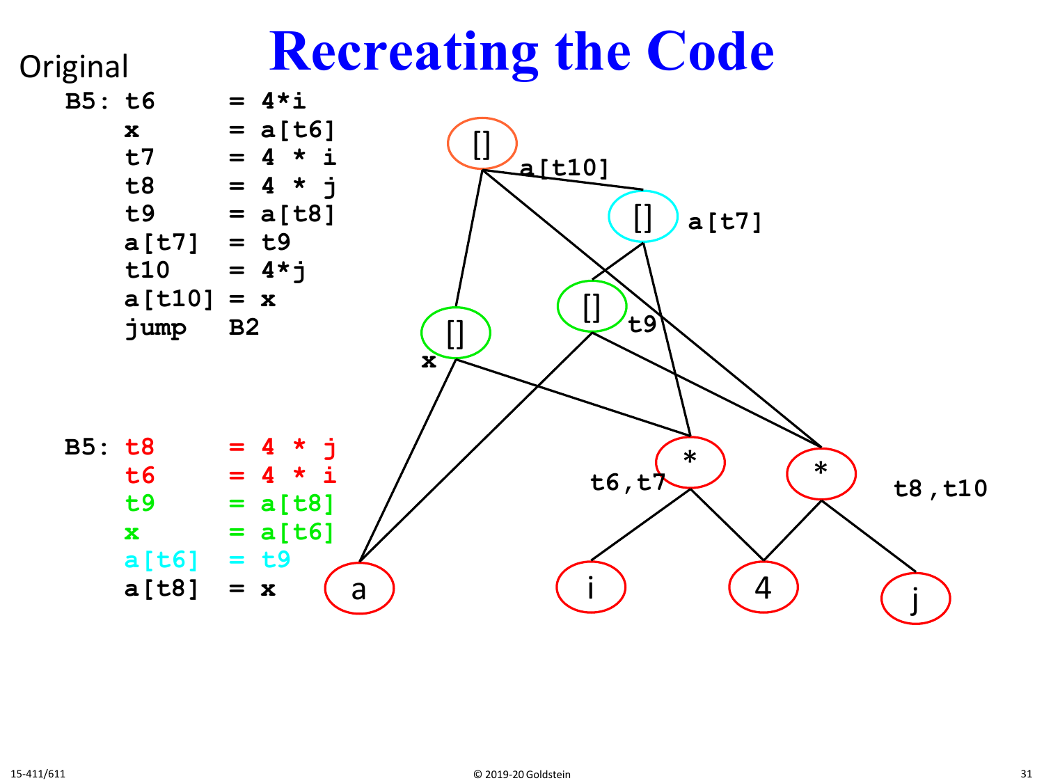# Recreating the Code

Original

```
B5: t6     = 4*i
    x      = a[t6]
    t7     = 4 * i
    t8     = 4 * j
    t9     = a[t8]
    a[t7]  = t9
    t10    = 4*j
    a[t10] = x
    jump   B2
```

```
B5: t8     = 4 * j
    t6     = 4 * i
    t9     = a[t8]
    x      = a[t6]
    a[t6]  = t9
    a[t8]  = x
```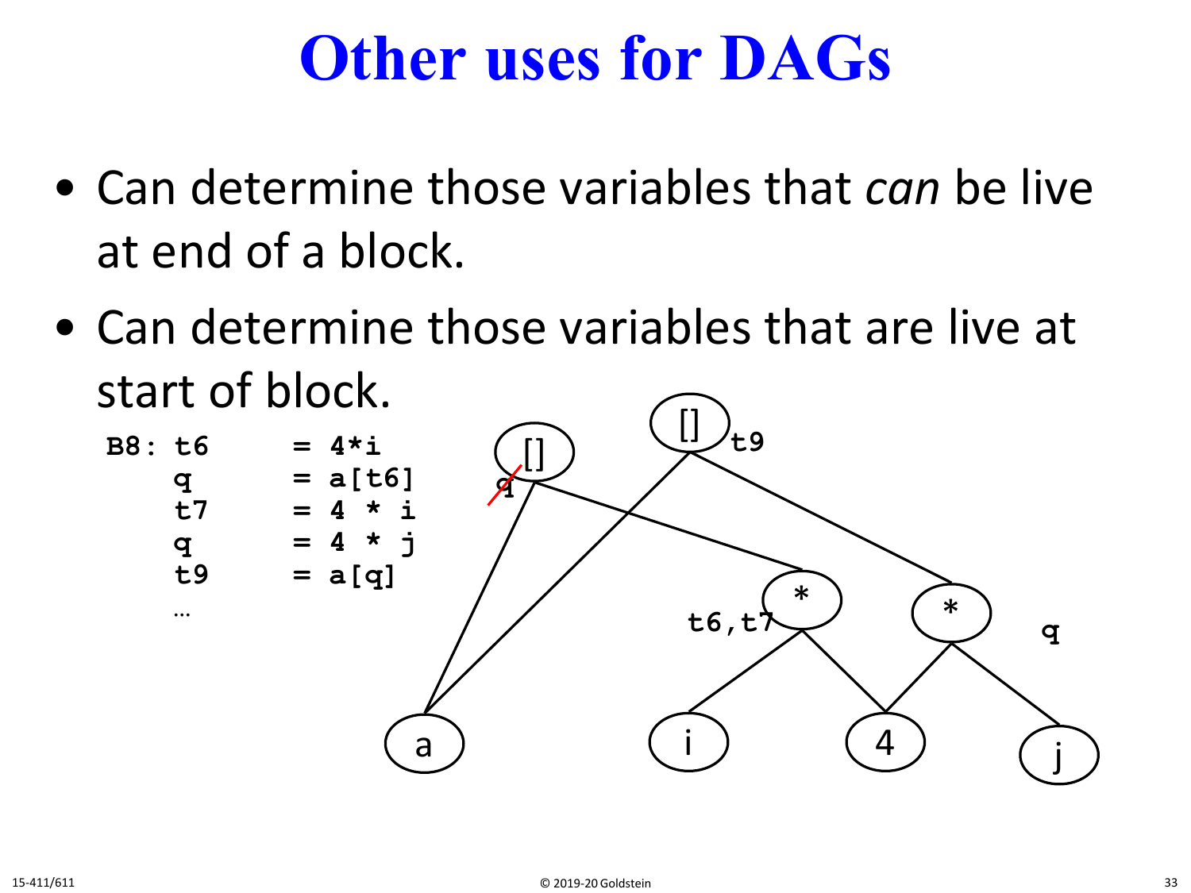# Other uses for DAGs

- Can determine those variables that *can* be live at end of a block.
- Can determine those variables that are live at start of block.

```
B8: t6     = 4*i
    q      = a[t6]
    t7     = 4 * i
    q      = 4 * j
    t9     = a[q]
    …
```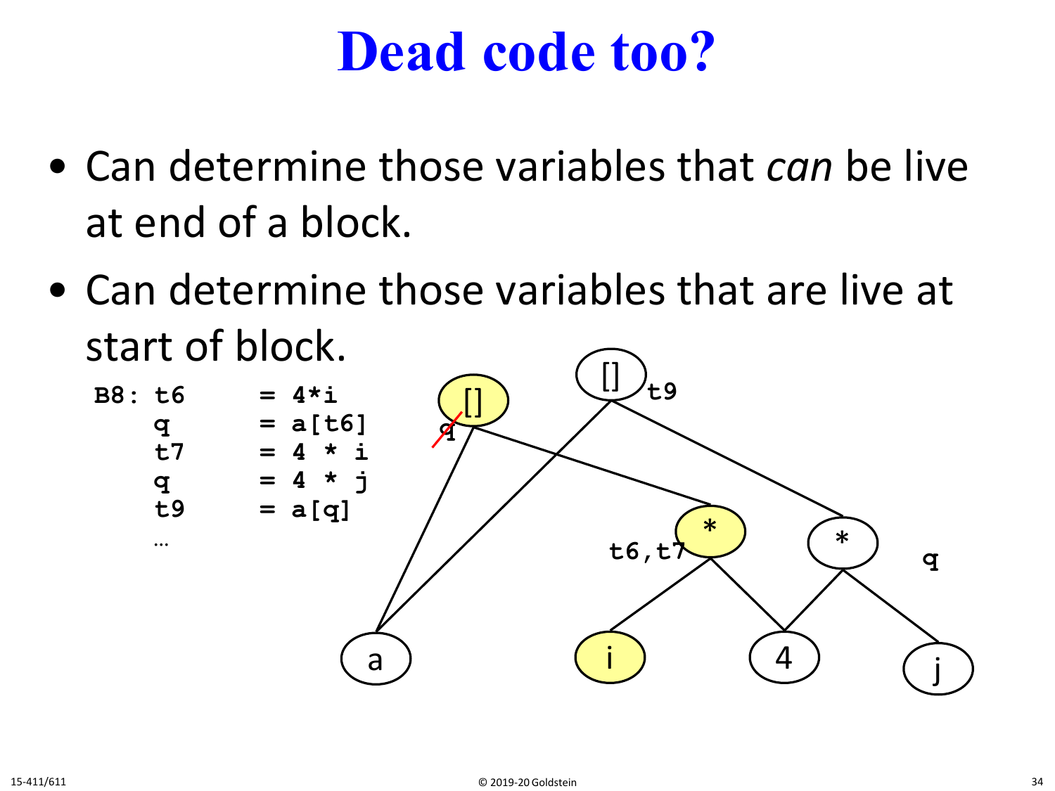# Dead code too?

- Can determine those variables that *can* be live at end of a block.
- Can determine those variables that are live at start of block.

```
B8: t6    = 4*i
    q     = a[t6]
    t7    = 4 * i
    q     = 4 * j
    t9    = a[q]
    …
```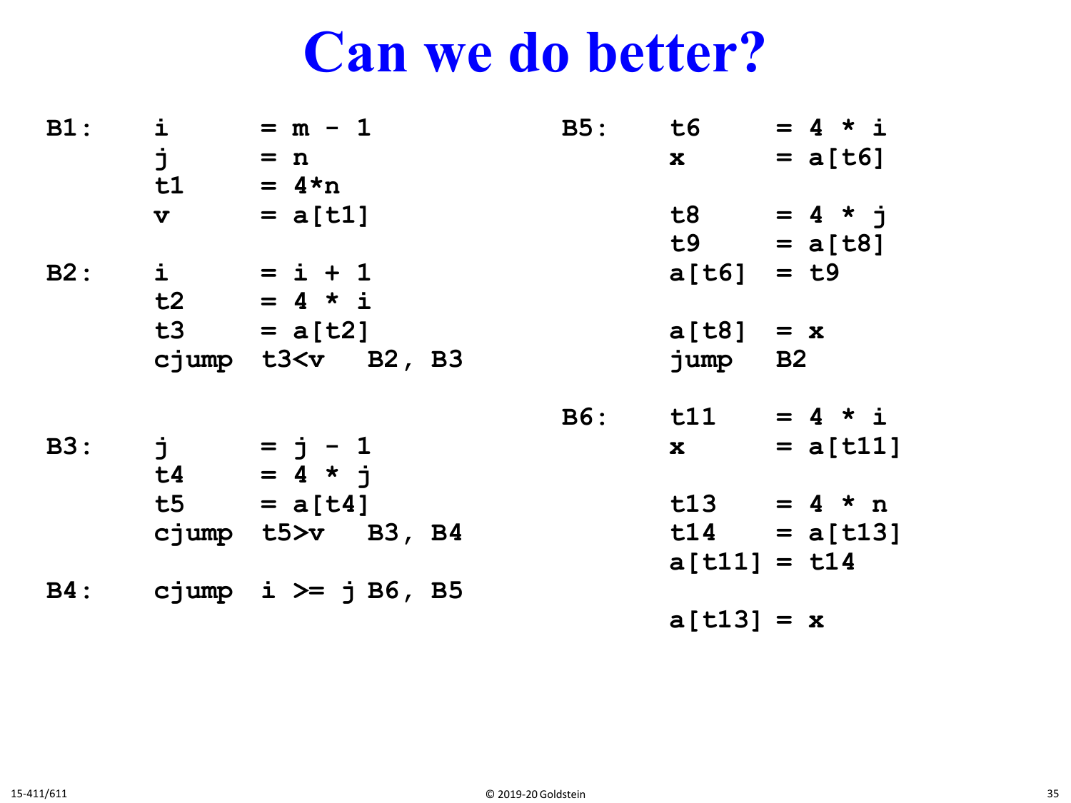# Can we do better?

```
B1:     i       = m - 1
        j       = n
        t1      = 4*n
        v       = a[t1]

B2:     i       = i + 1
        t2      = 4 * i
        t3      = a[t2]
        cjump  t3<v   B2, B3


B3:     j       = j - 1
        t4      = 4 * j
        t5      = a[t4]
        cjump  t5>v   B3, B4

B4:     cjump  i >= j B6, B5
```

```
B5:     t6      = 4 * i
        x       = a[t6]

        t8      = 4 * j
        t9      = a[t8]
        a[t6]   = t9

        a[t8]   = x
        jump    B2

B6:     t11     = 4 * i
        x       = a[t11]

        t13     = 4 * n
        t14     = a[t13]
        a[t11]  = t14

        a[t13]  = x
```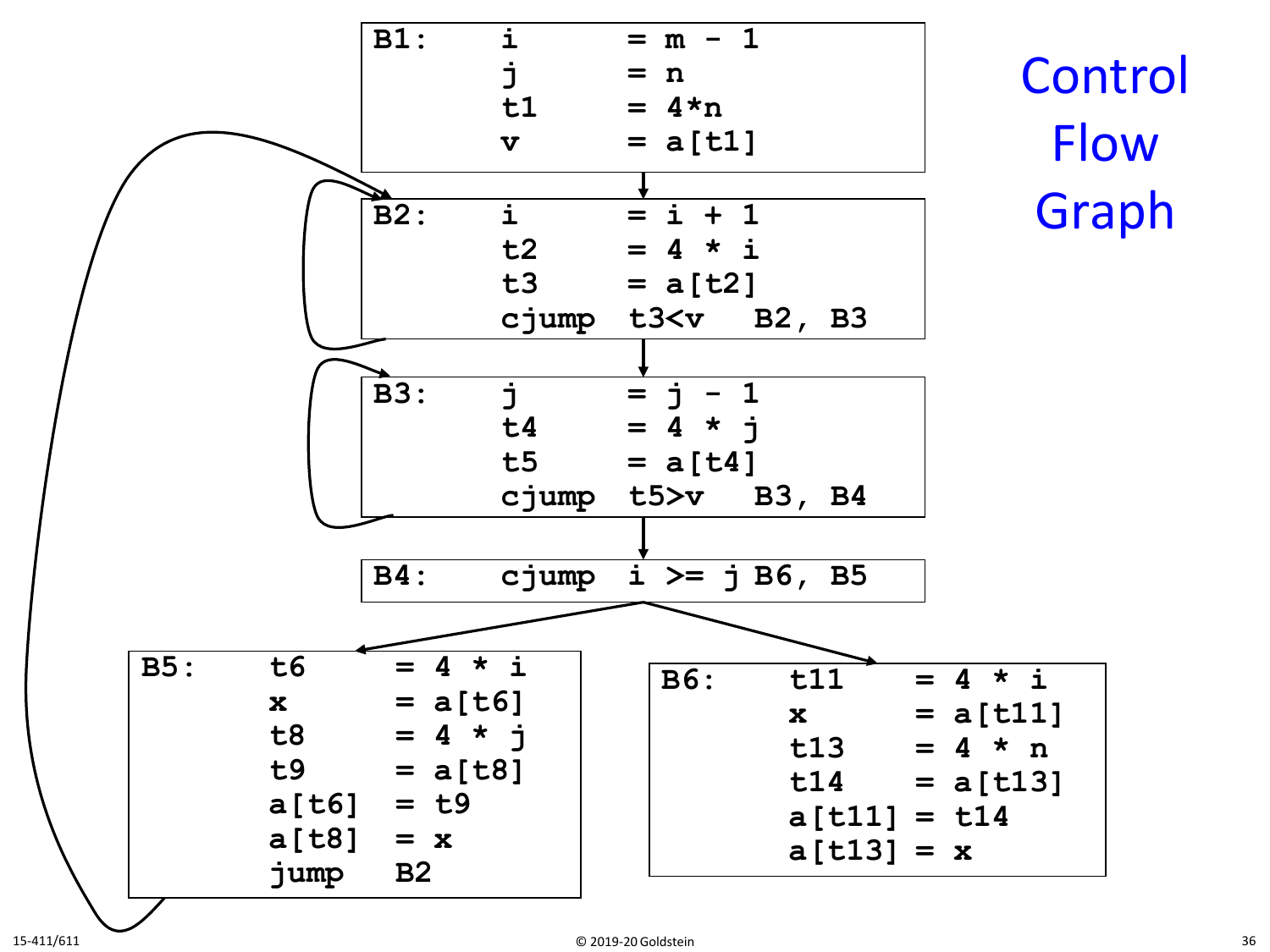# Control Flow Graph

```
B1:     i      = m - 1
        j      = n
        t1     = 4*n
        v      = a[t1]
```

```
B2:     i      = i + 1
        t2     = 4 * i
        t3     = a[t2]
        cjump  t3<v   B2, B3
```

```
B3:     j      = j - 1
        t4     = 4 * j
        t5     = a[t4]
        cjump  t5>v   B3, B4
```

```
B4:     cjump  i >= j B6, B5
```

```
B5:     t6     = 4 * i
        x      = a[t6]
        t8     = 4 * j
        t9     = a[t8]
        a[t6]  = t9
        a[t8]  = x
        jump   B2
```

```
B6:     t11    = 4 * i
        x      = a[t11]
        t13    = 4 * n
        t14    = a[t13]
        a[t11] = t14
        a[t13] = x
```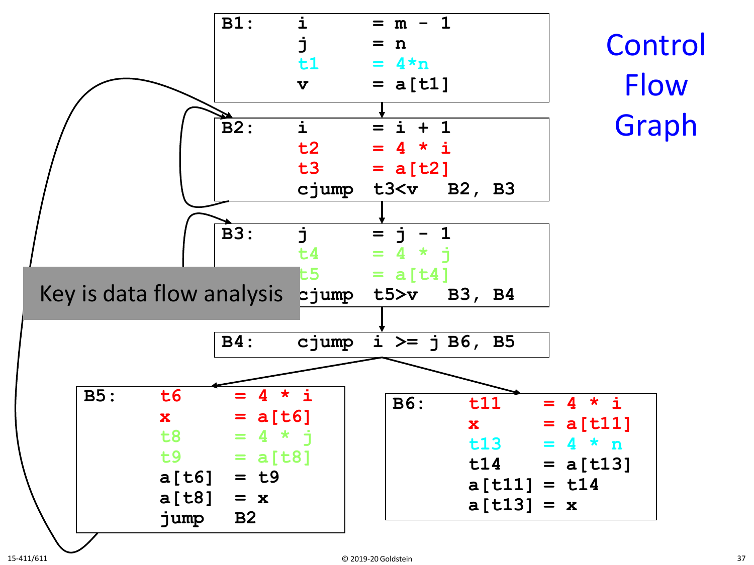# Control Flow Graph

```
B1:     i       = m - 1
        j       = n
        t1      = 4*n
        v       = a[t1]
```

```
B2:     i       = i + 1
        t2      = 4 * i
        t3      = a[t2]
        cjump   t3<v    B2, B3
```

```
B3:     j       = j - 1
        t4      = 4 * j
        t5      = a[t4]
        cjump   t5>v    B3, B4
```

```
B4:     cjump   i >= j B6, B5
```

```
B5:     t6      = 4 * i
        x       = a[t6]
        t8      = 4 * j
        t9      = a[t8]
        a[t6]   = t9
        a[t8]   = x
        jump    B2
```

```
B6:     t11     = 4 * i
        x       = a[t11]
        t13     = 4 * n
        t14     = a[t13]
        a[t11]  = t14
        a[t13]  = x
```

Key is data flow analysis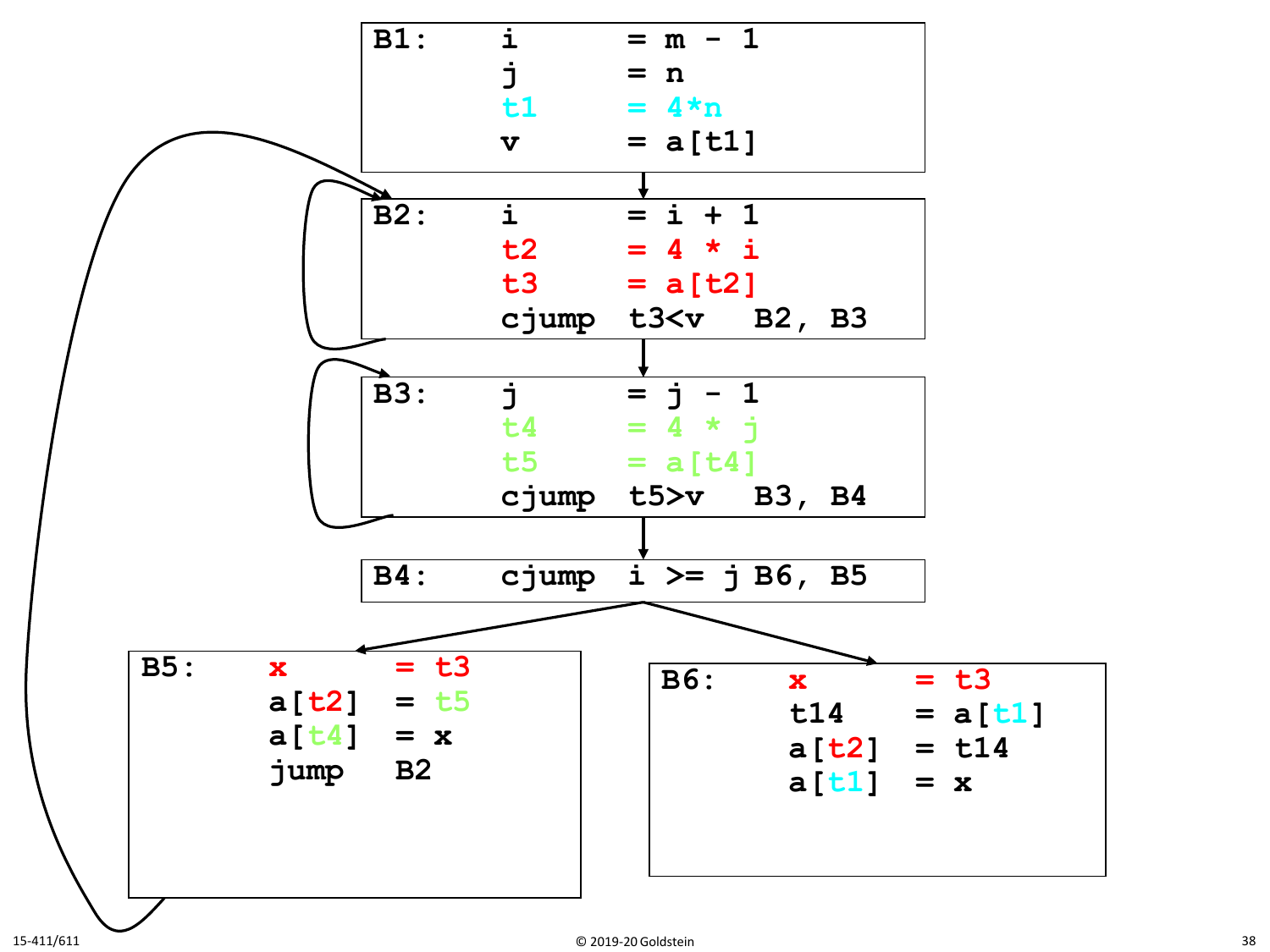```
B1:     i       = m - 1
        j       = n
        t1      = 4*n
        v       = a[t1]

B2:     i       = i + 1
        t2      = 4 * i
        t3      = a[t2]
        cjump   t3<v   B2, B3

B3:     j       = j - 1
        t4      = 4 * j
        t5      = a[t4]
        cjump   t5>v   B3, B4

B4:     cjump   i >= j B6, B5

B5:     x       = t3
        a[t2]   = t5
        a[t4]   = x
        jump    B2

B6:     x       = t3
        t14     = a[t1]
        a[t2]   = t14
        a[t1]   = x
```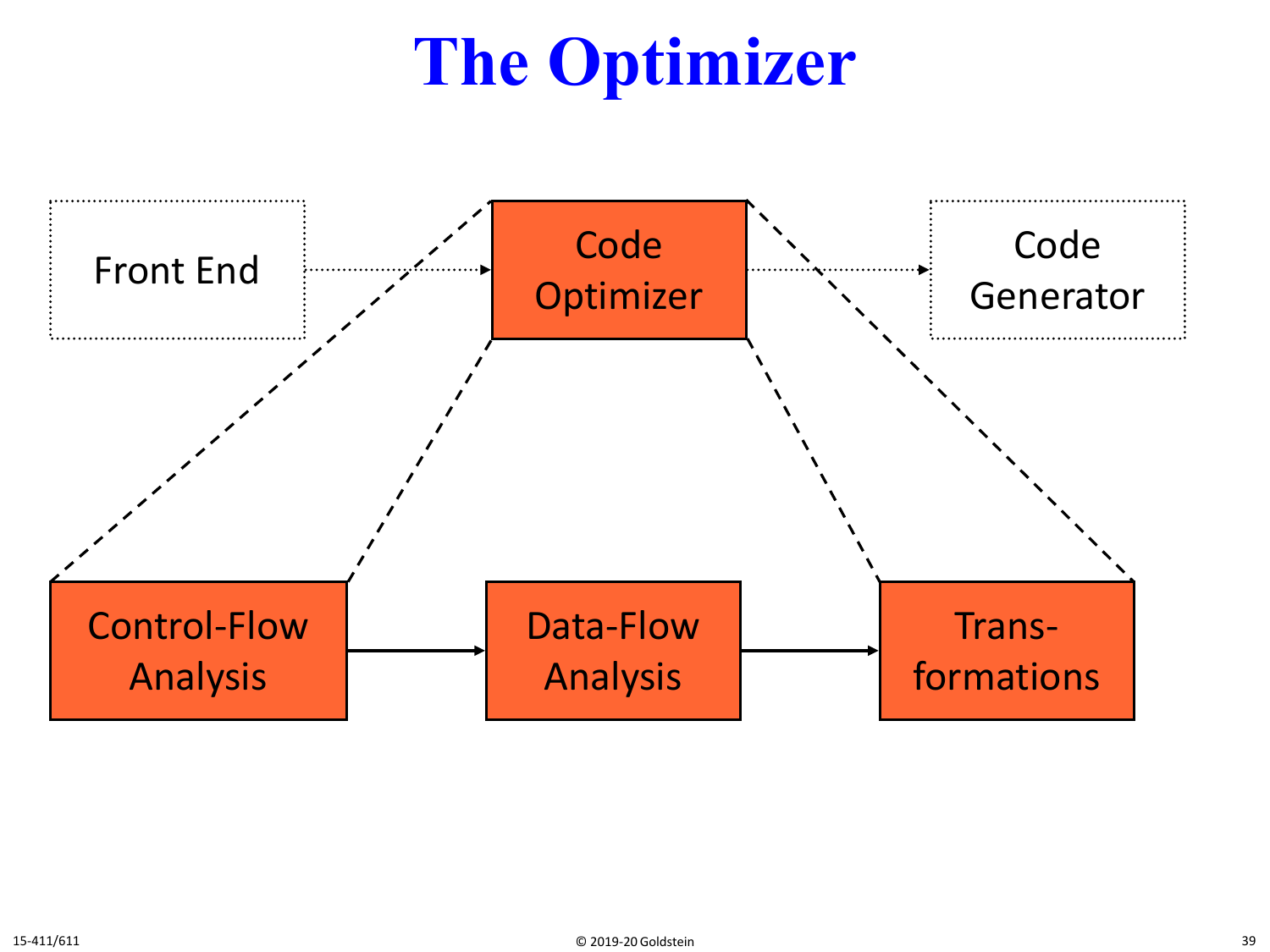# The Optimizer

Front End → Code Optimizer → Code Generator

Control-Flow Analysis → Data-Flow Analysis → Trans-formations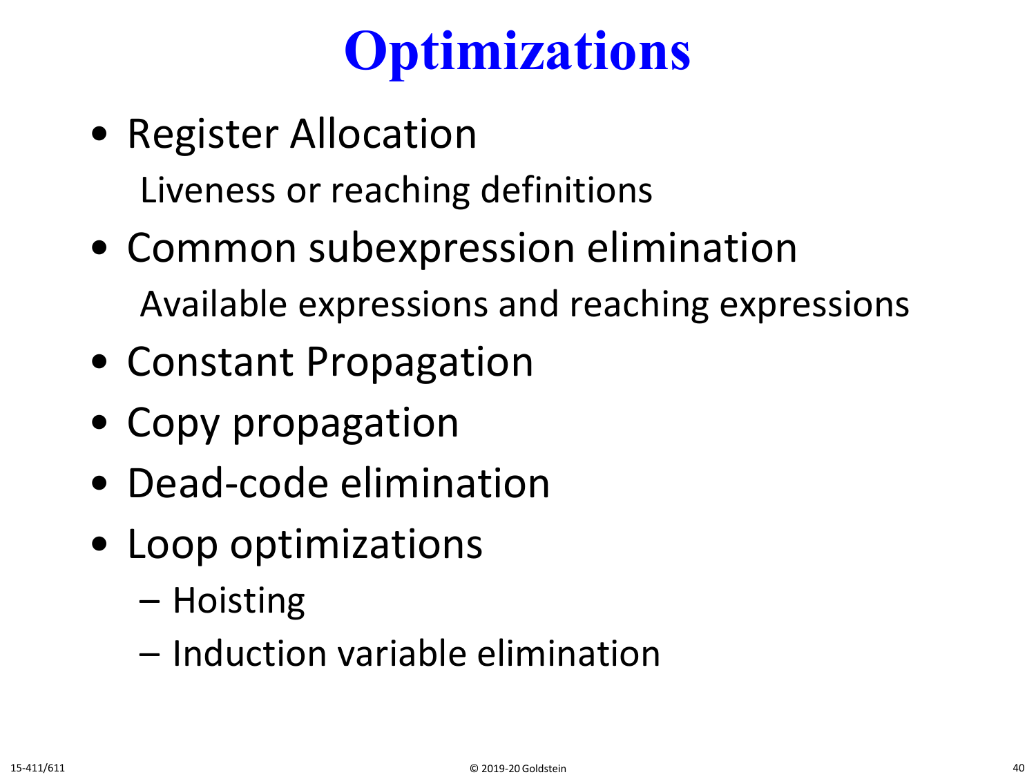# Optimizations

- Register Allocation
  Liveness or reaching definitions
- Common subexpression elimination
  Available expressions and reaching expressions
- Constant Propagation
- Copy propagation
- Dead-code elimination
- Loop optimizations
  - Hoisting
  - Induction variable elimination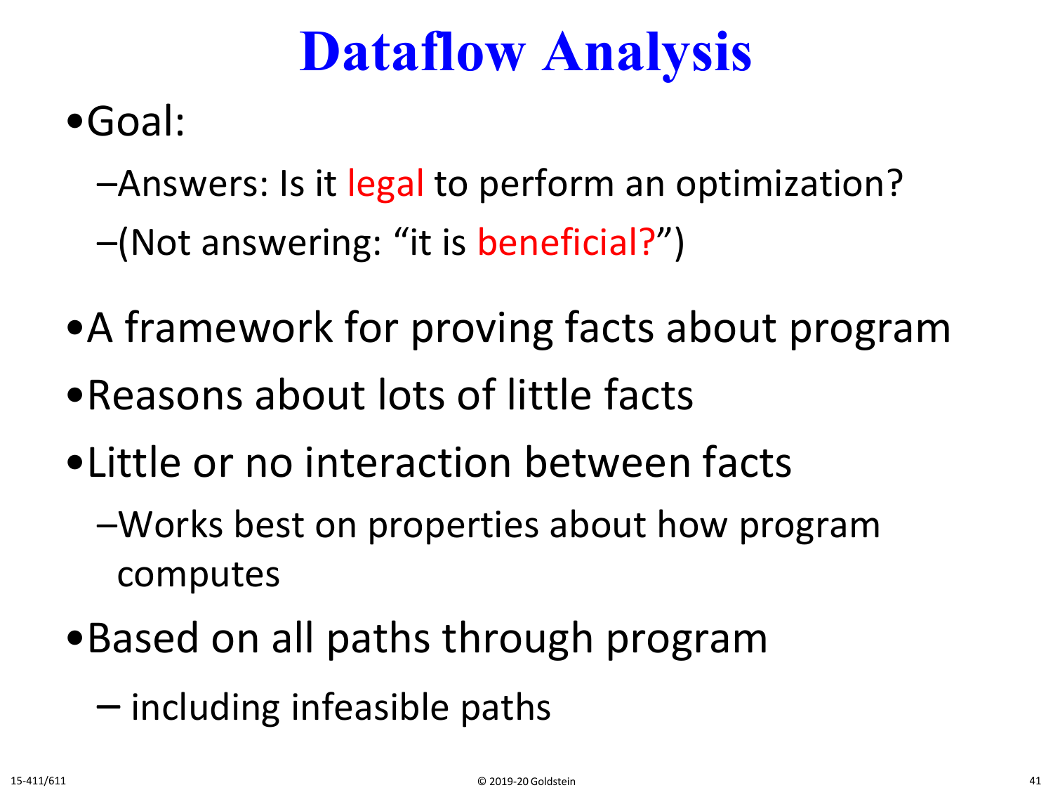# Dataflow Analysis

- Goal:
  - Answers: Is it legal to perform an optimization?
  - (Not answering: "it is beneficial?")
- A framework for proving facts about program
- Reasons about lots of little facts
- Little or no interaction between facts
  - Works best on properties about how program computes
- Based on all paths through program
  - including infeasible paths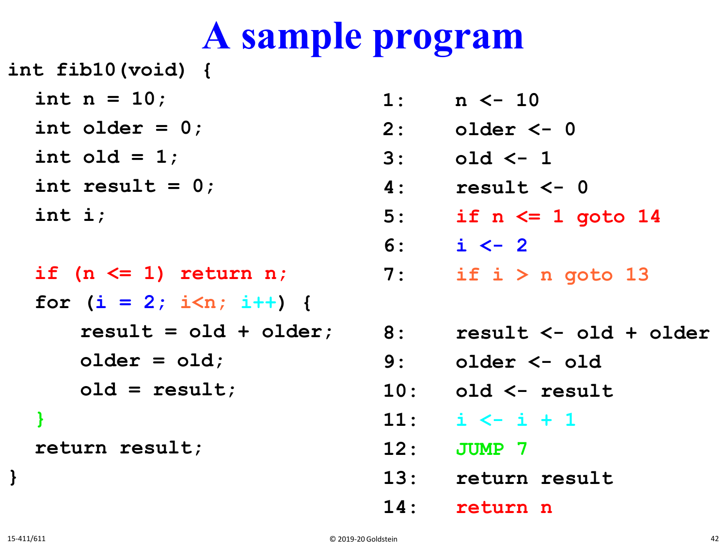# A sample program

```
int fib10(void) {
  int n = 10;
  int older = 0;
  int old = 1;
  int result = 0;
  int i;

  if (n <= 1) return n;
  for (i = 2; i<n; i++) {
      result = old + older;
      older = old;
      old = result;
  }
  return result;
}
```

```
1:     n <- 10
2:     older <- 0
3:     old <- 1
4:     result <- 0
5:     if n <= 1 goto 14
6:     i <- 2
7:     if i > n goto 13

8:     result <- old + older
9:     older <- old
10:    old <- result
11:    i <- i + 1
12:    JUMP 7
13:    return result
14:    return n
```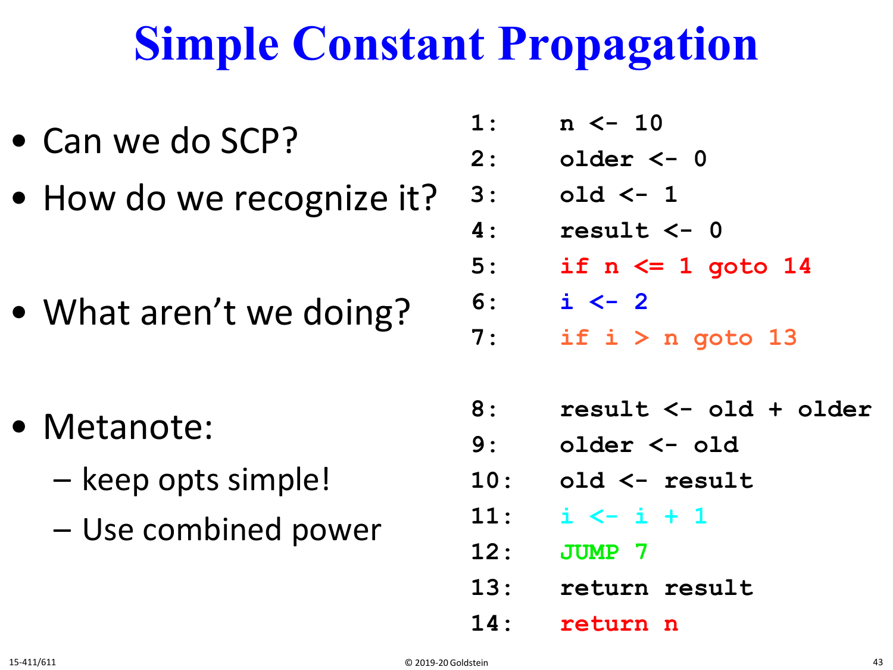# Simple Constant Propagation

- Can we do SCP?
- How do we recognize it?
- What aren't we doing?
- Metanote:
  - keep opts simple!
  - Use combined power

```
1:     n <- 10
2:     older <- 0
3:     old <- 1
4:     result <- 0
5:     if n <= 1 goto 14
6:     i <- 2
7:     if i > n goto 13

8:     result <- old + older
9:     older <- old
10:    old <- result
11:    i <- i + 1
12:    JUMP 7
13:    return result
14:    return n
```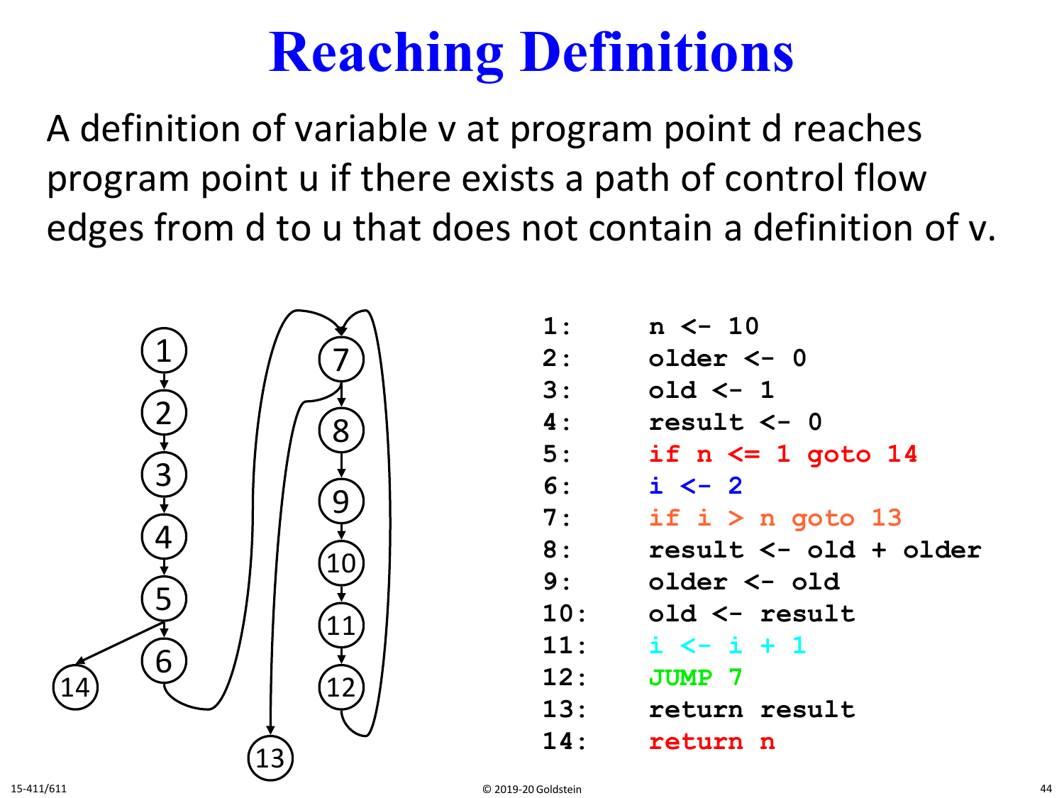# Reaching Definitions

A definition of variable v at program point d reaches program point u if there exists a path of control flow edges from d to u that does not contain a definition of v.

```
1:    n <- 10
2:    older <- 0
3:    old <- 1
4:    result <- 0
5:    if n <= 1 goto 14
6:    i <- 2
7:    if i > n goto 13
8:    result <- old + older
9:    older <- old
10:   old <- result
11:   i <- i + 1
12:   JUMP 7
13:   return result
14:   return n
```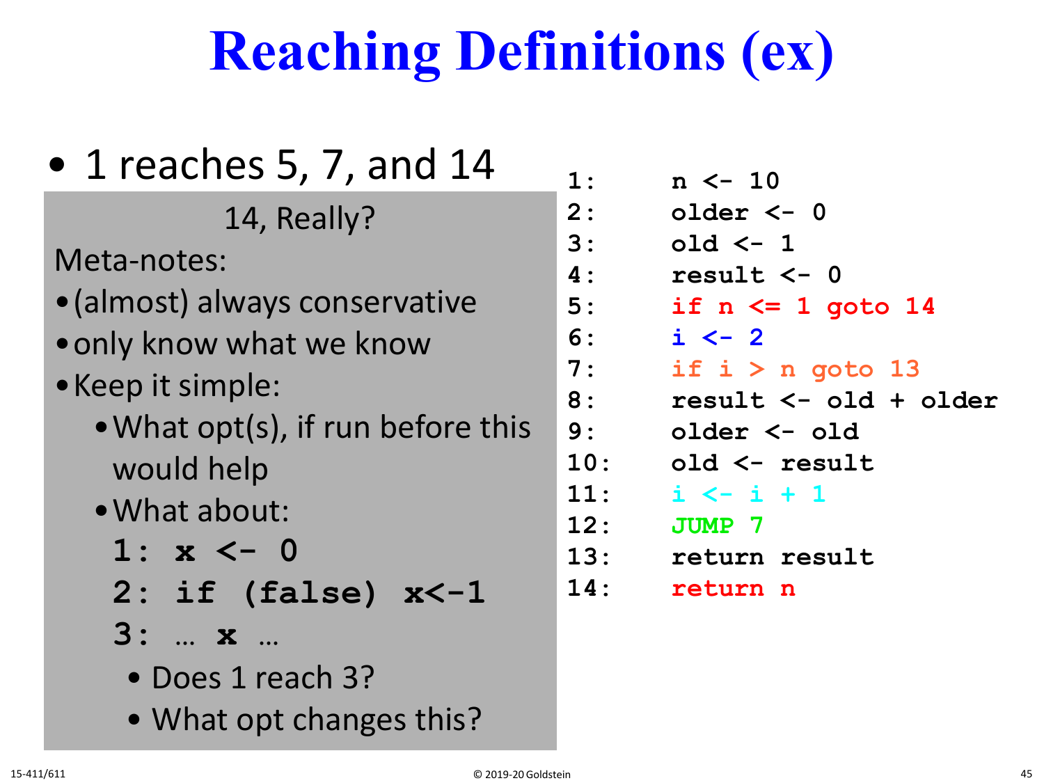# Reaching Definitions (ex)

- 1 reaches 5, 7, and 14

14, Really?

Meta-notes:

- (almost) always conservative
- only know what we know
- Keep it simple:
  - What opt(s), if run before this would help
  - What about:

```
1: x <- 0
2: if (false) x<-1
3: … x …
```

    - Does 1 reach 3?
    - What opt changes this?

```
1:      n <- 10
2:      older <- 0
3:      old <- 1
4:      result <- 0
5:      if n <= 1 goto 14
6:      i <- 2
7:      if i > n goto 13
8:      result <- old + older
9:      older <- old
10:     old <- result
11:     i <- i + 1
12:     JUMP 7
13:     return result
14:     return n
```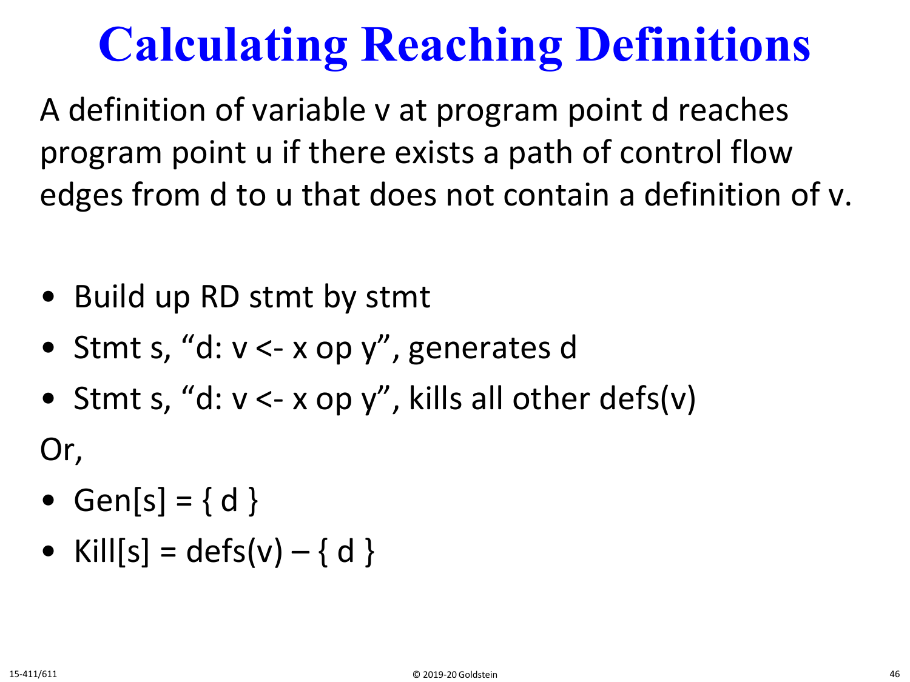# Calculating Reaching Definitions

A definition of variable v at program point d reaches program point u if there exists a path of control flow edges from d to u that does not contain a definition of v.

- Build up RD stmt by stmt
- Stmt s, “d: v <- x op y”, generates d
- Stmt s, “d: v <- x op y”, kills all other defs(v)

Or,

- Gen[s] = { d }
- Kill[s] = defs(v) – { d }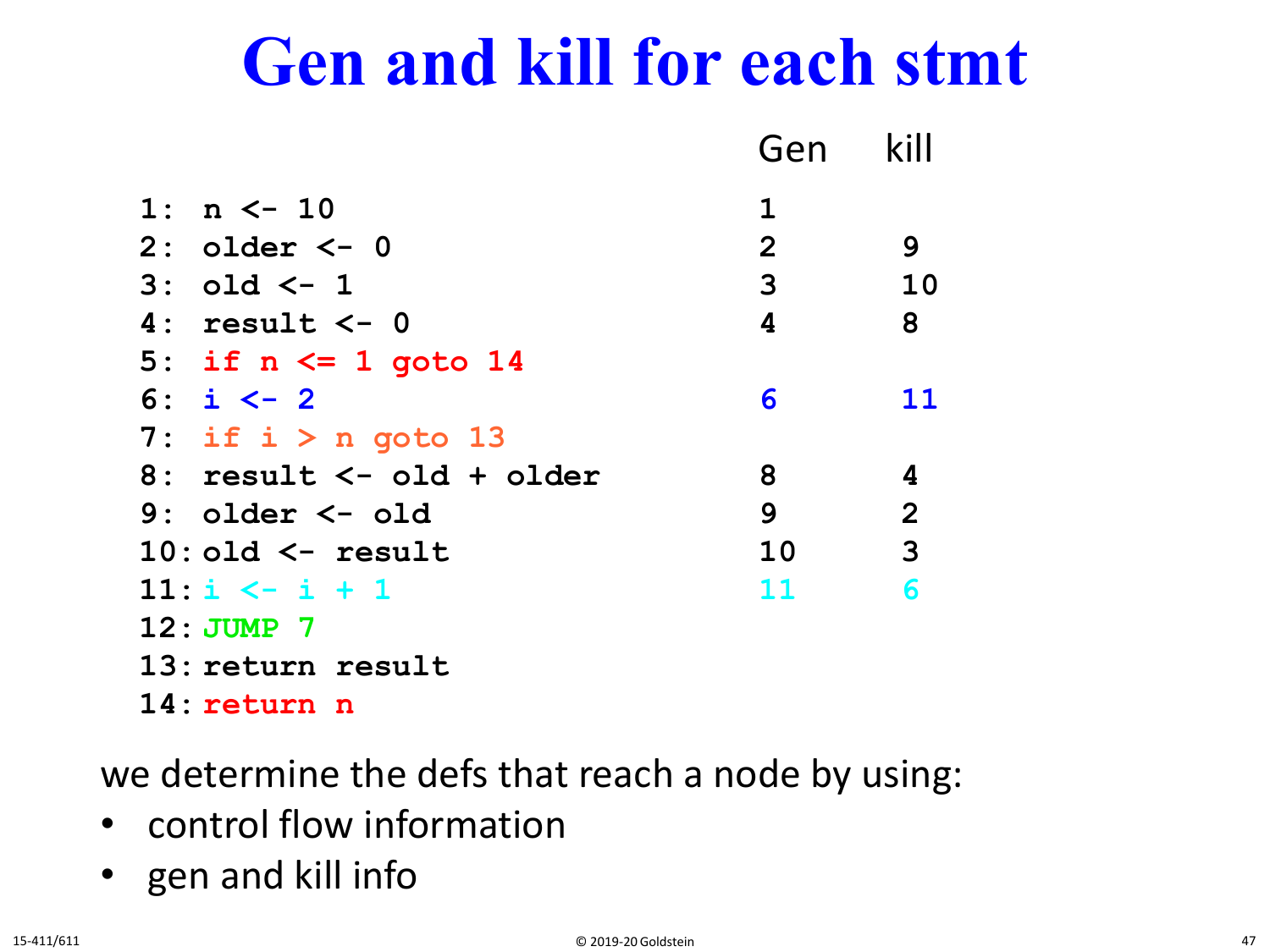# Gen and kill for each stmt

| # | Statement | Gen | kill |
|---|---|---|---|
| 1: | n <- 10 | 1 | |
| 2: | older <- 0 | 2 | 9 |
| 3: | old <- 1 | 3 | 10 |
| 4: | result <- 0 | 4 | 8 |
| 5: | if n <= 1 goto 14 | | |
| 6: | i <- 2 | 6 | 11 |
| 7: | if i > n goto 13 | | |
| 8: | result <- old + older | 8 | 4 |
| 9: | older <- old | 9 | 2 |
| 10: | old <- result | 10 | 3 |
| 11: | i <- i + 1 | 11 | 6 |
| 12: | JUMP 7 | | |
| 13: | return result | | |
| 14: | return n | | |

we determine the defs that reach a node by using:

- control flow information
- gen and kill info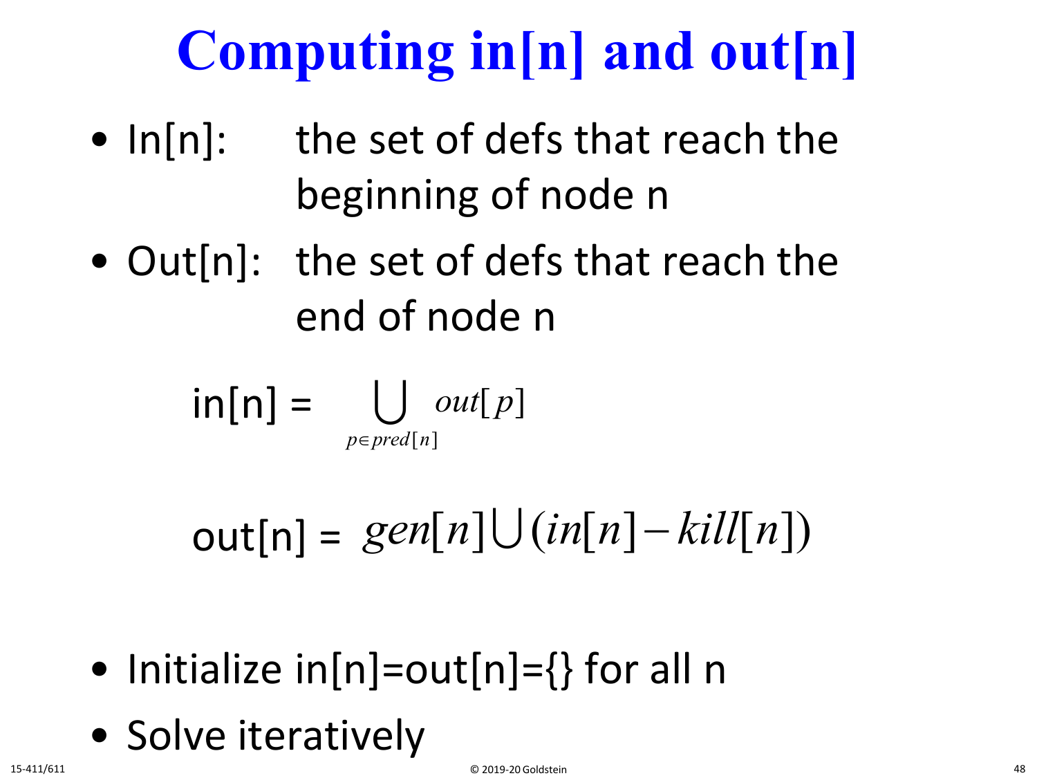# Computing in[n] and out[n]

- In[n]: the set of defs that reach the beginning of node n
- Out[n]: the set of defs that reach the end of node n

$$\text{in}[n] = \bigcup_{p \in pred[n]} out[p]$$

$$\text{out}[n] = gen[n] \bigcup (in[n] - kill[n])$$

- Initialize in[n]=out[n]={} for all n
- Solve iteratively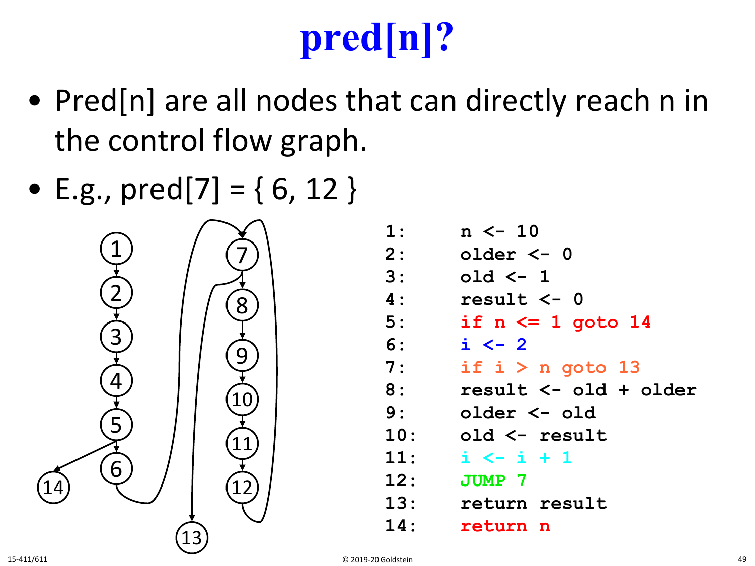# pred[n]?

- Pred[n] are all nodes that can directly reach n in the control flow graph.
- E.g., pred[7] = { 6, 12 }

```
1:    n <- 10
2:    older <- 0
3:    old <- 1
4:    result <- 0
5:    if n <= 1 goto 14
6:    i <- 2
7:    if i > n goto 13
8:    result <- old + older
9:    older <- old
10:   old <- result
11:   i <- i + 1
12:   JUMP 7
13:   return result
14:   return n
```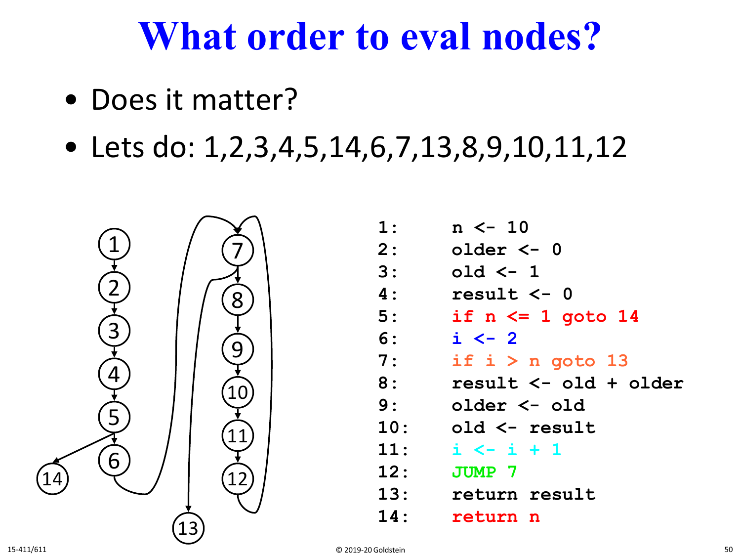# What order to eval nodes?

- Does it matter?
- Lets do: 1,2,3,4,5,14,6,7,13,8,9,10,11,12

```
1:      n <- 10
2:      older <- 0
3:      old <- 1
4:      result <- 0
5:      if n <= 1 goto 14
6:      i <- 2
7:      if i > n goto 13
8:      result <- old + older
9:      older <- old
10:     old <- result
11:     i <- i + 1
12:     JUMP 7
13:     return result
14:     return n
```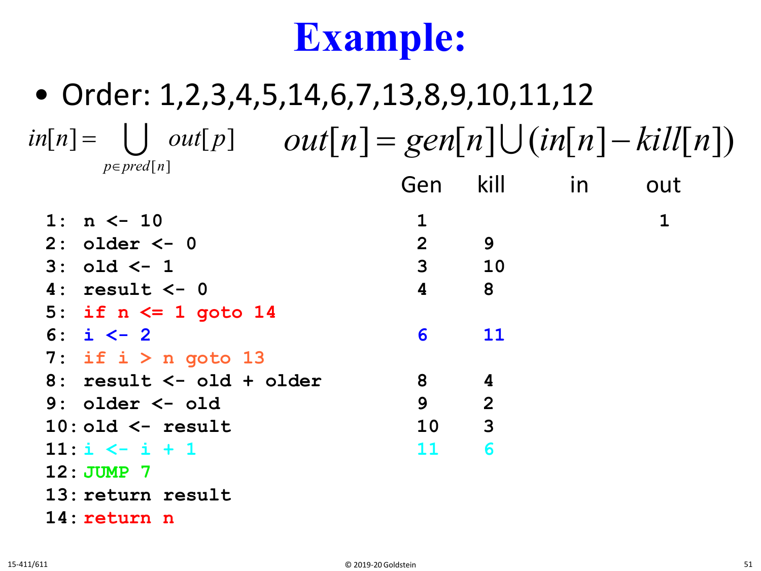# Example:

- Order: 1,2,3,4,5,14,6,7,13,8,9,10,11,12

$$in[n] = \bigcup_{p \in pred[n]} out[p] \qquad out[n] = gen[n] \bigcup (in[n] - kill[n])$$

| | Gen | kill | in | out |
|---|---|---|---|---|
| `1: n <- 10` | 1 | | | 1 |
| `2: older <- 0` | 2 | 9 | | |
| `3: old <- 1` | 3 | 10 | | |
| `4: result <- 0` | 4 | 8 | | |
| `5: if n <= 1 goto 14` | | | | |
| `6: i <- 2` | 6 | 11 | | |
| `7: if i > n goto 13` | | | | |
| `8: result <- old + older` | 8 | 4 | | |
| `9: older <- old` | 9 | 2 | | |
| `10: old <- result` | 10 | 3 | | |
| `11: i <- i + 1` | 11 | 6 | | |
| `12: JUMP 7` | | | | |
| `13: return result` | | | | |
| `14: return n` | | | | |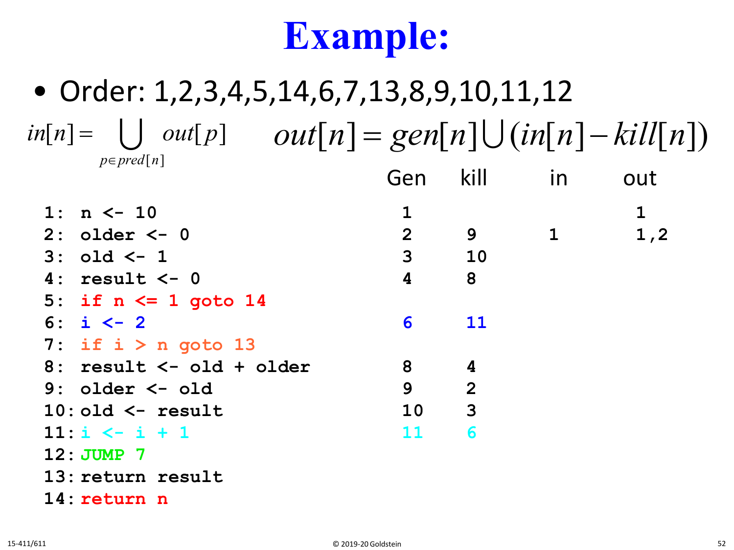# Example:

- Order: 1,2,3,4,5,14,6,7,13,8,9,10,11,12

$$in[n] = \bigcup_{p \in pred[n]} out[p] \qquad out[n] = gen[n] \bigcup (in[n] - kill[n])$$

| Code | Gen | kill | in | out |
|---|---|---|---|---|
| 1: n <- 10 | 1 | | | 1 |
| 2: older <- 0 | 2 | 9 | 1 | 1,2 |
| 3: old <- 1 | 3 | 10 | | |
| 4: result <- 0 | 4 | 8 | | |
| 5: if n <= 1 goto 14 | | | | |
| 6: i <- 2 | 6 | 11 | | |
| 7: if i > n goto 13 | | | | |
| 8: result <- old + older | 8 | 4 | | |
| 9: older <- old | 9 | 2 | | |
| 10: old <- result | 10 | 3 | | |
| 11: i <- i + 1 | 11 | 6 | | |
| 12: JUMP 7 | | | | |
| 13: return result | | | | |
| 14: return n | | | | |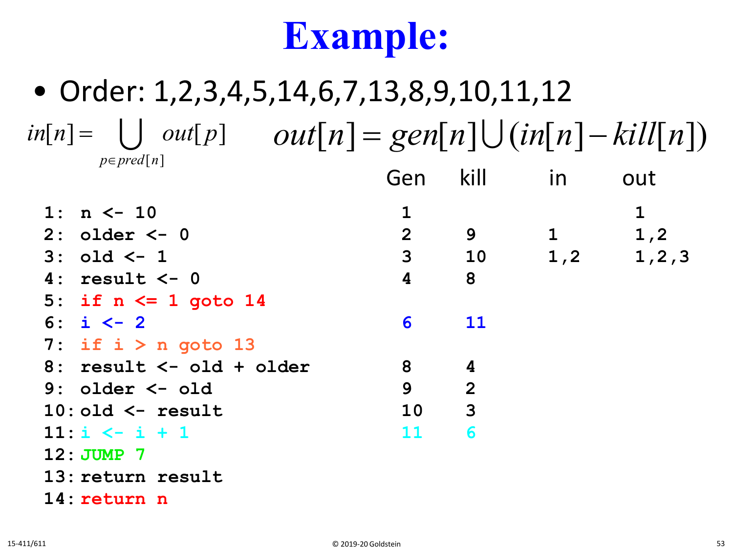# Example:

- Order: 1,2,3,4,5,14,6,7,13,8,9,10,11,12

$$in[n] = \bigcup_{p \in pred[n]} out[p] \qquad out[n] = gen[n] \cup (in[n] - kill[n])$$

| Code | Gen | kill | in | out |
|---|---|---|---|---|
| `1: n <- 10` | 1 | | | 1 |
| `2: older <- 0` | 2 | 9 | 1 | 1,2 |
| `3: old <- 1` | 3 | 10 | 1,2 | 1,2,3 |
| `4: result <- 0` | 4 | 8 | | |
| `5: if n <= 1 goto 14` | | | | |
| `6: i <- 2` | 6 | 11 | | |
| `7: if i > n goto 13` | | | | |
| `8: result <- old + older` | 8 | 4 | | |
| `9: older <- old` | 9 | 2 | | |
| `10: old <- result` | 10 | 3 | | |
| `11: i <- i + 1` | 11 | 6 | | |
| `12: JUMP 7` | | | | |
| `13: return result` | | | | |
| `14: return n` | | | | |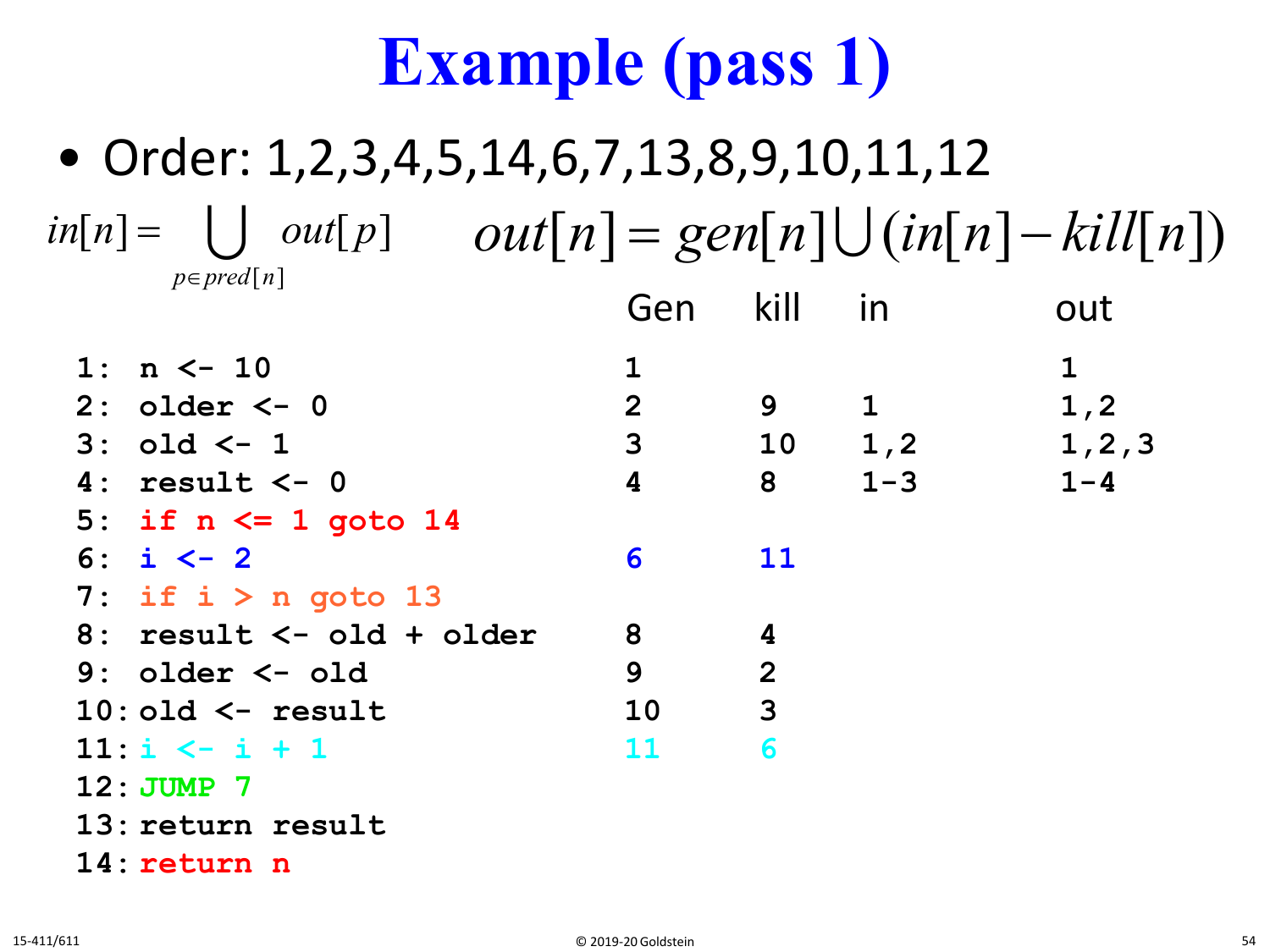# Example (pass 1)

- Order: 1,2,3,4,5,14,6,7,13,8,9,10,11,12

$$in[n] = \bigcup_{p \in pred[n]} out[p] \qquad out[n] = gen[n] \cup (in[n] - kill[n])$$

| | Code | Gen | kill | in | out |
|---|---|---|---|---|---|
| 1: | `n <- 10` | 1 | | | 1 |
| 2: | `older <- 0` | 2 | 9 | 1 | 1,2 |
| 3: | `old <- 1` | 3 | 10 | 1,2 | 1,2,3 |
| 4: | `result <- 0` | 4 | 8 | 1-3 | 1-4 |
| 5: | `if n <= 1 goto 14` | | | | |
| 6: | `i <- 2` | 6 | 11 | | |
| 7: | `if i > n goto 13` | | | | |
| 8: | `result <- old + older` | 8 | 4 | | |
| 9: | `older <- old` | 9 | 2 | | |
| 10: | `old <- result` | 10 | 3 | | |
| 11: | `i <- i + 1` | 11 | 6 | | |
| 12: | `JUMP 7` | | | | |
| 13: | `return result` | | | | |
| 14: | `return n` | | | | |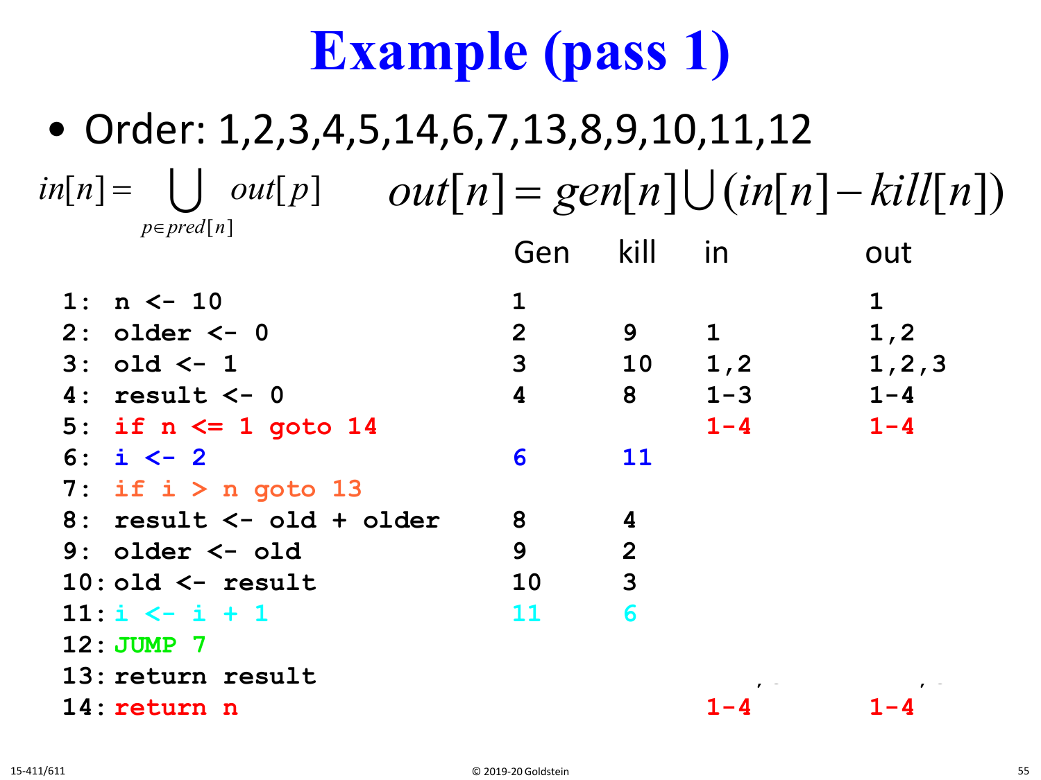# Example (pass 1)

- Order: 1,2,3,4,5,14,6,7,13,8,9,10,11,12

$$in[n] = \bigcup_{p \in pred[n]} out[p] \qquad out[n] = gen[n] \bigcup (in[n] - kill[n])$$

| | Gen | kill | in | out |
|---|---|---|---|---|
| `1: n <- 10` | 1 | | | 1 |
| `2: older <- 0` | 2 | 9 | 1 | 1,2 |
| `3: old <- 1` | 3 | 10 | 1,2 | 1,2,3 |
| `4: result <- 0` | 4 | 8 | 1-3 | 1-4 |
| `5: if n <= 1 goto 14` | | | 1-4 | 1-4 |
| `6: i <- 2` | 6 | 11 | | |
| `7: if i > n goto 13` | | | | |
| `8: result <- old + older` | 8 | 4 | | |
| `9: older <- old` | 9 | 2 | | |
| `10: old <- result` | 10 | 3 | | |
| `11: i <- i + 1` | 11 | 6 | | |
| `12: JUMP 7` | | | | |
| `13: return result` | | | | |
| `14: return n` | | | 1-4 | 1-4 |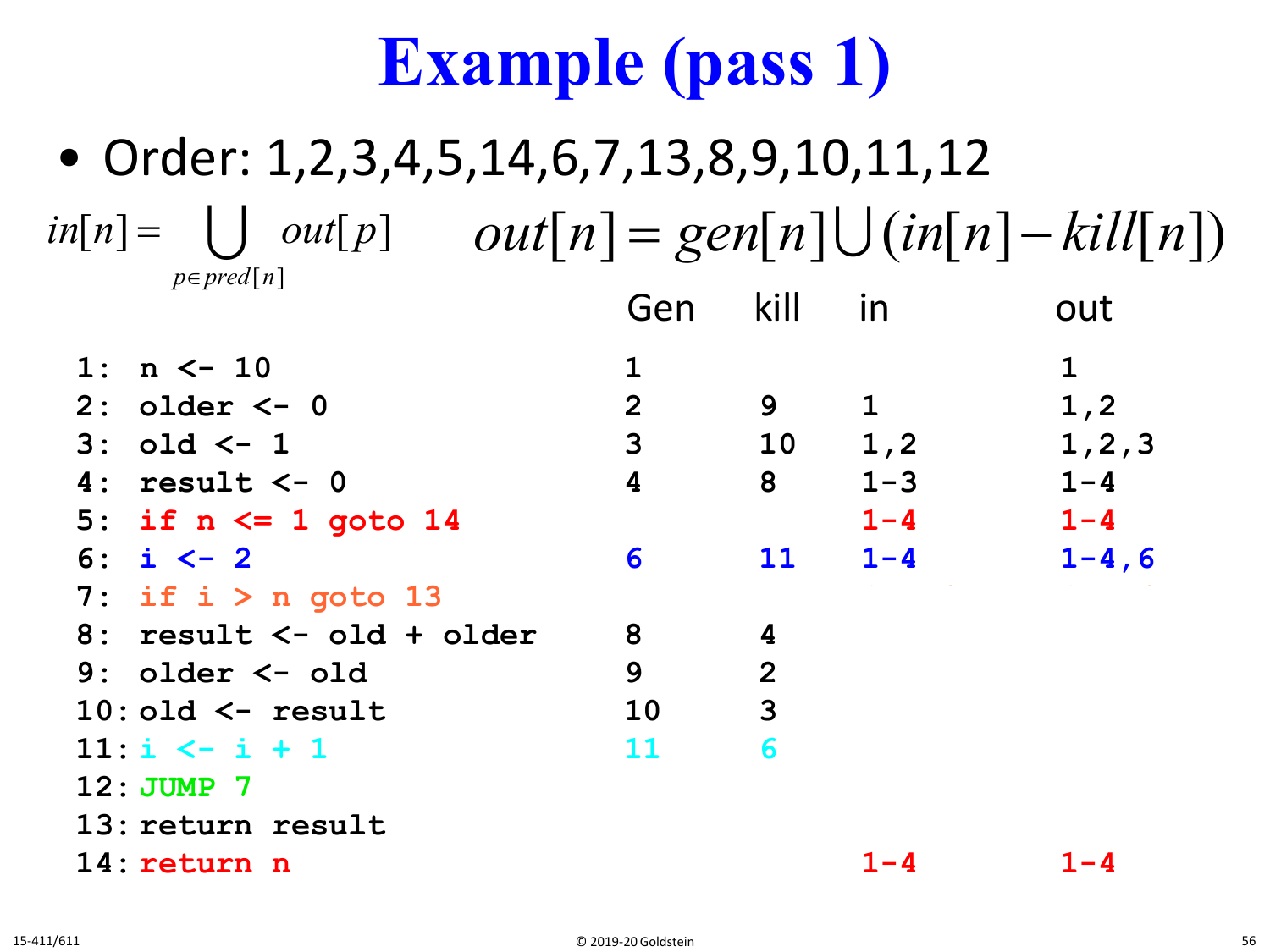# Example (pass 1)

- Order: 1,2,3,4,5,14,6,7,13,8,9,10,11,12

$$in[n] = \bigcup_{p \in pred[n]} out[p] \qquad out[n] = gen[n] \bigcup (in[n] - kill[n])$$

| | Gen | kill | in | out |
|---|---|---|---|---|
| `1: n <- 10` | 1 | | | 1 |
| `2: older <- 0` | 2 | 9 | 1 | 1,2 |
| `3: old <- 1` | 3 | 10 | 1,2 | 1,2,3 |
| `4: result <- 0` | 4 | 8 | 1-3 | 1-4 |
| `5: if n <= 1 goto 14` | | | 1-4 | 1-4 |
| `6: i <- 2` | 6 | 11 | 1-4 | 1-4,6 |
| `7: if i > n goto 13` | | | | |
| `8: result <- old + older` | 8 | 4 | | |
| `9: older <- old` | 9 | 2 | | |
| `10: old <- result` | 10 | 3 | | |
| `11: i <- i + 1` | 11 | 6 | | |
| `12: JUMP 7` | | | | |
| `13: return result` | | | | |
| `14: return n` | | | 1-4 | 1-4 |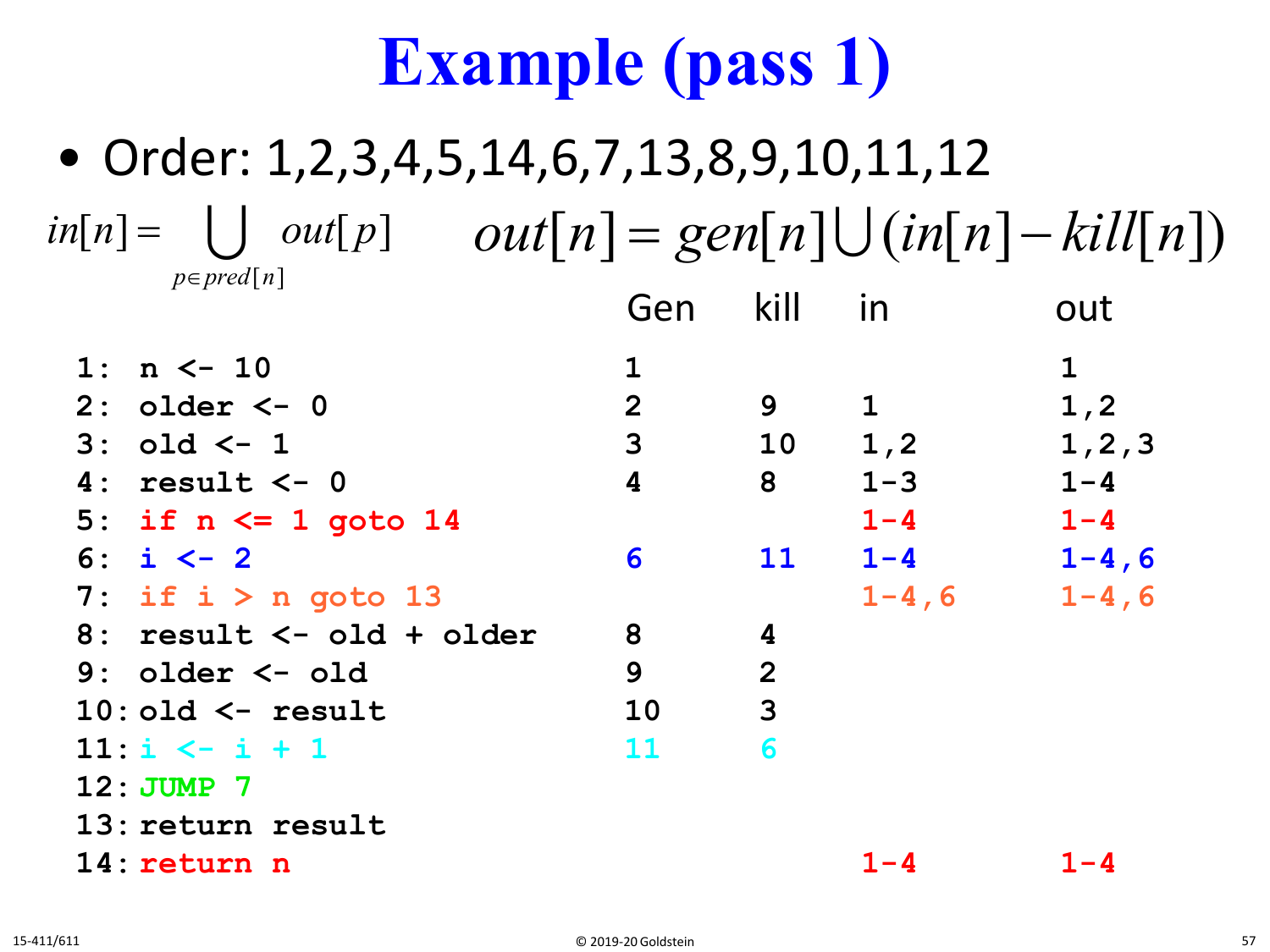# Example (pass 1)

- Order: 1,2,3,4,5,14,6,7,13,8,9,10,11,12

$$in[n] = \bigcup_{p \in pred[n]} out[p] \qquad out[n] = gen[n] \cup (in[n] - kill[n])$$

| Code | Gen | kill | in | out |
|---|---|---|---|---|
| `1: n <- 10` | 1 | | | 1 |
| `2: older <- 0` | 2 | 9 | 1 | 1,2 |
| `3: old <- 1` | 3 | 10 | 1,2 | 1,2,3 |
| `4: result <- 0` | 4 | 8 | 1-3 | 1-4 |
| `5: if n <= 1 goto 14` | | | 1-4 | 1-4 |
| `6: i <- 2` | 6 | 11 | 1-4 | 1-4,6 |
| `7: if i > n goto 13` | | | 1-4,6 | 1-4,6 |
| `8: result <- old + older` | 8 | 4 | | |
| `9: older <- old` | 9 | 2 | | |
| `10: old <- result` | 10 | 3 | | |
| `11: i <- i + 1` | 11 | 6 | | |
| `12: JUMP 7` | | | | |
| `13: return result` | | | | |
| `14: return n` | | | 1-4 | 1-4 |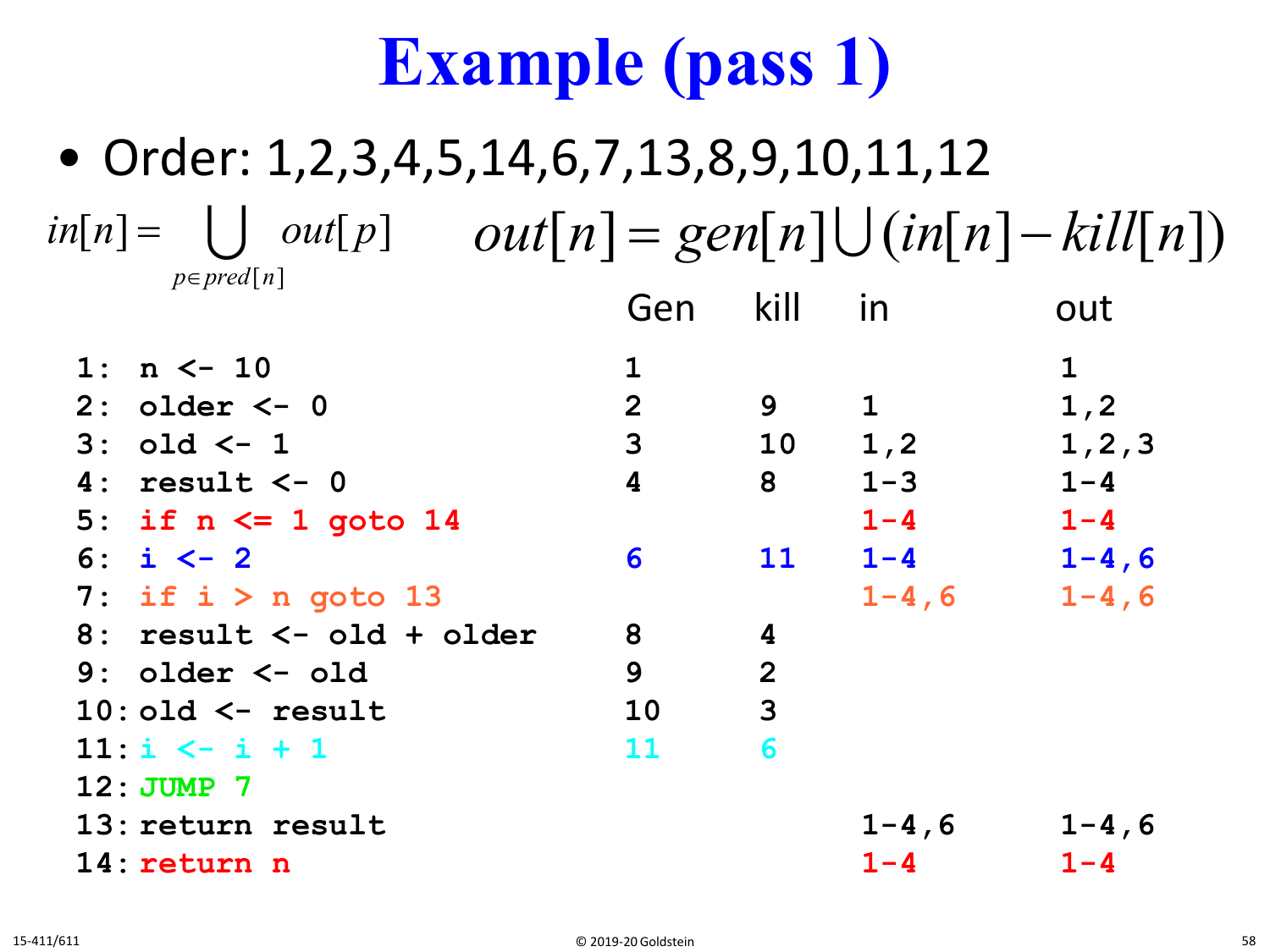# Example (pass 1)

- Order: 1,2,3,4,5,14,6,7,13,8,9,10,11,12

$$in[n] = \bigcup_{p \in pred[n]} out[p] \qquad out[n] = gen[n] \bigcup (in[n] - kill[n])$$

| | Gen | kill | in | out |
|---|---|---|---|---|
| 1: n <- 10 | 1 | | | 1 |
| 2: older <- 0 | 2 | 9 | 1 | 1,2 |
| 3: old <- 1 | 3 | 10 | 1,2 | 1,2,3 |
| 4: result <- 0 | 4 | 8 | 1-3 | 1-4 |
| 5: if n <= 1 goto 14 | | | 1-4 | 1-4 |
| 6: i <- 2 | 6 | 11 | 1-4 | 1-4,6 |
| 7: if i > n goto 13 | | | 1-4,6 | 1-4,6 |
| 8: result <- old + older | 8 | 4 | | |
| 9: older <- old | 9 | 2 | | |
| 10: old <- result | 10 | 3 | | |
| 11: i <- i + 1 | 11 | 6 | | |
| 12: JUMP 7 | | | | |
| 13: return result | | | 1-4,6 | 1-4,6 |
| 14: return n | | | 1-4 | 1-4 |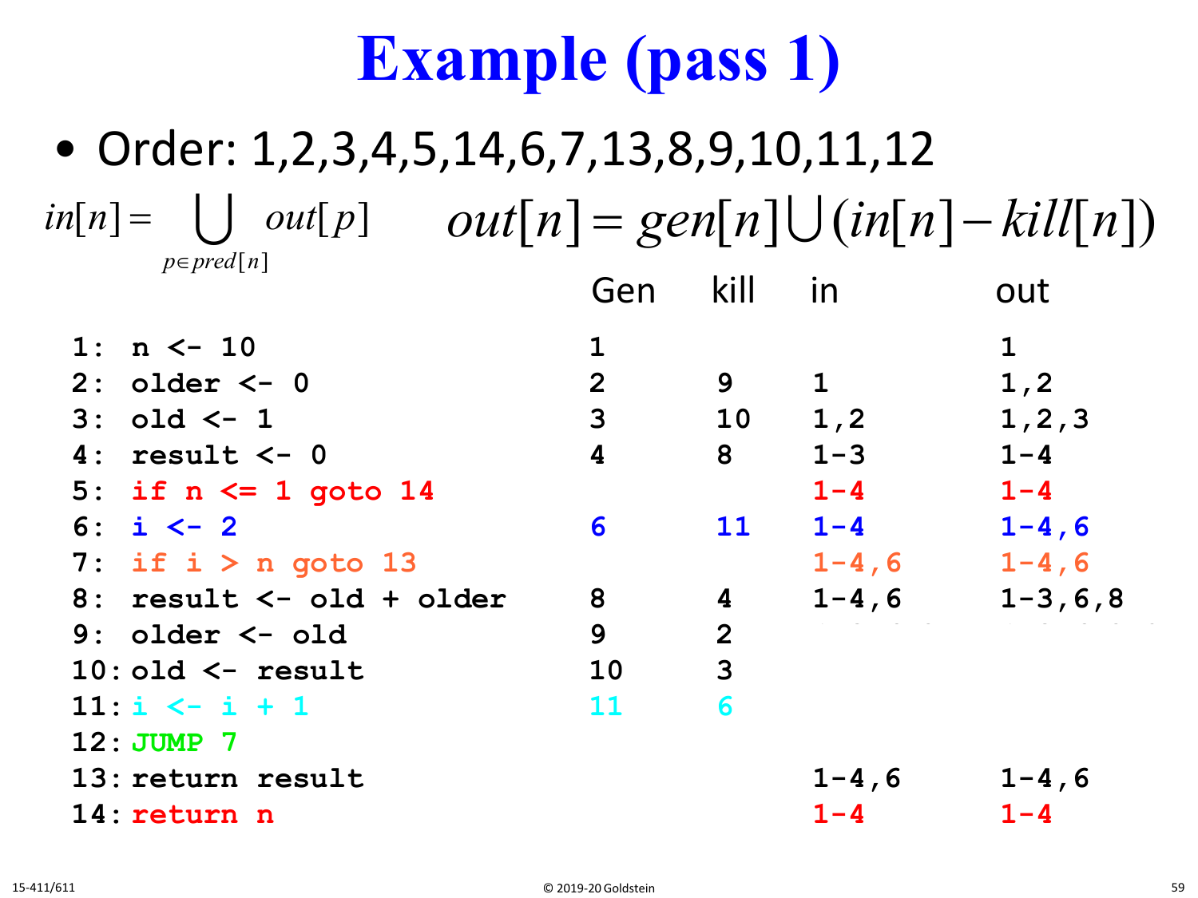# Example (pass 1)

- Order: 1,2,3,4,5,14,6,7,13,8,9,10,11,12

$$in[n] = \bigcup_{p \in pred[n]} out[p] \qquad out[n] = gen[n] \cup (in[n] - kill[n])$$

| | Gen | kill | in | out |
|---|---|---|---|---|
| `1: n <- 10` | 1 | | | 1 |
| `2: older <- 0` | 2 | 9 | 1 | 1,2 |
| `3: old <- 1` | 3 | 10 | 1,2 | 1,2,3 |
| `4: result <- 0` | 4 | 8 | 1-3 | 1-4 |
| `5: if n <= 1 goto 14` | | | 1-4 | 1-4 |
| `6: i <- 2` | 6 | 11 | 1-4 | 1-4,6 |
| `7: if i > n goto 13` | | | 1-4,6 | 1-4,6 |
| `8: result <- old + older` | 8 | 4 | 1-4,6 | 1-3,6,8 |
| `9: older <- old` | 9 | 2 | | |
| `10: old <- result` | 10 | 3 | | |
| `11: i <- i + 1` | 11 | 6 | | |
| `12: JUMP 7` | | | | |
| `13: return result` | | | 1-4,6 | 1-4,6 |
| `14: return n` | | | 1-4 | 1-4 |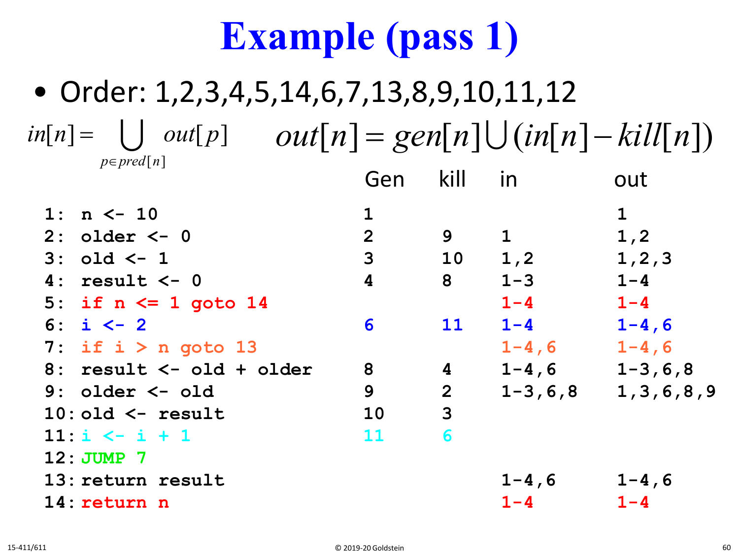# Example (pass 1)

- Order: 1,2,3,4,5,14,6,7,13,8,9,10,11,12

$$in[n] = \bigcup_{p \in pred[n]} out[p] \qquad out[n] = gen[n] \bigcup (in[n] - kill[n])$$

| | Gen | kill | in | out |
|---|---|---|---|---|
| 1: n <- 10 | 1 | | | 1 |
| 2: older <- 0 | 2 | 9 | 1 | 1,2 |
| 3: old <- 1 | 3 | 10 | 1,2 | 1,2,3 |
| 4: result <- 0 | 4 | 8 | 1-3 | 1-4 |
| 5: if n <= 1 goto 14 | | | 1-4 | 1-4 |
| 6: i <- 2 | 6 | 11 | 1-4 | 1-4,6 |
| 7: if i > n goto 13 | | | 1-4,6 | 1-4,6 |
| 8: result <- old + older | 8 | 4 | 1-4,6 | 1-3,6,8 |
| 9: older <- old | 9 | 2 | 1-3,6,8 | 1,3,6,8,9 |
| 10: old <- result | 10 | 3 | | |
| 11: i <- i + 1 | 11 | 6 | | |
| 12: JUMP 7 | | | | |
| 13: return result | | | 1-4,6 | 1-4,6 |
| 14: return n | | | 1-4 | 1-4 |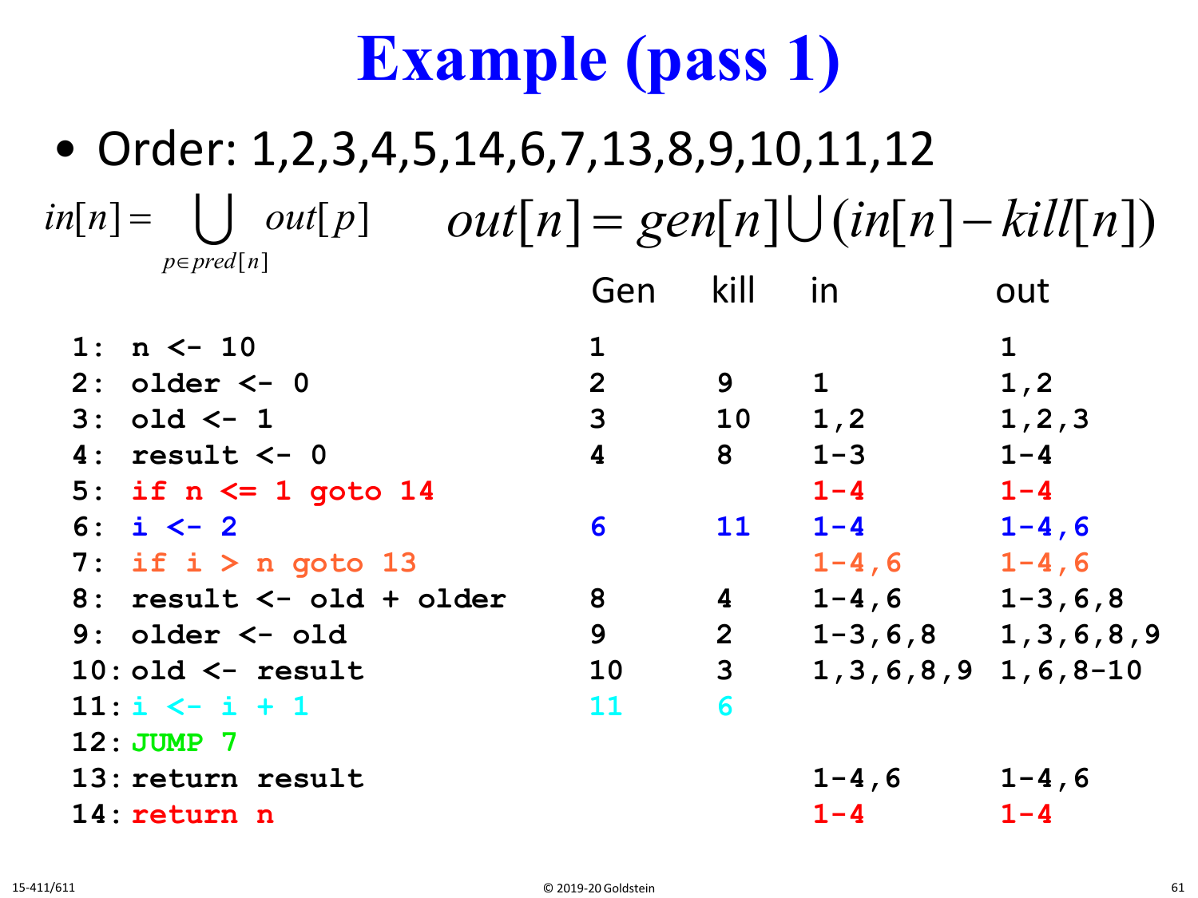# Example (pass 1)

- Order: 1,2,3,4,5,14,6,7,13,8,9,10,11,12

$$in[n] = \bigcup_{p \in pred[n]} out[p] \qquad out[n] = gen[n] \bigcup (in[n] - kill[n])$$

| | Gen | kill | in | out |
|---|---|---|---|---|
| `1: n <- 10` | 1 | | | 1 |
| `2: older <- 0` | 2 | 9 | 1 | 1,2 |
| `3: old <- 1` | 3 | 10 | 1,2 | 1,2,3 |
| `4: result <- 0` | 4 | 8 | 1-3 | 1-4 |
| `5: if n <= 1 goto 14` | | | 1-4 | 1-4 |
| `6: i <- 2` | 6 | 11 | 1-4 | 1-4,6 |
| `7: if i > n goto 13` | | | 1-4,6 | 1-4,6 |
| `8: result <- old + older` | 8 | 4 | 1-4,6 | 1-3,6,8 |
| `9: older <- old` | 9 | 2 | 1-3,6,8 | 1,3,6,8,9 |
| `10: old <- result` | 10 | 3 | 1,3,6,8,9 | 1,6,8-10 |
| `11: i <- i + 1` | 11 | 6 | | |
| `12: JUMP 7` | | | | |
| `13: return result` | | | 1-4,6 | 1-4,6 |
| `14: return n` | | | 1-4 | 1-4 |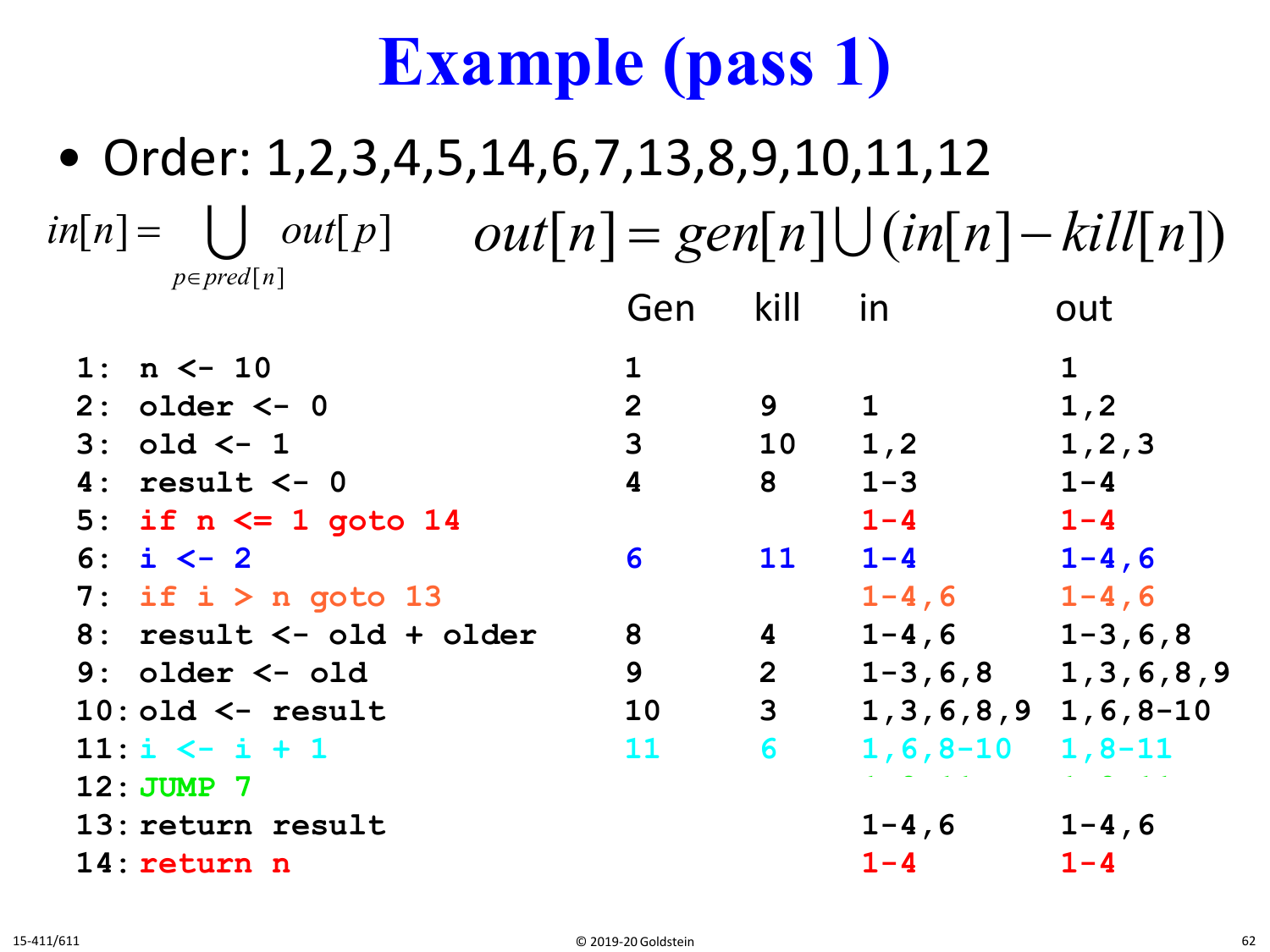# Example (pass 1)

- Order: 1,2,3,4,5,14,6,7,13,8,9,10,11,12

$$in[n] = \bigcup_{p \in pred[n]} out[p] \qquad out[n] = gen[n] \cup (in[n] - kill[n])$$

| | Gen | kill | in | out |
|---|---|---|---|---|
| `1: n <- 10` | 1 | | | 1 |
| `2: older <- 0` | 2 | 9 | 1 | 1,2 |
| `3: old <- 1` | 3 | 10 | 1,2 | 1,2,3 |
| `4: result <- 0` | 4 | 8 | 1-3 | 1-4 |
| `5: if n <= 1 goto 14` | | | 1-4 | 1-4 |
| `6: i <- 2` | 6 | 11 | 1-4 | 1-4,6 |
| `7: if i > n goto 13` | | | 1-4,6 | 1-4,6 |
| `8: result <- old + older` | 8 | 4 | 1-4,6 | 1-3,6,8 |
| `9: older <- old` | 9 | 2 | 1-3,6,8 | 1,3,6,8,9 |
| `10: old <- result` | 10 | 3 | 1,3,6,8,9 | 1,6,8-10 |
| `11: i <- i + 1` | 11 | 6 | 1,6,8-10 | 1,8-11 |
| `12: JUMP 7` | | | | |
| `13: return result` | | | 1-4,6 | 1-4,6 |
| `14: return n` | | | 1-4 | 1-4 |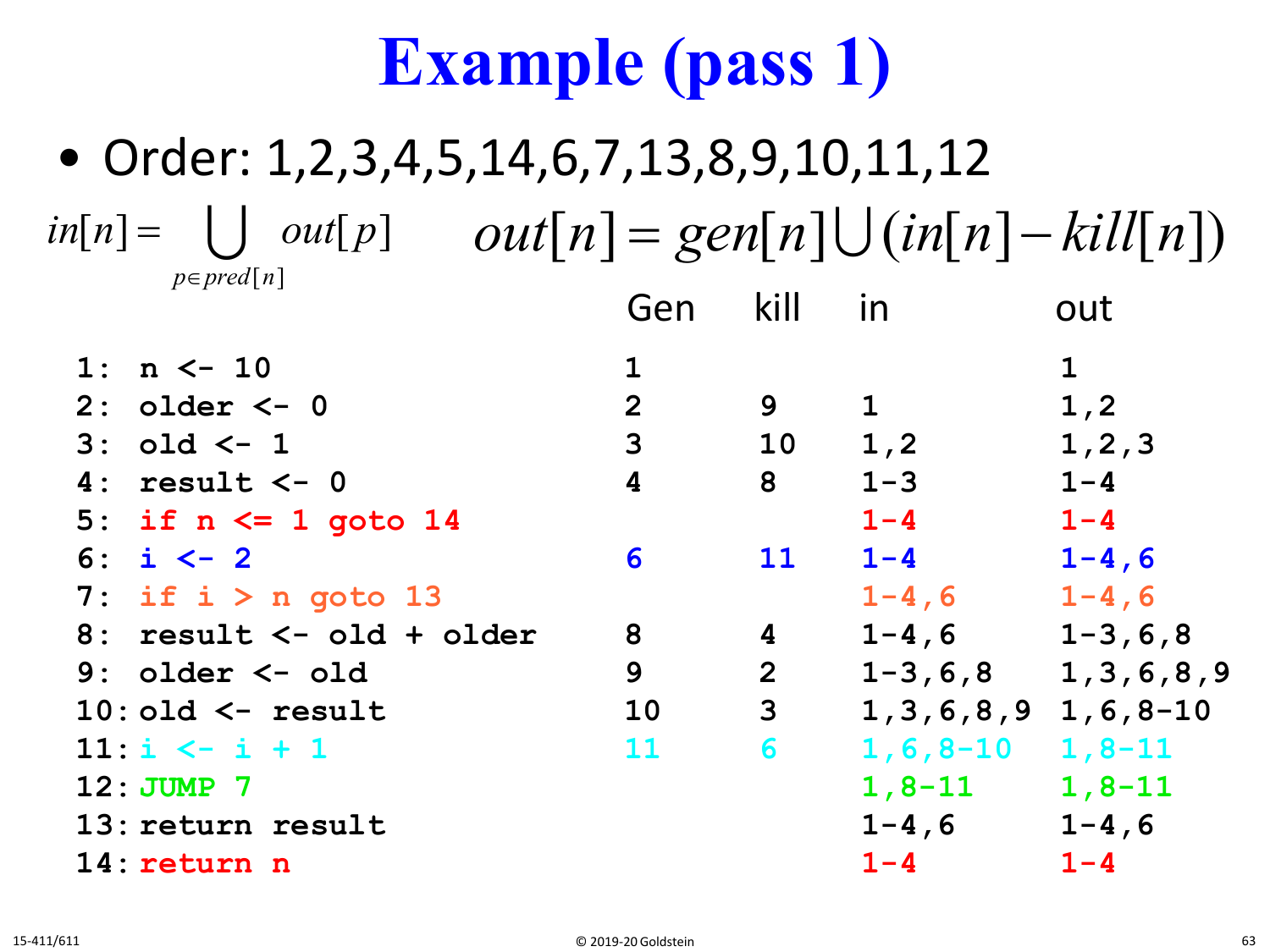# Example (pass 1)

- Order: 1,2,3,4,5,14,6,7,13,8,9,10,11,12

$$in[n] = \bigcup_{p \in pred[n]} out[p] \qquad out[n] = gen[n] \cup (in[n] - kill[n])$$

| Instruction | Gen | kill | in | out |
|---|---|---|---|---|
| `1: n <- 10` | 1 | | | 1 |
| `2: older <- 0` | 2 | 9 | 1 | 1,2 |
| `3: old <- 1` | 3 | 10 | 1,2 | 1,2,3 |
| `4: result <- 0` | 4 | 8 | 1-3 | 1-4 |
| `5: if n <= 1 goto 14` | | | 1-4 | 1-4 |
| `6: i <- 2` | 6 | 11 | 1-4 | 1-4,6 |
| `7: if i > n goto 13` | | | 1-4,6 | 1-4,6 |
| `8: result <- old + older` | 8 | 4 | 1-4,6 | 1-3,6,8 |
| `9: older <- old` | 9 | 2 | 1-3,6,8 | 1,3,6,8,9 |
| `10: old <- result` | 10 | 3 | 1,3,6,8,9 | 1,6,8-10 |
| `11: i <- i + 1` | 11 | 6 | 1,6,8-10 | 1,8-11 |
| `12: JUMP 7` | | | 1,8-11 | 1,8-11 |
| `13: return result` | | | 1-4,6 | 1-4,6 |
| `14: return n` | | | 1-4 | 1-4 |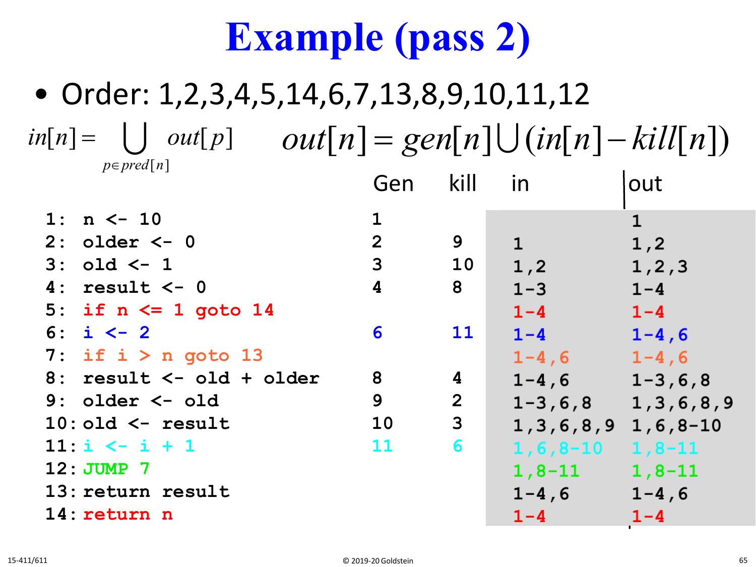# Example (pass 2)

- Order: 1,2,3,4,5,14,6,7,13,8,9,10,11,12

$$in[n] = \bigcup_{p \in pred[n]} out[p] \qquad out[n] = gen[n] \cup (in[n] - kill[n])$$

| Instruction | Gen | kill | in | out |
|---|---|---|---|---|
| 1: n <- 10 | 1 | | | 1 |
| 2: older <- 0 | 2 | 9 | 1 | 1,2 |
| 3: old <- 1 | 3 | 10 | 1,2 | 1,2,3 |
| 4: result <- 0 | 4 | 8 | 1-3 | 1-4 |
| 5: if n <= 1 goto 14 | | | 1-4 | 1-4 |
| 6: i <- 2 | 6 | 11 | 1-4 | 1-4,6 |
| 7: if i > n goto 13 | | | 1-4,6 | 1-4,6 |
| 8: result <- old + older | 8 | 4 | 1-4,6 | 1-3,6,8 |
| 9: older <- old | 9 | 2 | 1-3,6,8 | 1,3,6,8,9 |
| 10: old <- result | 10 | 3 | 1,3,6,8,9 | 1,6,8-10 |
| 11: i <- i + 1 | 11 | 6 | 1,6,8-10 | 1,8-11 |
| 12: JUMP 7 | | | 1,8-11 | 1,8-11 |
| 13: return result | | | 1-4,6 | 1-4,6 |
| 14: return n | | | 1-4 | 1-4 |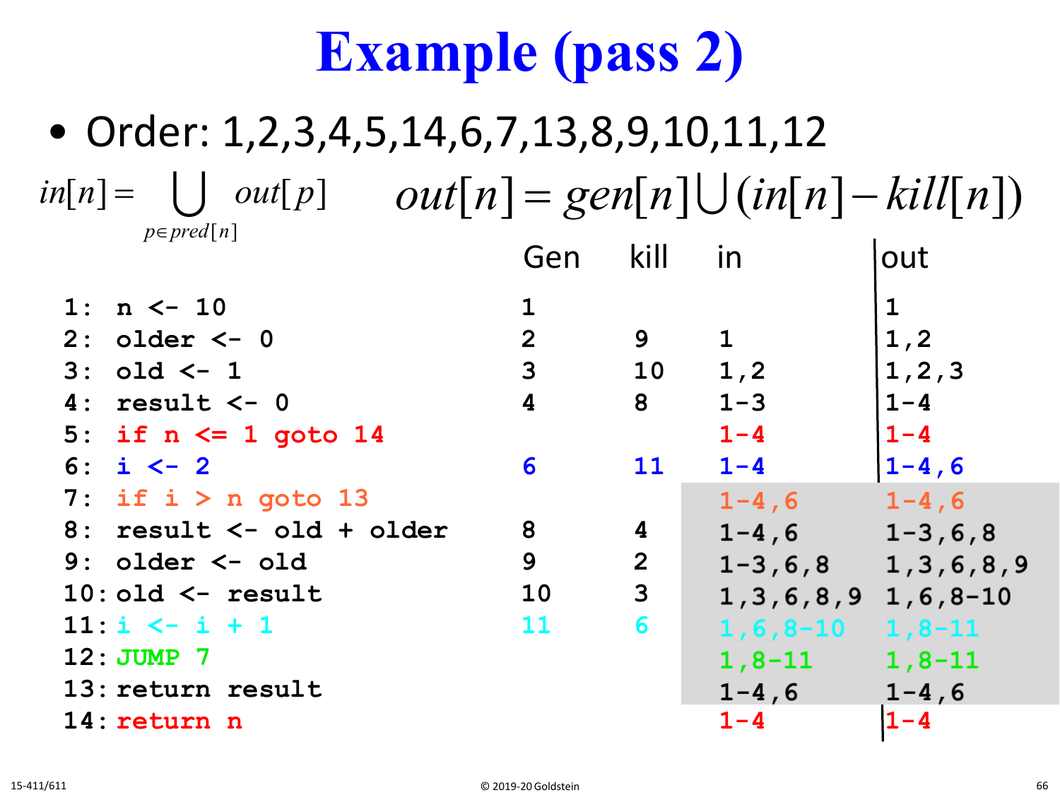# Example (pass 2)

- Order: 1,2,3,4,5,14,6,7,13,8,9,10,11,12

$$in[n] = \bigcup_{p \in pred[n]} out[p] \qquad out[n] = gen[n] \cup (in[n] - kill[n])$$

| | Code | Gen | kill | in | out |
|---|---|---|---|---|---|
| 1: | `n <- 10` | 1 | | | 1 |
| 2: | `older <- 0` | 2 | 9 | 1 | 1,2 |
| 3: | `old <- 1` | 3 | 10 | 1,2 | 1,2,3 |
| 4: | `result <- 0` | 4 | 8 | 1-3 | 1-4 |
| 5: | `if n <= 1 goto 14` | | | 1-4 | 1-4 |
| 6: | `i <- 2` | 6 | 11 | 1-4 | 1-4,6 |
| 7: | `if i > n goto 13` | | | 1-4,6 | 1-4,6 |
| 8: | `result <- old + older` | 8 | 4 | 1-4,6 | 1-3,6,8 |
| 9: | `older <- old` | 9 | 2 | 1-3,6,8 | 1,3,6,8,9 |
| 10: | `old <- result` | 10 | 3 | 1,3,6,8,9 | 1,6,8-10 |
| 11: | `i <- i + 1` | 11 | 6 | 1,6,8-10 | 1,8-11 |
| 12: | `JUMP 7` | | | 1,8-11 | 1,8-11 |
| 13: | `return result` | | | 1-4,6 | 1-4,6 |
| 14: | `return n` | | | 1-4 | 1-4 |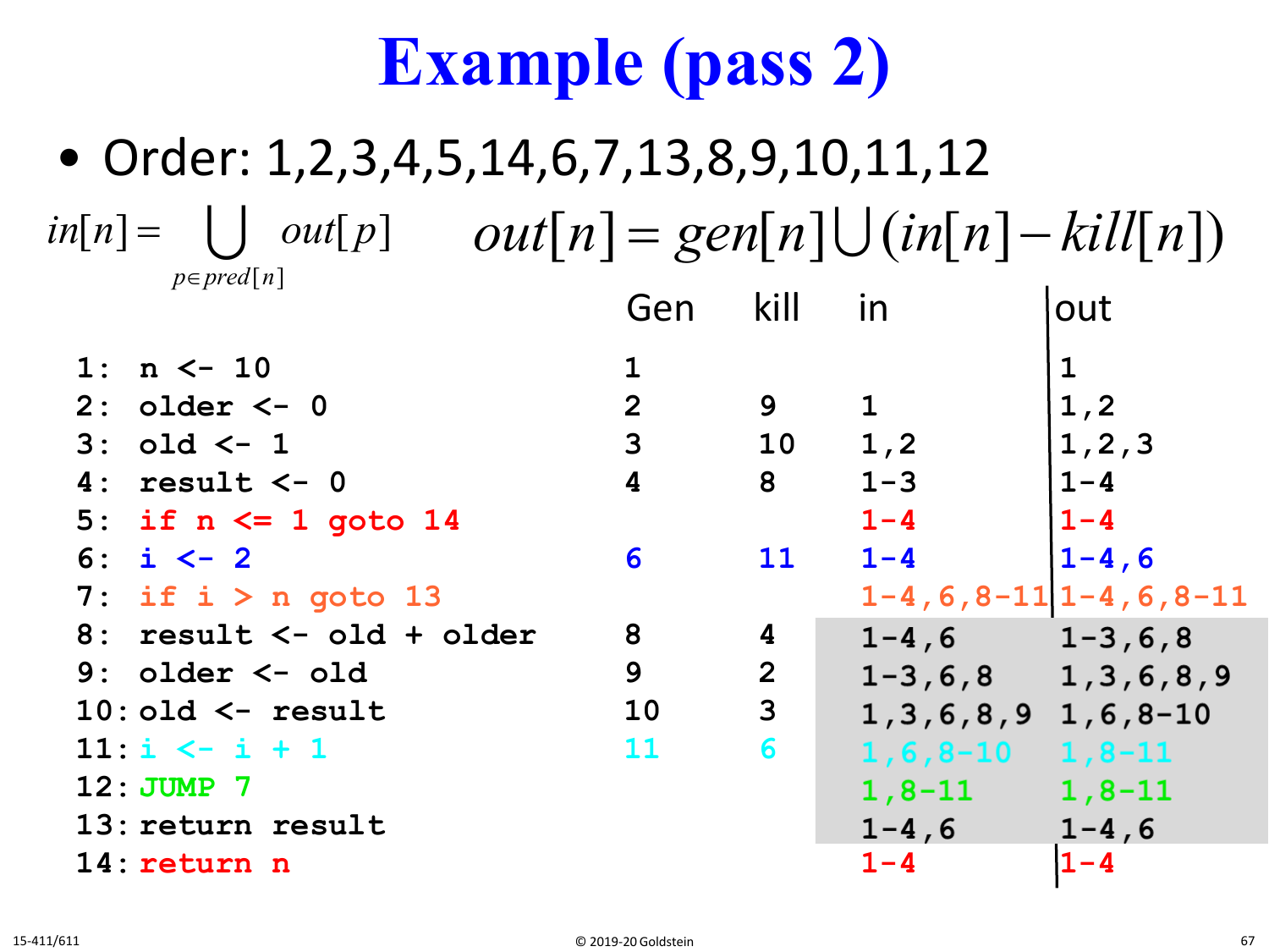# Example (pass 2)

- Order: 1,2,3,4,5,14,6,7,13,8,9,10,11,12

$$in[n] = \bigcup_{p \in pred[n]} out[p] \qquad out[n] = gen[n] \cup (in[n] - kill[n])$$

| | Gen | kill | in | out |
|---|---|---|---|---|
| `1: n <- 10` | 1 | | | 1 |
| `2: older <- 0` | 2 | 9 | 1 | 1,2 |
| `3: old <- 1` | 3 | 10 | 1,2 | 1,2,3 |
| `4: result <- 0` | 4 | 8 | 1-3 | 1-4 |
| `5: if n <= 1 goto 14` | | | 1-4 | 1-4 |
| `6: i <- 2` | 6 | 11 | 1-4 | 1-4,6 |
| `7: if i > n goto 13` | | | 1-4,6,8-11 | 1-4,6,8-11 |
| `8: result <- old + older` | 8 | 4 | 1-4,6 | 1-3,6,8 |
| `9: older <- old` | 9 | 2 | 1-3,6,8 | 1,3,6,8,9 |
| `10: old <- result` | 10 | 3 | 1,3,6,8,9 | 1,6,8-10 |
| `11: i <- i + 1` | 11 | 6 | 1,6,8-10 | 1,8-11 |
| `12: JUMP 7` | | | 1,8-11 | 1,8-11 |
| `13: return result` | | | 1-4,6 | 1-4,6 |
| `14: return n` | | | 1-4 | 1-4 |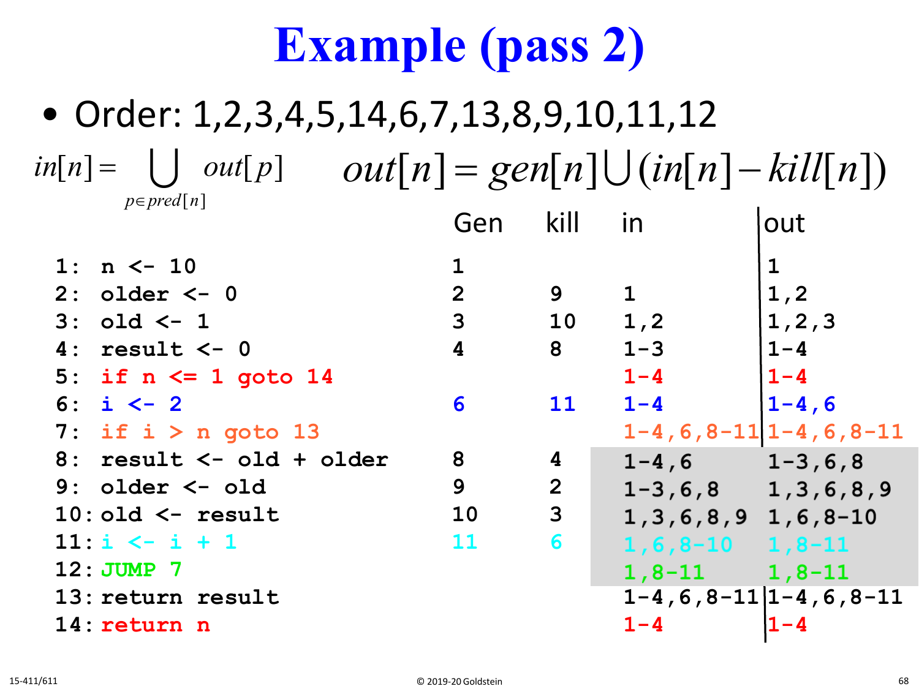# Example (pass 2)

- Order: 1,2,3,4,5,14,6,7,13,8,9,10,11,12

$$in[n] = \bigcup_{p \in pred[n]} out[p] \qquad out[n] = gen[n] \bigcup (in[n] - kill[n])$$

| | Gen | kill | in | out |
|---|---|---|---|---|
| `1: n <- 10` | 1 | | | 1 |
| `2: older <- 0` | 2 | 9 | 1 | 1,2 |
| `3: old <- 1` | 3 | 10 | 1,2 | 1,2,3 |
| `4: result <- 0` | 4 | 8 | 1-3 | 1-4 |
| `5: if n <= 1 goto 14` | | | 1-4 | 1-4 |
| `6: i <- 2` | 6 | 11 | 1-4 | 1-4,6 |
| `7: if i > n goto 13` | | | 1-4,6,8-11 | 1-4,6,8-11 |
| `8: result <- old + older` | 8 | 4 | 1-4,6 | 1-3,6,8 |
| `9: older <- old` | 9 | 2 | 1-3,6,8 | 1,3,6,8,9 |
| `10: old <- result` | 10 | 3 | 1,3,6,8,9 | 1,6,8-10 |
| `11: i <- i + 1` | 11 | 6 | 1,6,8-10 | 1,8-11 |
| `12: JUMP 7` | | | 1,8-11 | 1,8-11 |
| `13: return result` | | | 1-4,6,8-11 | 1-4,6,8-11 |
| `14: return n` | | | 1-4 | 1-4 |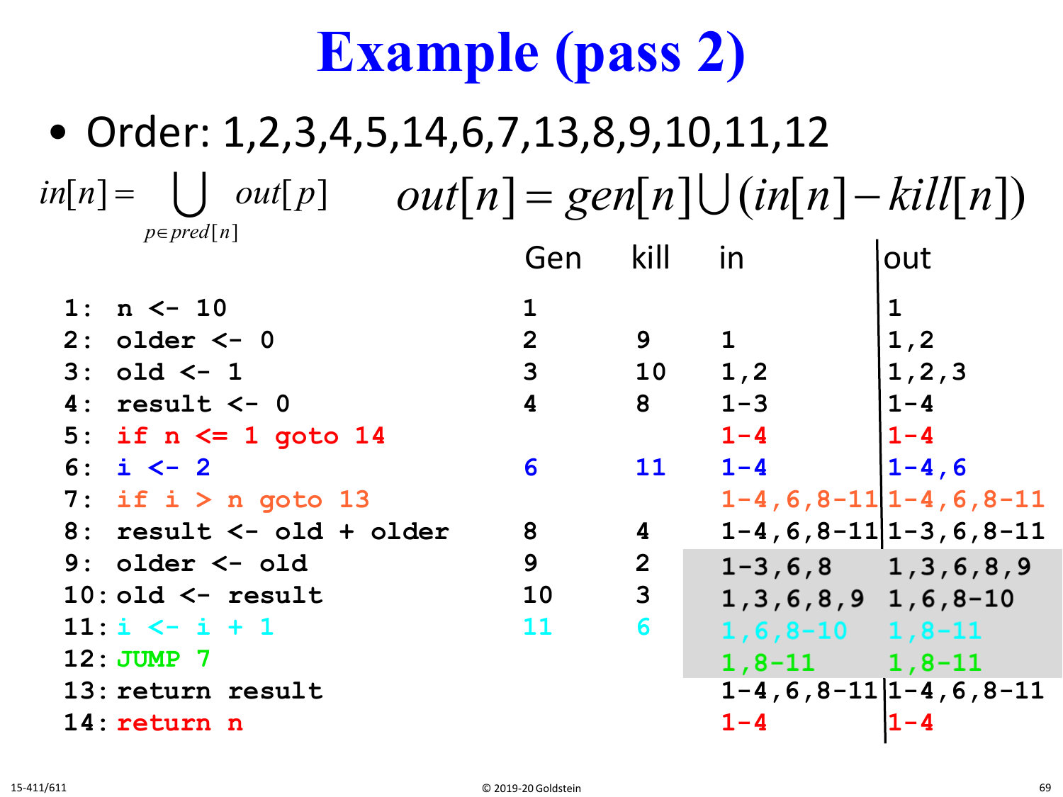# Example (pass 2)

- Order: 1,2,3,4,5,14,6,7,13,8,9,10,11,12

$$in[n] = \bigcup_{p \in pred[n]} out[p] \qquad out[n] = gen[n] \bigcup (in[n] - kill[n])$$

| | Gen | kill | in | out |
|---|---|---|---|---|
| `1: n <- 10` | 1 | | | 1 |
| `2: older <- 0` | 2 | 9 | 1 | 1,2 |
| `3: old <- 1` | 3 | 10 | 1,2 | 1,2,3 |
| `4: result <- 0` | 4 | 8 | 1-3 | 1-4 |
| `5: if n <= 1 goto 14` | | | 1-4 | 1-4 |
| `6: i <- 2` | 6 | 11 | 1-4 | 1-4,6 |
| `7: if i > n goto 13` | | | 1-4,6,8-11 | 1-4,6,8-11 |
| `8: result <- old + older` | 8 | 4 | 1-4,6,8-11 | 1-3,6,8-11 |
| `9: older <- old` | 9 | 2 | 1-3,6,8 | 1,3,6,8,9 |
| `10: old <- result` | 10 | 3 | 1,3,6,8,9 | 1,6,8-10 |
| `11: i <- i + 1` | 11 | 6 | 1,6,8-10 | 1,8-11 |
| `12: JUMP 7` | | | 1,8-11 | 1,8-11 |
| `13: return result` | | | 1-4,6,8-11 | 1-4,6,8-11 |
| `14: return n` | | | 1-4 | 1-4 |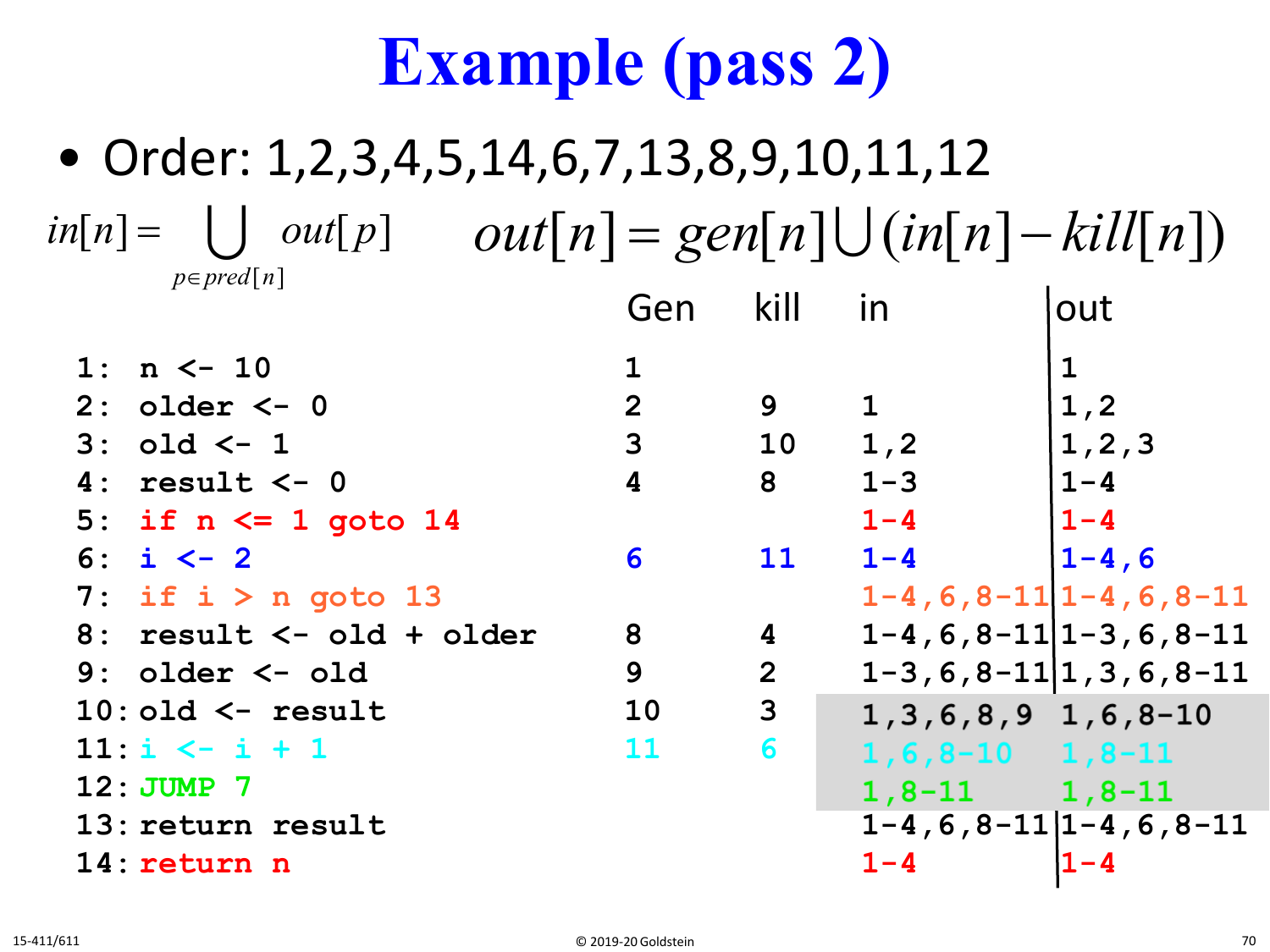# Example (pass 2)

- Order: 1,2,3,4,5,14,6,7,13,8,9,10,11,12

$$in[n] = \bigcup_{p \in pred[n]} out[p] \qquad out[n] = gen[n] \bigcup (in[n] - kill[n])$$

| Code | Gen | kill | in | out |
|---|---|---|---|---|
| `1: n <- 10` | 1 | | | 1 |
| `2: older <- 0` | 2 | 9 | 1 | 1,2 |
| `3: old <- 1` | 3 | 10 | 1,2 | 1,2,3 |
| `4: result <- 0` | 4 | 8 | 1-3 | 1-4 |
| `5: if n <= 1 goto 14` | | | 1-4 | 1-4 |
| `6: i <- 2` | 6 | 11 | 1-4 | 1-4,6 |
| `7: if i > n goto 13` | | | 1-4,6,8-11 | 1-4,6,8-11 |
| `8: result <- old + older` | 8 | 4 | 1-4,6,8-11 | 1-3,6,8-11 |
| `9: older <- old` | 9 | 2 | 1-3,6,8-11 | 1,3,6,8-11 |
| `10: old <- result` | 10 | 3 | 1,3,6,8,9 | 1,6,8-10 |
| `11: i <- i + 1` | 11 | 6 | 1,6,8-10 | 1,8-11 |
| `12: JUMP 7` | | | 1,8-11 | 1,8-11 |
| `13: return result` | | | 1-4,6,8-11 | 1-4,6,8-11 |
| `14: return n` | | | 1-4 | 1-4 |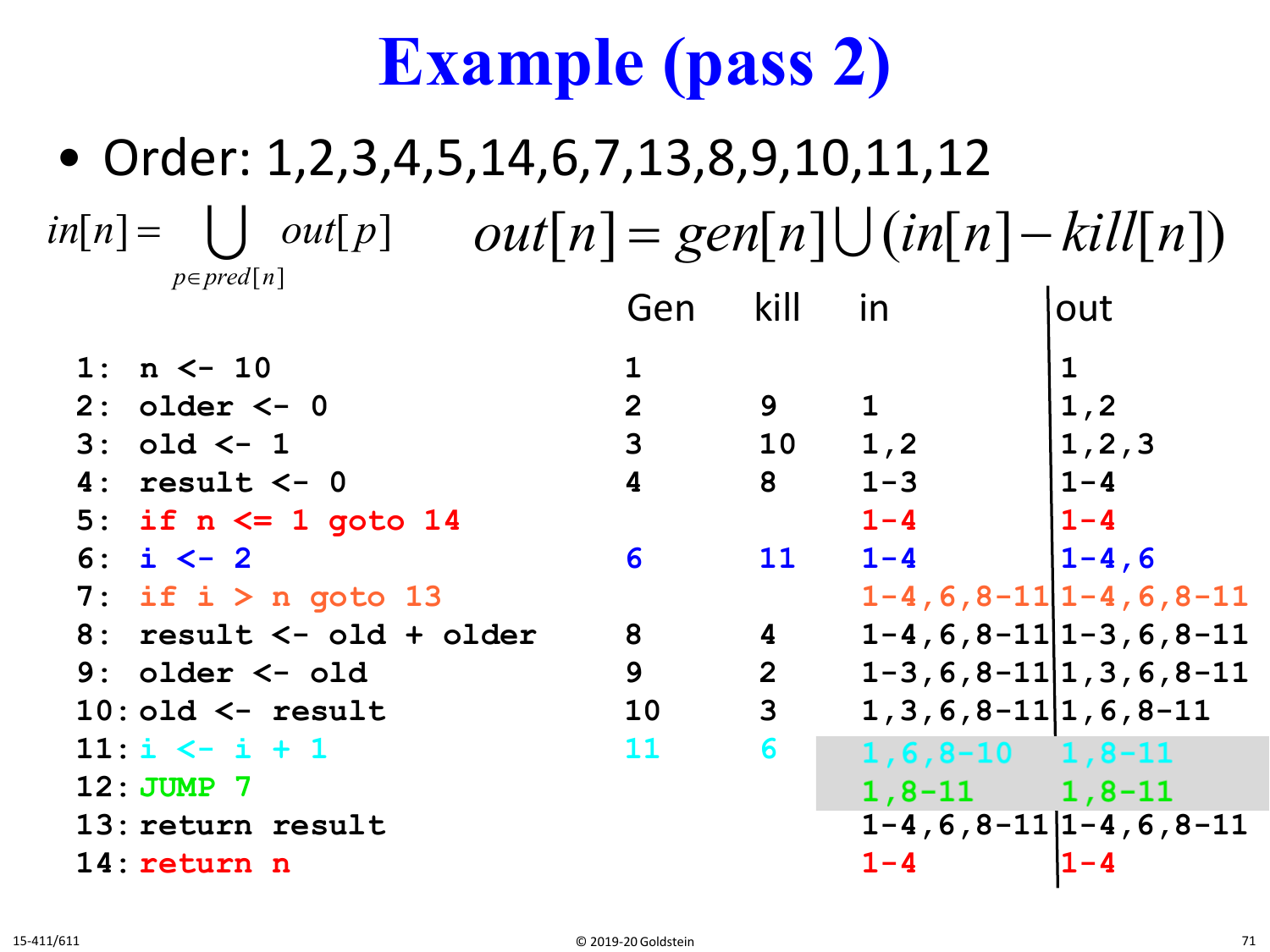# Example (pass 2)

- Order: 1,2,3,4,5,14,6,7,13,8,9,10,11,12

$$in[n] = \bigcup_{p \in pred[n]} out[p] \qquad out[n] = gen[n] \bigcup (in[n] - kill[n])$$

| Instruction | Gen | kill | in | out |
|---|---|---|---|---|
| `1: n <- 10` | 1 | | | 1 |
| `2: older <- 0` | 2 | 9 | 1 | 1,2 |
| `3: old <- 1` | 3 | 10 | 1,2 | 1,2,3 |
| `4: result <- 0` | 4 | 8 | 1-3 | 1-4 |
| `5: if n <= 1 goto 14` | | | 1-4 | 1-4 |
| `6: i <- 2` | 6 | 11 | 1-4 | 1-4,6 |
| `7: if i > n goto 13` | | | 1-4,6,8-11 | 1-4,6,8-11 |
| `8: result <- old + older` | 8 | 4 | 1-4,6,8-11 | 1-3,6,8-11 |
| `9: older <- old` | 9 | 2 | 1-3,6,8-11 | 1,3,6,8-11 |
| `10: old <- result` | 10 | 3 | 1,3,6,8-11 | 1,6,8-11 |
| `11: i <- i + 1` | 11 | 6 | 1,6,8-10 | 1,8-11 |
| `12: JUMP 7` | | | 1,8-11 | 1,8-11 |
| `13: return result` | | | 1-4,6,8-11 | 1-4,6,8-11 |
| `14: return n` | | | 1-4 | 1-4 |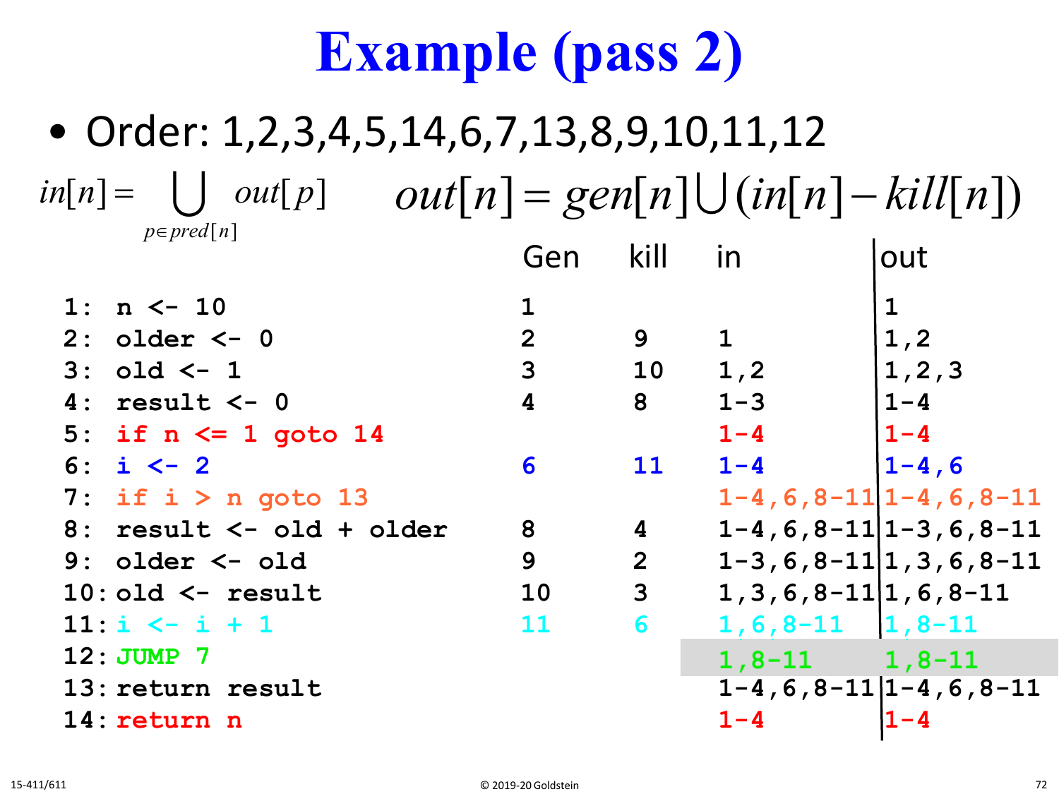# Example (pass 2)

- Order: 1,2,3,4,5,14,6,7,13,8,9,10,11,12

$$in[n] = \bigcup_{p \in pred[n]} out[p] \qquad out[n] = gen[n] \cup (in[n] - kill[n])$$

| | Gen | kill | in | out |
|---|---|---|---|---|
| `1: n <- 10` | 1 | | | 1 |
| `2: older <- 0` | 2 | 9 | 1 | 1,2 |
| `3: old <- 1` | 3 | 10 | 1,2 | 1,2,3 |
| `4: result <- 0` | 4 | 8 | 1-3 | 1-4 |
| `5: if n <= 1 goto 14` | | | 1-4 | 1-4 |
| `6: i <- 2` | 6 | 11 | 1-4 | 1-4,6 |
| `7: if i > n goto 13` | | | 1-4,6,8-11 | 1-4,6,8-11 |
| `8: result <- old + older` | 8 | 4 | 1-4,6,8-11 | 1-3,6,8-11 |
| `9: older <- old` | 9 | 2 | 1-3,6,8-11 | 1,3,6,8-11 |
| `10: old <- result` | 10 | 3 | 1,3,6,8-11 | 1,6,8-11 |
| `11: i <- i + 1` | 11 | 6 | 1,6,8-11 | 1,8-11 |
| `12: JUMP 7` | | | 1,8-11 | 1,8-11 |
| `13: return result` | | | 1-4,6,8-11 | 1-4,6,8-11 |
| `14: return n` | | | 1-4 | 1-4 |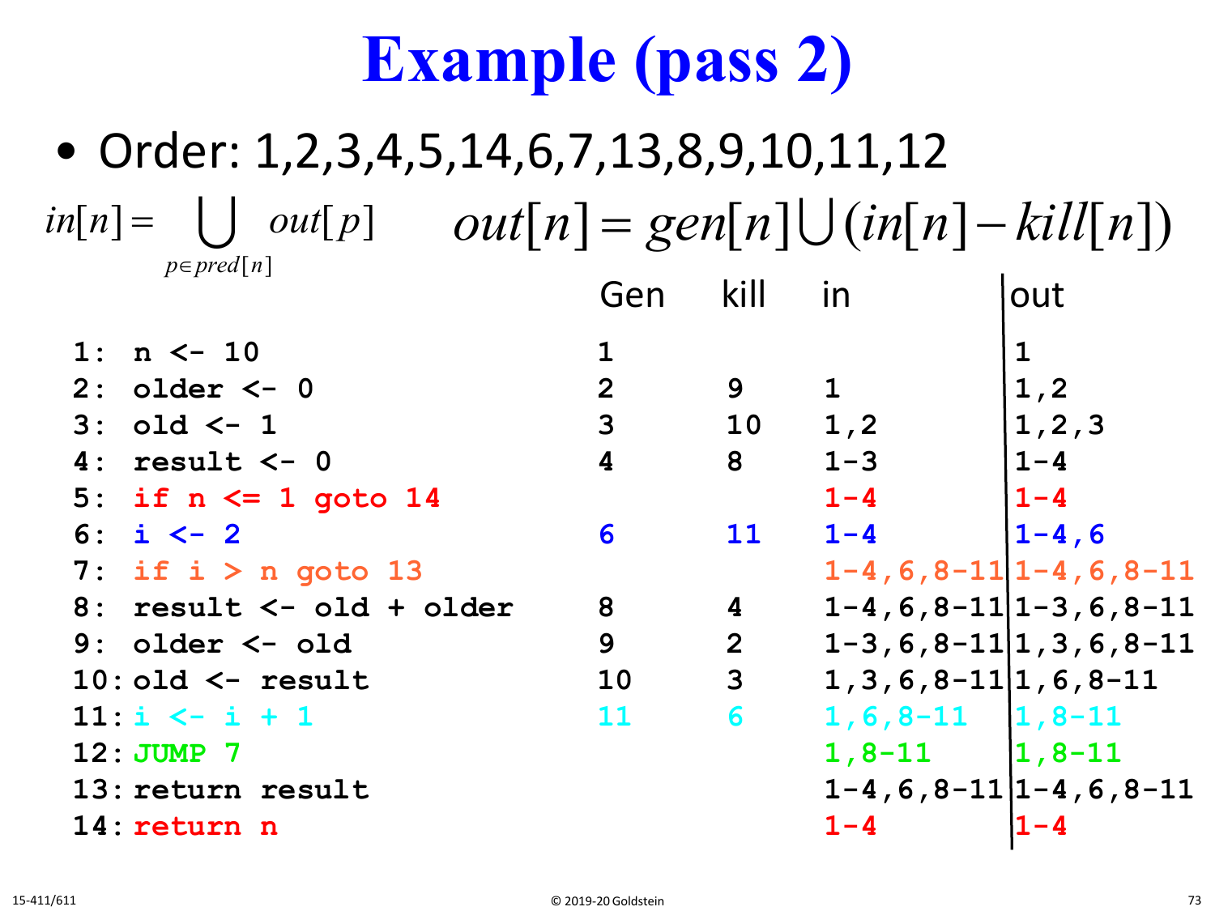# Example (pass 2)

- Order: 1,2,3,4,5,14,6,7,13,8,9,10,11,12

$$in[n] = \bigcup_{p \in pred[n]} out[p] \qquad out[n] = gen[n] \cup (in[n] - kill[n])$$

| | Gen | kill | in | out |
|---|---|---|---|---|
| `1: n <- 10` | 1 | | | 1 |
| `2: older <- 0` | 2 | 9 | 1 | 1,2 |
| `3: old <- 1` | 3 | 10 | 1,2 | 1,2,3 |
| `4: result <- 0` | 4 | 8 | 1-3 | 1-4 |
| `5: if n <= 1 goto 14` | | | 1-4 | 1-4 |
| `6: i <- 2` | 6 | 11 | 1-4 | 1-4,6 |
| `7: if i > n goto 13` | | | 1-4,6,8-11 | 1-4,6,8-11 |
| `8: result <- old + older` | 8 | 4 | 1-4,6,8-11 | 1-3,6,8-11 |
| `9: older <- old` | 9 | 2 | 1-3,6,8-11 | 1,3,6,8-11 |
| `10: old <- result` | 10 | 3 | 1,3,6,8-11 | 1,6,8-11 |
| `11: i <- i + 1` | 11 | 6 | 1,6,8-11 | 1,8-11 |
| `12: JUMP 7` | | | 1,8-11 | 1,8-11 |
| `13: return result` | | | 1-4,6,8-11 | 1-4,6,8-11 |
| `14: return n` | | | 1-4 | 1-4 |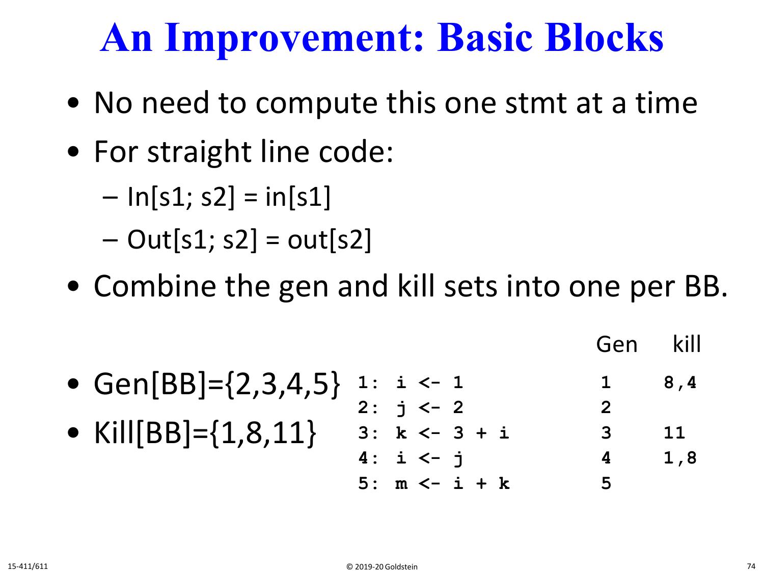# An Improvement: Basic Blocks

- No need to compute this one stmt at a time
- For straight line code:
  - In[s1; s2] = in[s1]
  - Out[s1; s2] = out[s2]
- Combine the gen and kill sets into one per BB.

- Gen[BB]={2,3,4,5}
- Kill[BB]={1,8,11}

| Stmt | Gen | kill |
|---|---|---|
| `1: i <- 1` | 1 | 8,4 |
| `2: j <- 2` | 2 | |
| `3: k <- 3 + i` | 3 | 11 |
| `4: i <- j` | 4 | 1,8 |
| `5: m <- i + k` | 5 | |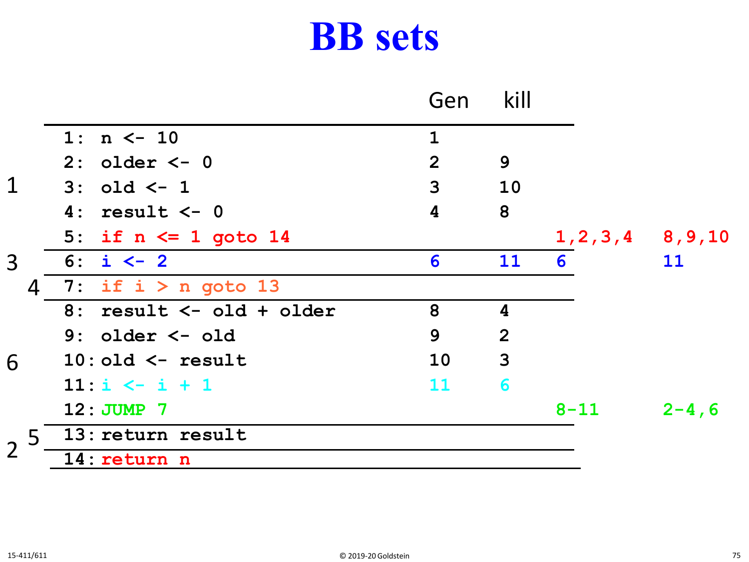# BB sets

| Block | Instruction | Gen | kill | BB Gen | BB kill |
|---|---|---|---|---|---|
| 1 | 1: n <- 10 | 1 | | | |
| | 2: older <- 0 | 2 | 9 | | |
| | 3: old <- 1 | 3 | 10 | | |
| | 4: result <- 0 | 4 | 8 | | |
| | 5: if n <= 1 goto 14 | | | 1,2,3,4 | 8,9,10 |
| 3 | 6: i <- 2 | 6 | 11 | 6 | 11 |
| 4 | 7: if i > n goto 13 | | | | |
| 6 | 8: result <- old + older | 8 | 4 | | |
| | 9: older <- old | 9 | 2 | | |
| | 10: old <- result | 10 | 3 | | |
| | 11: i <- i + 1 | 11 | 6 | | |
| | 12: JUMP 7 | | | 8-11 | 2-4,6 |
| 5 | 13: return result | | | | |
| 2 | 14: return n | | | | |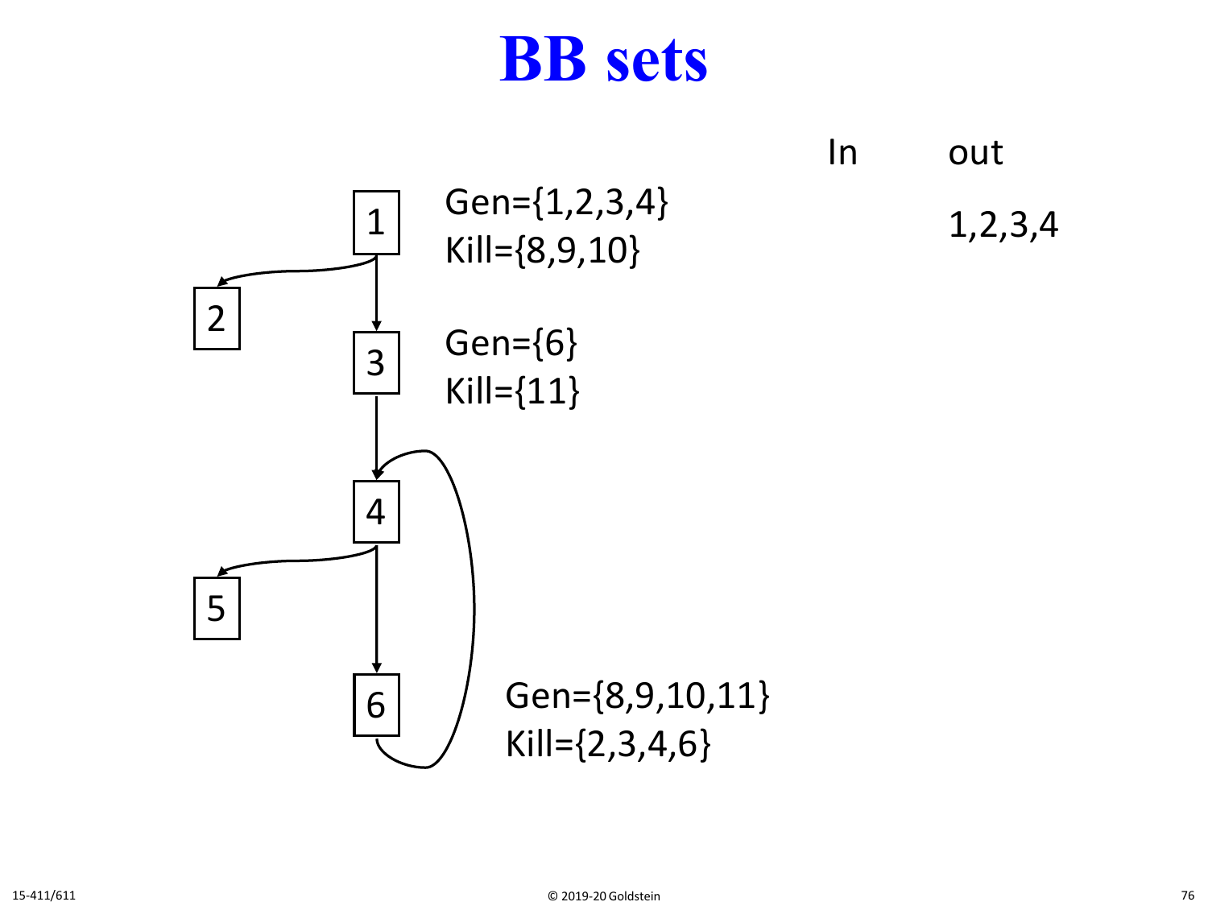# BB sets

| Block | | In | out |
|---|---|---|---|
| 1 | Gen={1,2,3,4}<br>Kill={8,9,10} | | 1,2,3,4 |
| 3 | Gen={6}<br>Kill={11} | | |
| 6 | Gen={8,9,10,11}<br>Kill={2,3,4,6} | | |

Edges: 1 → 2, 1 → 3, 3 → 4, 4 → 5, 4 → 6, 6 → 4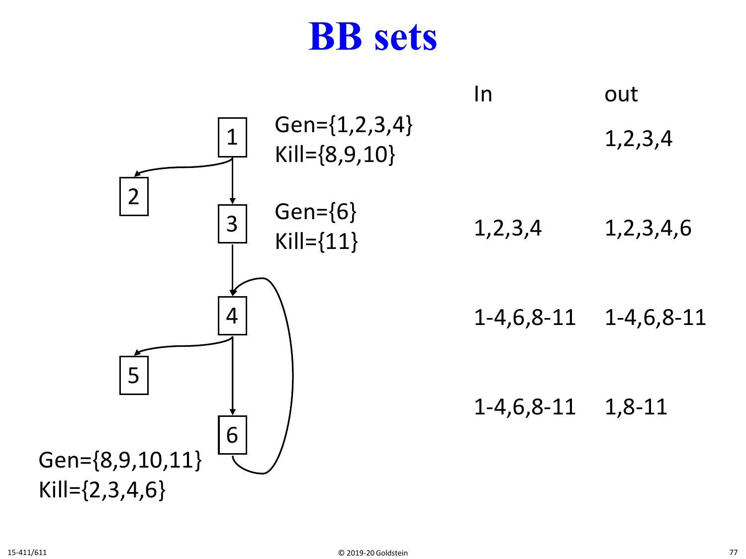# BB sets

| Block | Gen | Kill | In | out |
|---|---|---|---|---|
| 1 | {1,2,3,4} | {8,9,10} | | 1,2,3,4 |
| 3 | {6} | {11} | 1,2,3,4 | 1,2,3,4,6 |
| 4 | | | 1-4,6,8-11 | 1-4,6,8-11 |
| 6 | {8,9,10,11} | {2,3,4,6} | 1-4,6,8-11 | 1,8-11 |

CFG edges: 1 → 2, 1 → 3, 3 → 4, 4 → 5, 4 → 6, 6 → 4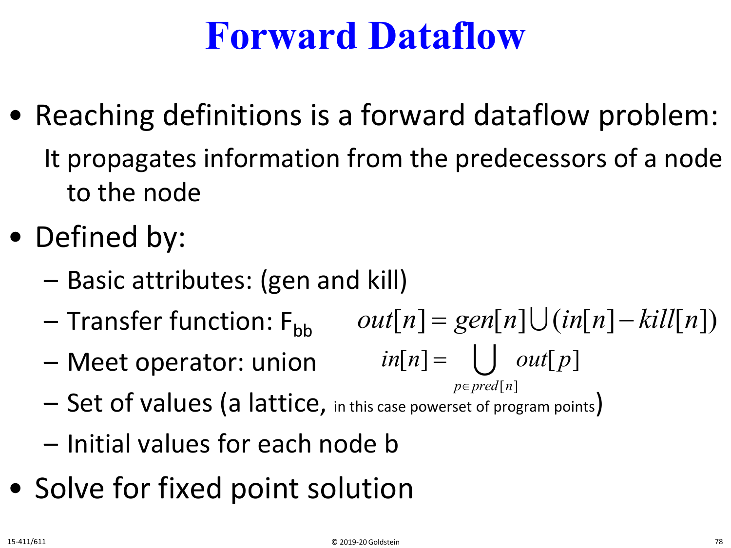# Forward Dataflow

- Reaching definitions is a forward dataflow problem:

  It propagates information from the predecessors of a node to the node

- Defined by:
  - Basic attributes: (gen and kill)
  - Transfer function: $F_{bb}$ $\quad out[n] = gen[n] \cup (in[n] - kill[n])$
  - Meet operator: union $\quad in[n] = \bigcup_{p \in pred[n]} out[p]$
  - Set of values (a lattice, in this case powerset of program points)
  - Initial values for each node b

- Solve for fixed point solution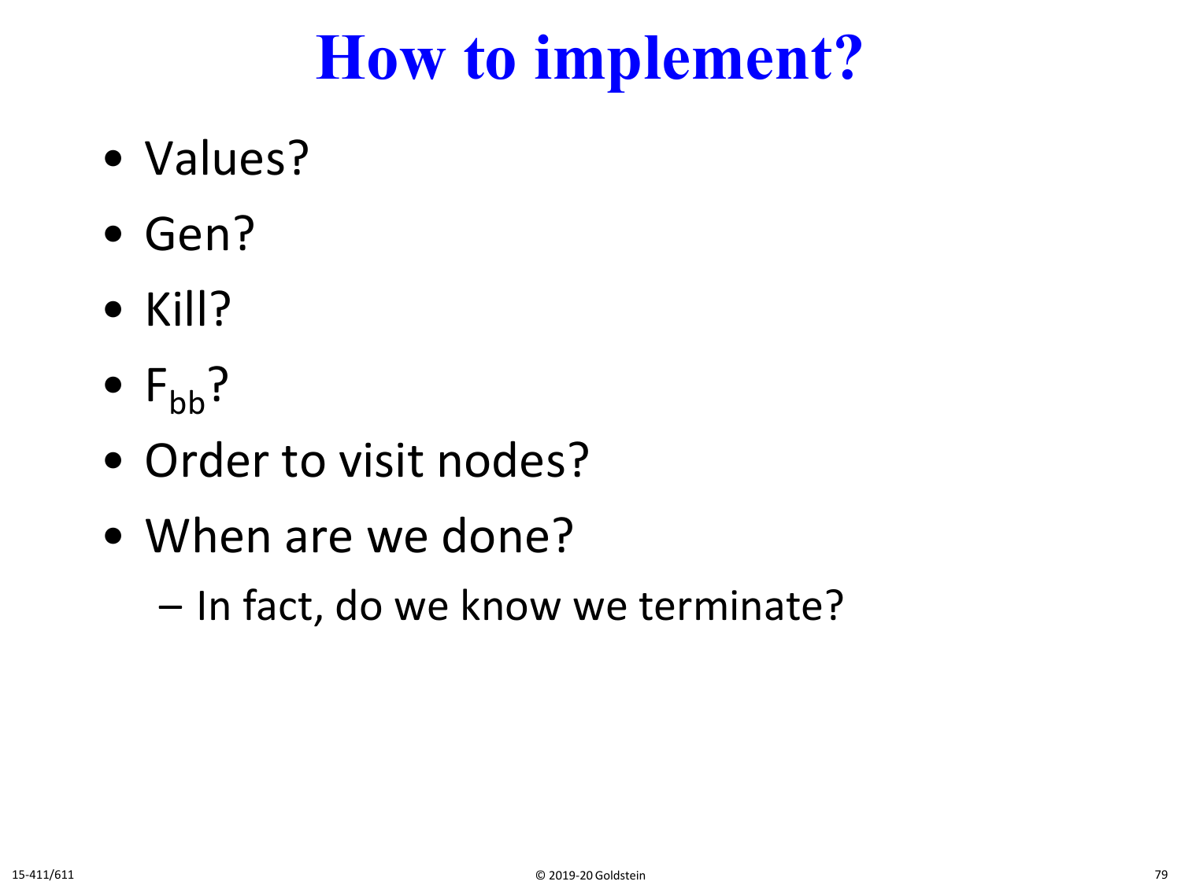# How to implement?

- Values?
- Gen?
- Kill?
- $F_{bb}$?
- Order to visit nodes?
- When are we done?
  - In fact, do we know we terminate?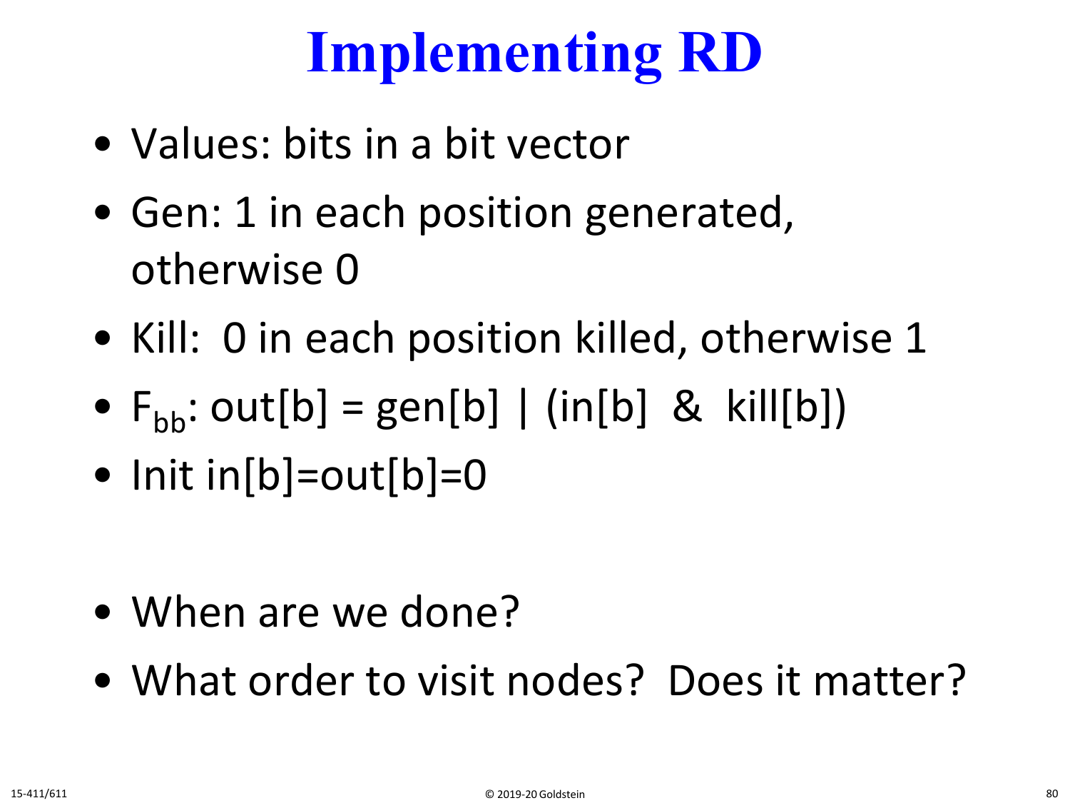# Implementing RD

- Values: bits in a bit vector
- Gen: 1 in each position generated, otherwise 0
- Kill: 0 in each position killed, otherwise 1
- $F_{bb}$: out[b] = gen[b] | (in[b] & kill[b])
- Init in[b]=out[b]=0

- When are we done?
- What order to visit nodes? Does it matter?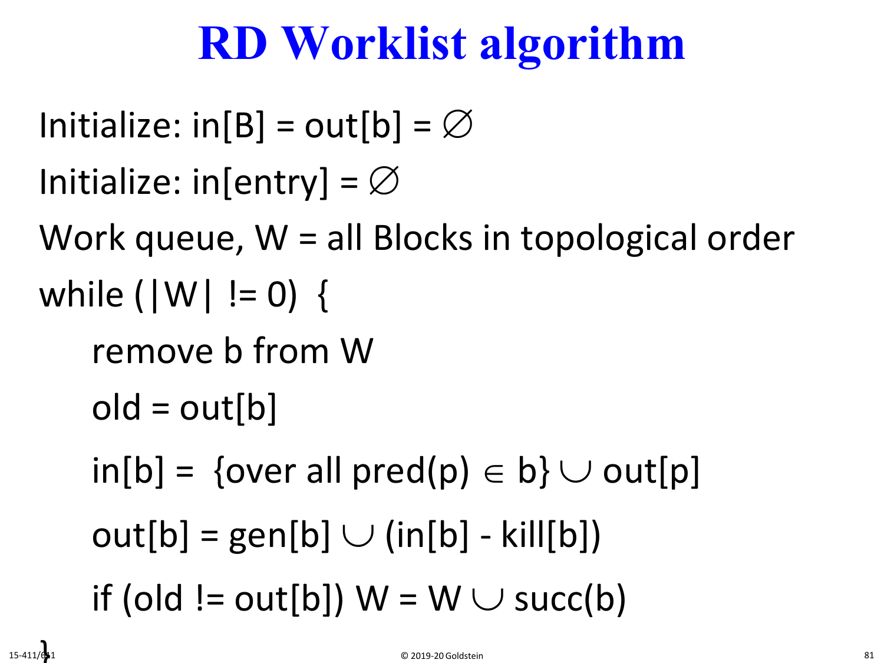# RD Worklist algorithm

Initialize: in[B] = out[b] = $\varnothing$

Initialize: in[entry] = $\varnothing$

Work queue, W = all Blocks in topological order

```
while (|W| != 0) {
    remove b from W
    old = out[b]
    in[b] = {over all pred(p) ∈ b} ∪ out[p]
    out[b] = gen[b] ∪ (in[b] - kill[b])
    if (old != out[b]) W = W ∪ succ(b)
}
```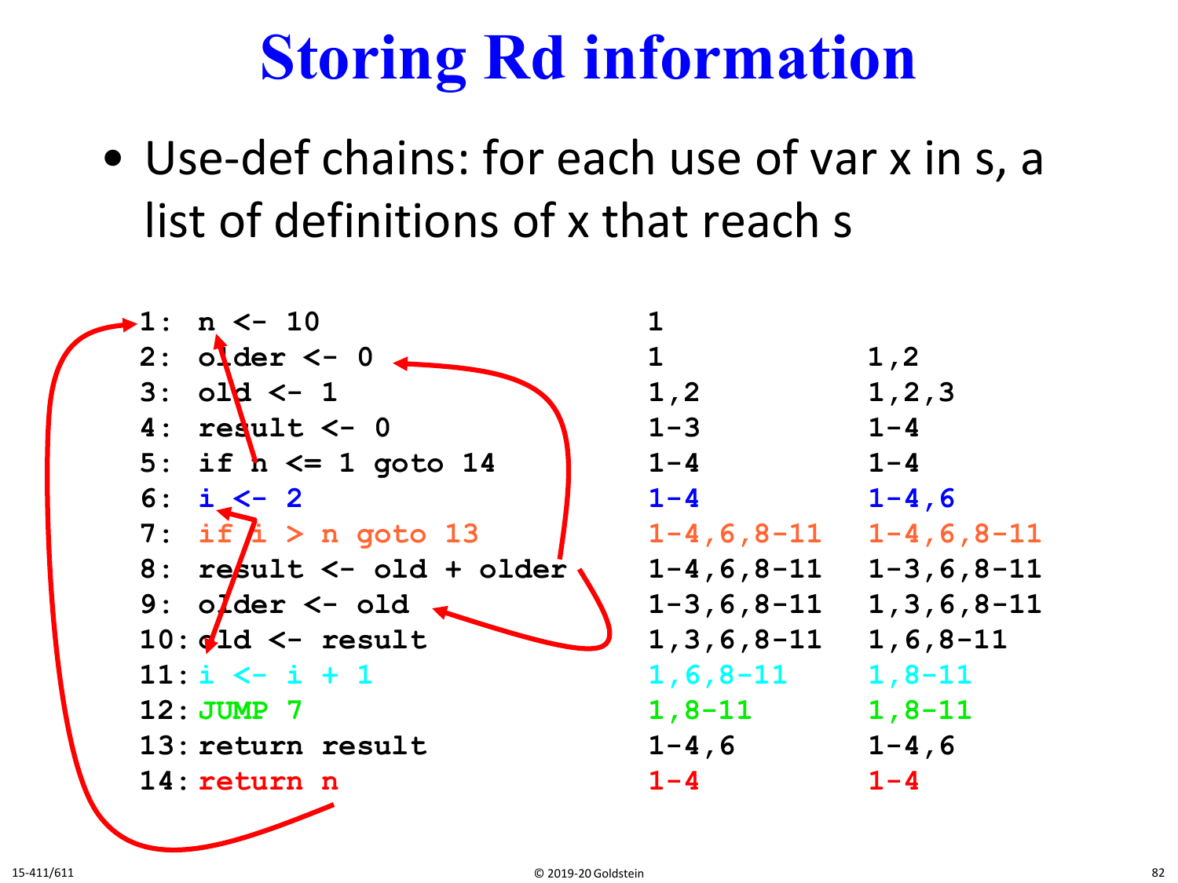# Storing Rd information

- Use-def chains: for each use of var x in s, a list of definitions of x that reach s

```
1:  n <- 10                     1
2:  older <- 0                  1               1,2
3:  old <- 1                    1,2             1,2,3
4:  result <- 0                 1-3             1-4
5:  if n <= 1 goto 14           1-4             1-4
6:  i <- 2                      1-4             1-4,6
7:  if i > n goto 13            1-4,6,8-11      1-4,6,8-11
8:  result <- old + older       1-4,6,8-11      1-3,6,8-11
9:  older <- old                1-3,6,8-11      1,3,6,8-11
10: old <- result               1,3,6,8-11      1,6,8-11
11: i <- i + 1                  1,6,8-11        1,8-11
12: JUMP 7                      1,8-11          1,8-11
13: return result               1-4,6           1-4,6
14: return n                    1-4             1-4
```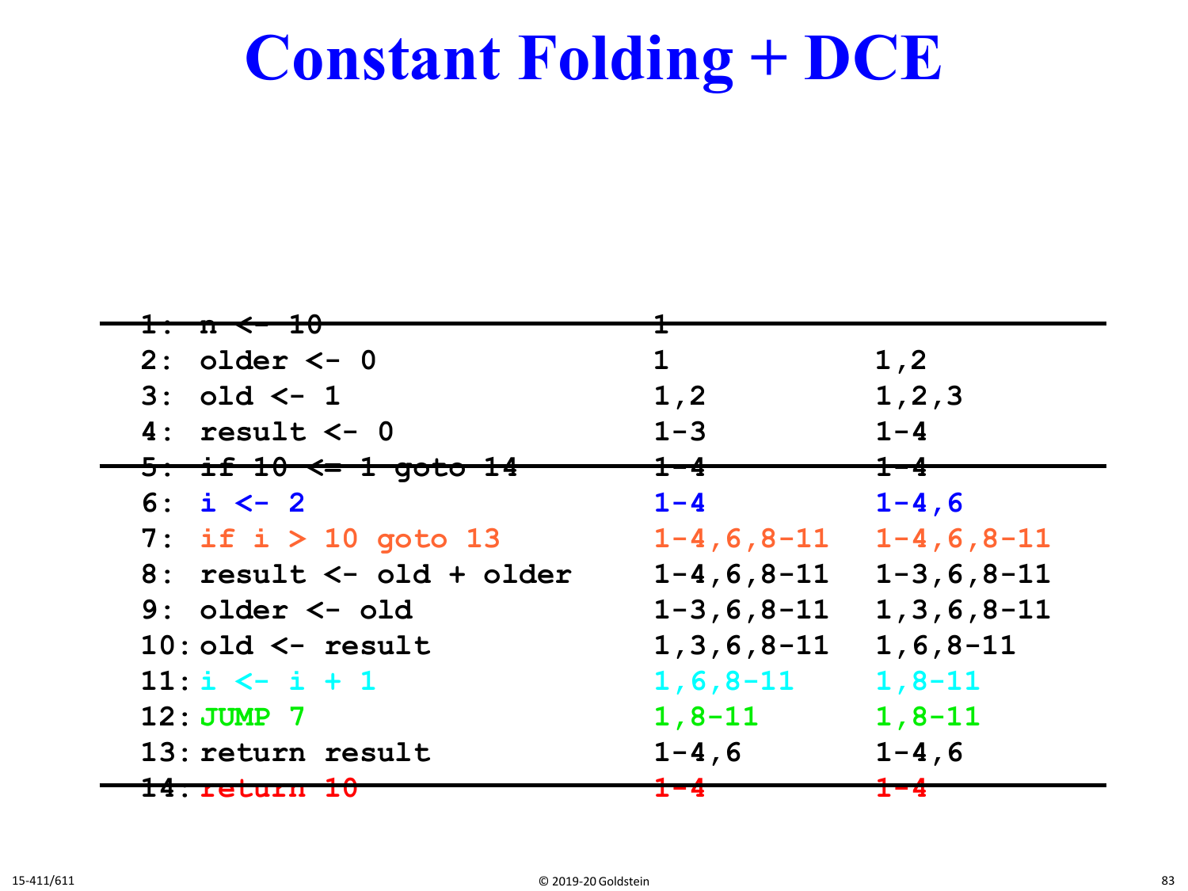# Constant Folding + DCE

| | | |
|---|---|---|
| ~~1: n <- 10~~ | ~~1~~ | |
| 2: older <- 0 | 1 | 1,2 |
| 3: old <- 1 | 1,2 | 1,2,3 |
| 4: result <- 0 | 1-3 | 1-4 |
| ~~5: if 10 <= 1 goto 14~~ | ~~1-4~~ | ~~1-4~~ |
| 6: i <- 2 | 1-4 | 1-4,6 |
| 7: if i > 10 goto 13 | 1-4,6,8-11 | 1-4,6,8-11 |
| 8: result <- old + older | 1-4,6,8-11 | 1-3,6,8-11 |
| 9: older <- old | 1-3,6,8-11 | 1,3,6,8-11 |
| 10: old <- result | 1,3,6,8-11 | 1,6,8-11 |
| 11: i <- i + 1 | 1,6,8-11 | 1,8-11 |
| 12: JUMP 7 | 1,8-11 | 1,8-11 |
| 13: return result | 1-4,6 | 1-4,6 |
| ~~14: return 10~~ | ~~1-4~~ | ~~1-4~~ |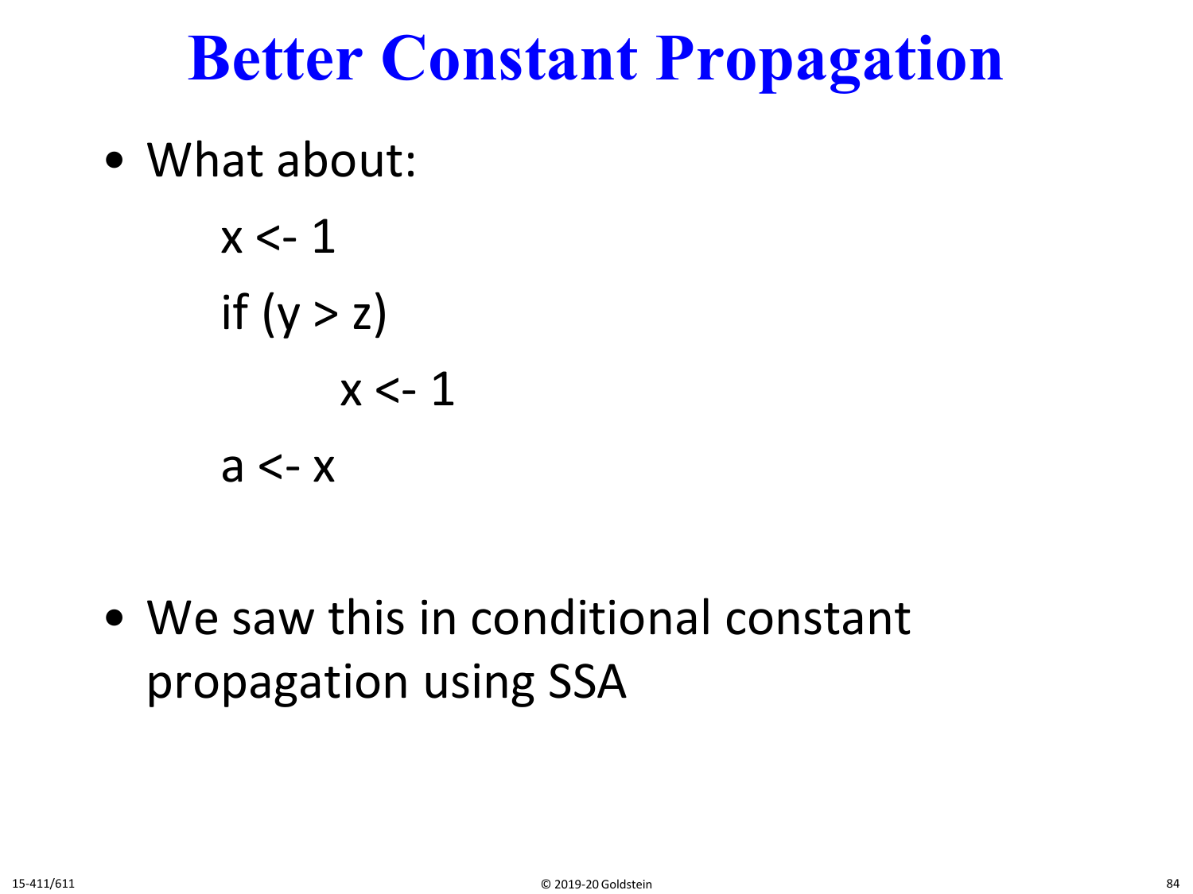# Better Constant Propagation

- What about:

```
x <- 1
if (y > z)
        x <- 1
a <- x
```

- We saw this in conditional constant propagation using SSA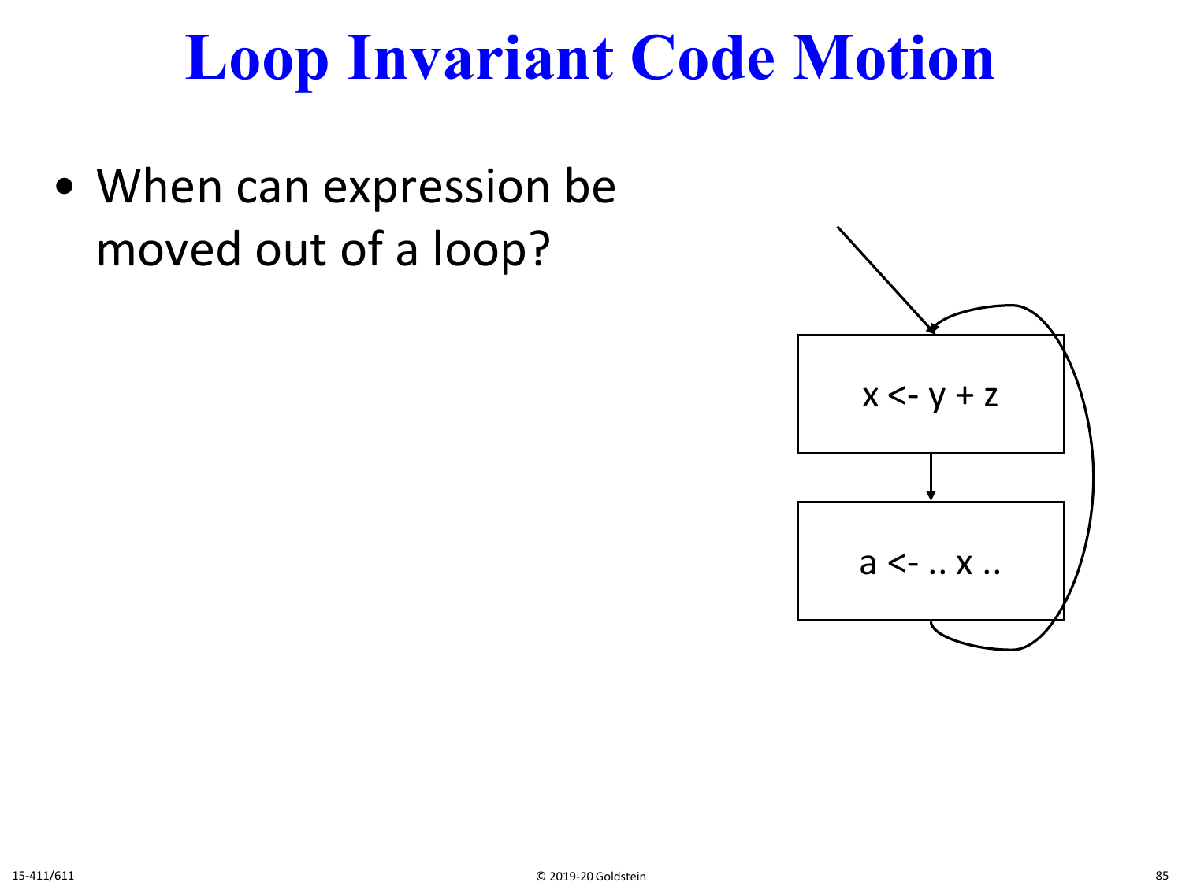# Loop Invariant Code Motion

- When can expression be moved out of a loop?

```
x <- y + z
```

```
a <- .. x ..
```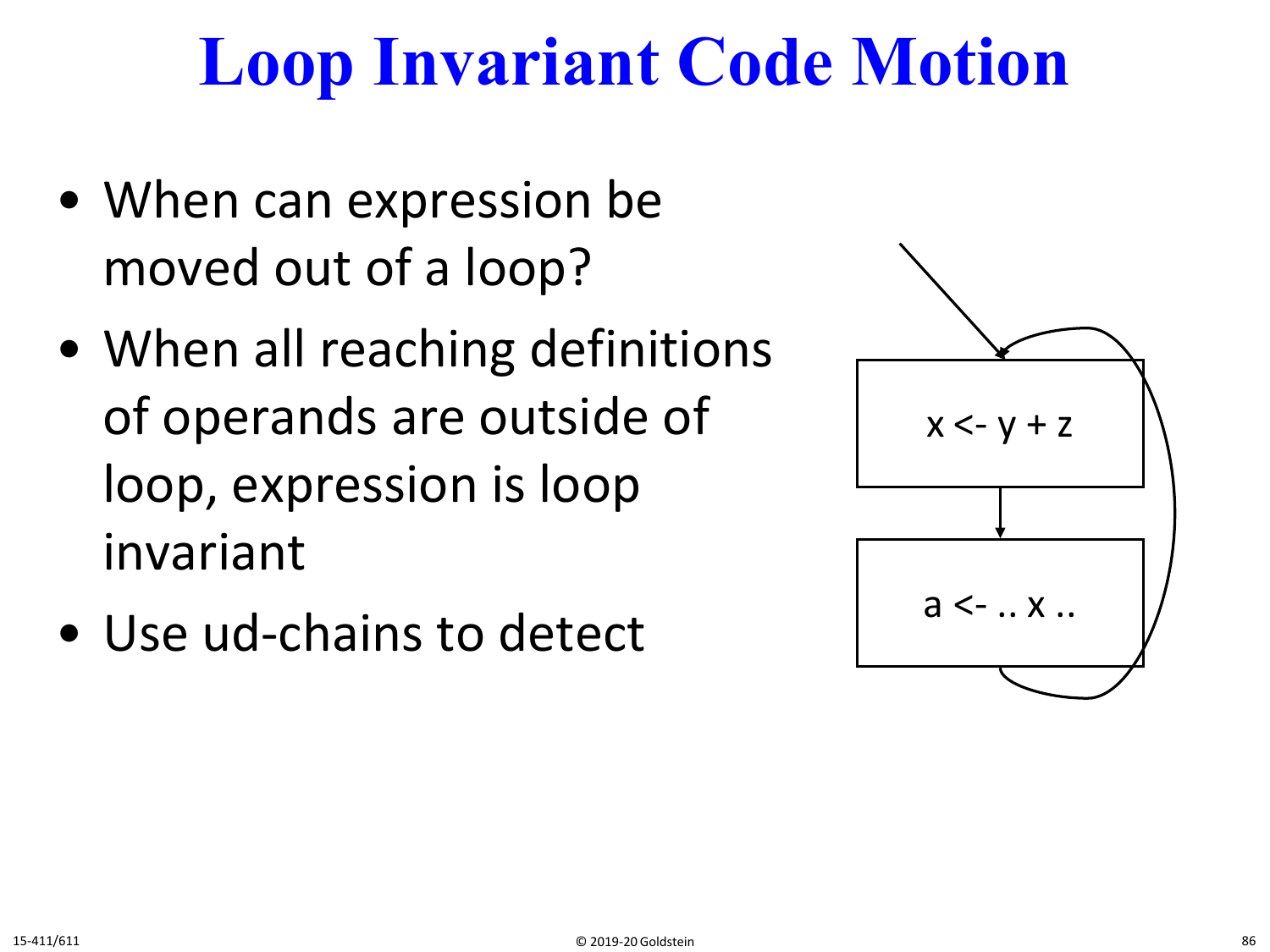# Loop Invariant Code Motion

- When can expression be moved out of a loop?
- When all reaching definitions of operands are outside of loop, expression is loop invariant
- Use ud-chains to detect

x <- y + z

a <- .. x ..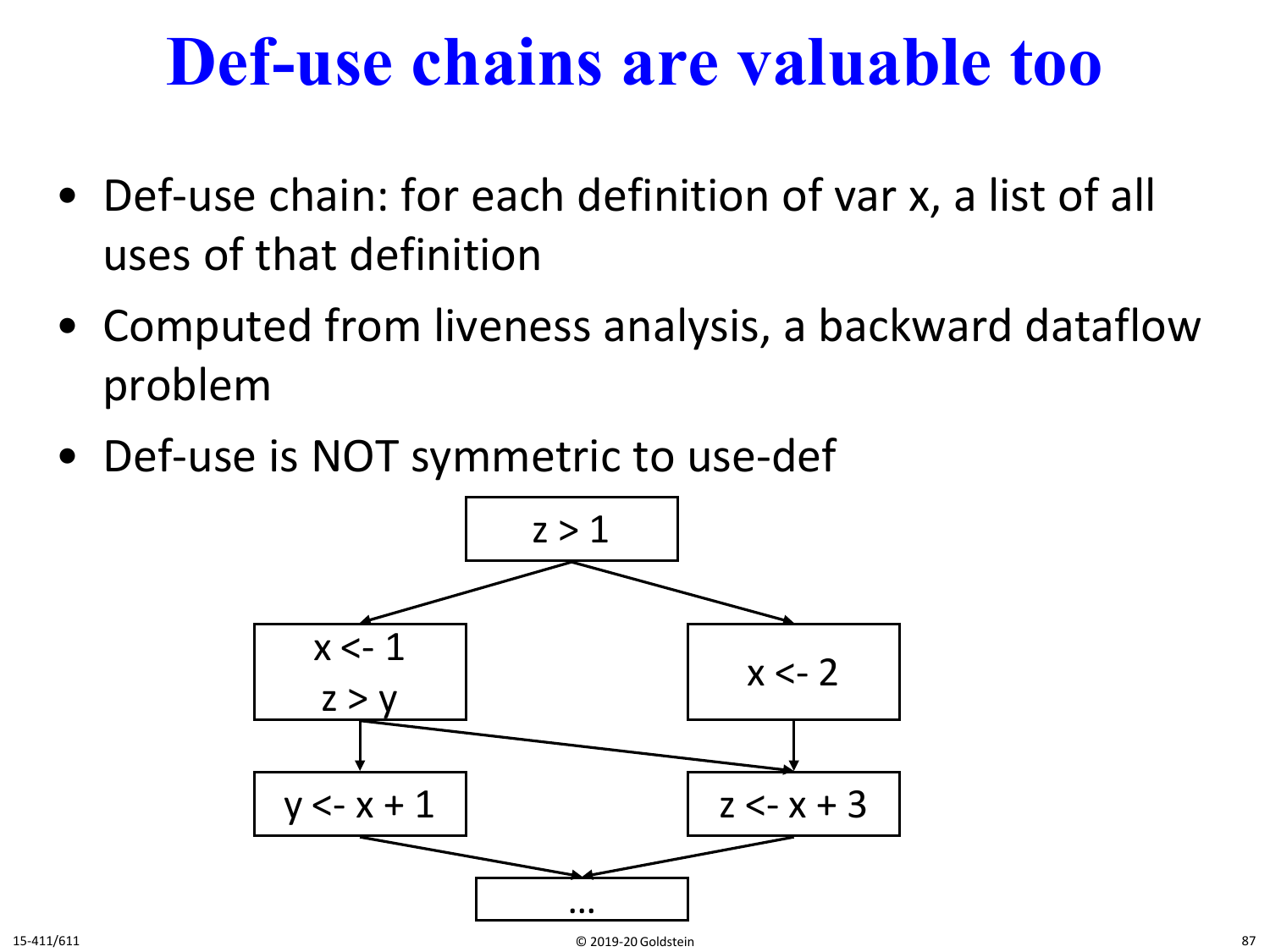# Def-use chains are valuable too

- Def-use chain: for each definition of var x, a list of all uses of that definition
- Computed from liveness analysis, a backward dataflow problem
- Def-use is NOT symmetric to use-def

```
z > 1
x <- 1
z > y
x <- 2
y <- x + 1
z <- x + 3
...
```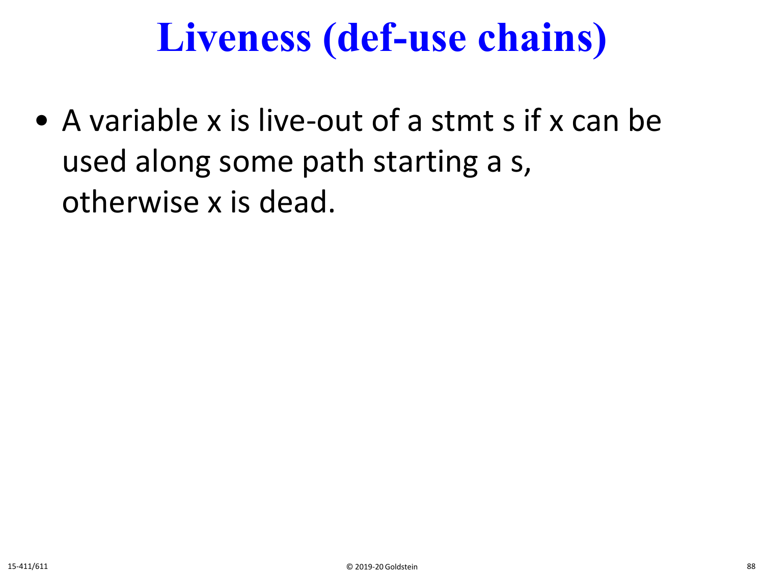# Liveness (def-use chains)

- A variable x is live-out of a stmt s if x can be used along some path starting a s, otherwise x is dead.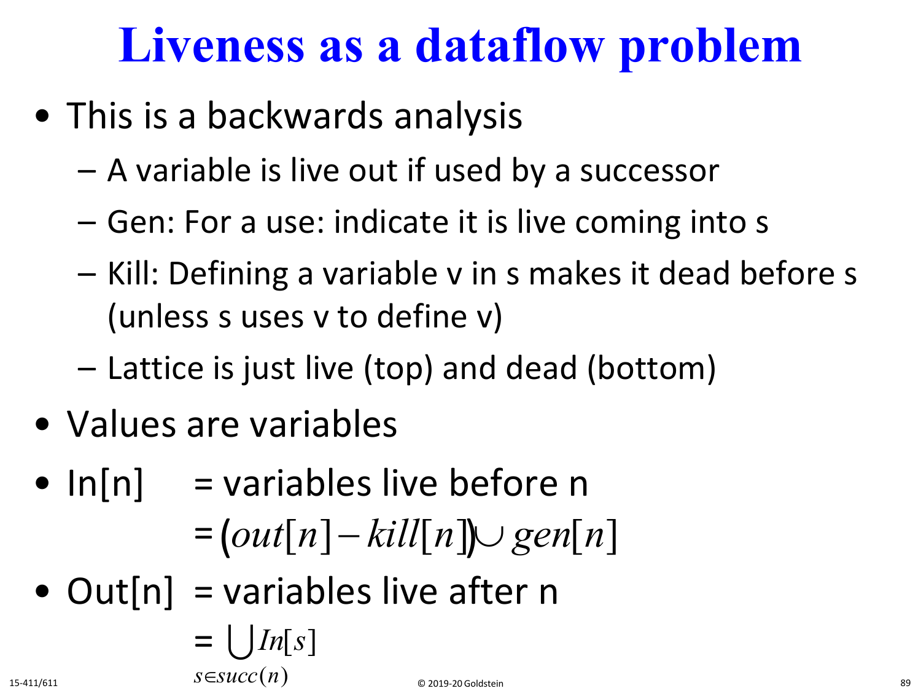# Liveness as a dataflow problem

- This is a backwards analysis
  - A variable is live out if used by a successor
  - Gen: For a use: indicate it is live coming into s
  - Kill: Defining a variable v in s makes it dead before s (unless s uses v to define v)
  - Lattice is just live (top) and dead (bottom)
- Values are variables
- In[n] = variables live before n

$$= (out[n] - kill[n]) \cup gen[n]$$

- Out[n] = variables live after n

$$= \bigcup_{s \in succ(n)} In[s]$$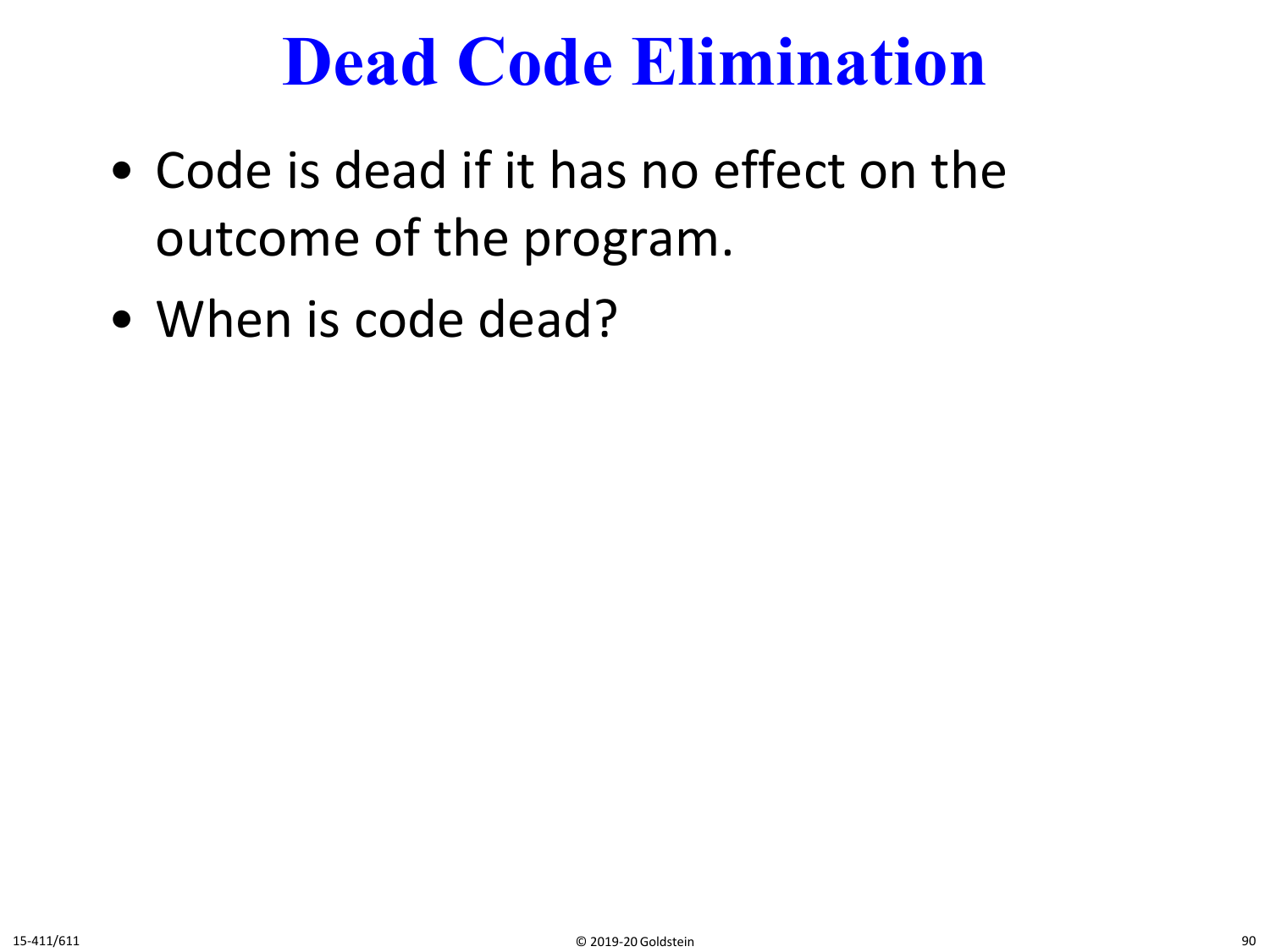# Dead Code Elimination

- Code is dead if it has no effect on the outcome of the program.
- When is code dead?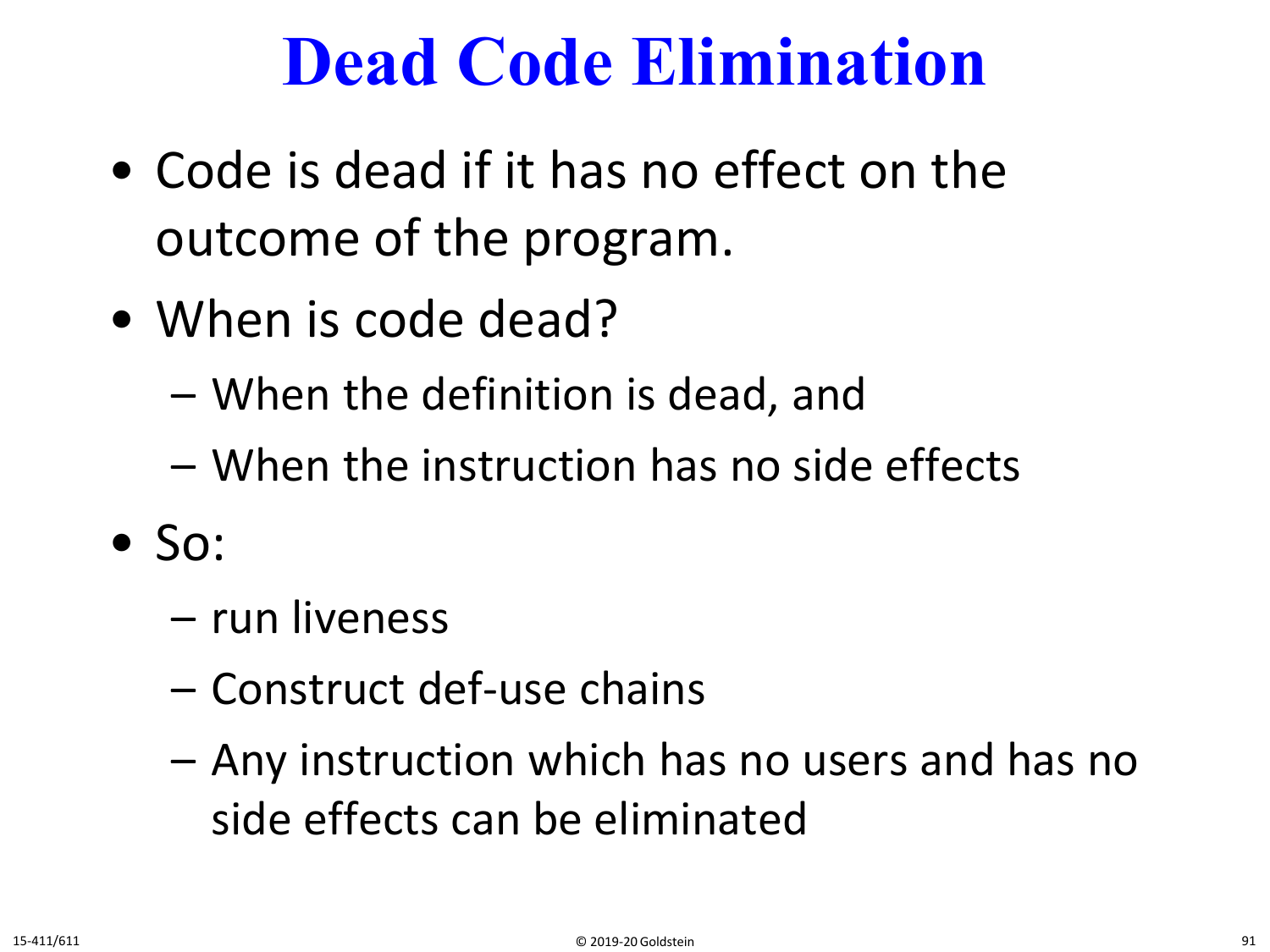# Dead Code Elimination

- Code is dead if it has no effect on the outcome of the program.
- When is code dead?
  - When the definition is dead, and
  - When the instruction has no side effects
- So:
  - run liveness
  - Construct def-use chains
  - Any instruction which has no users and has no side effects can be eliminated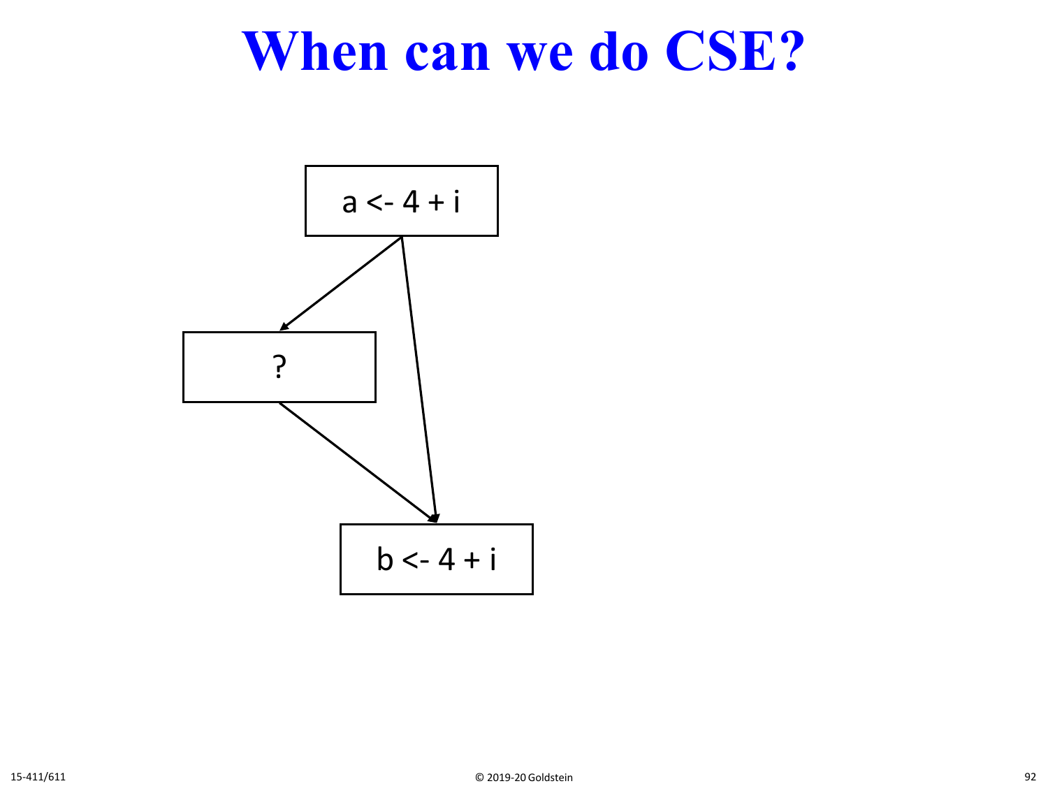# When can we do CSE?

a <- 4 + i

?

b <- 4 + i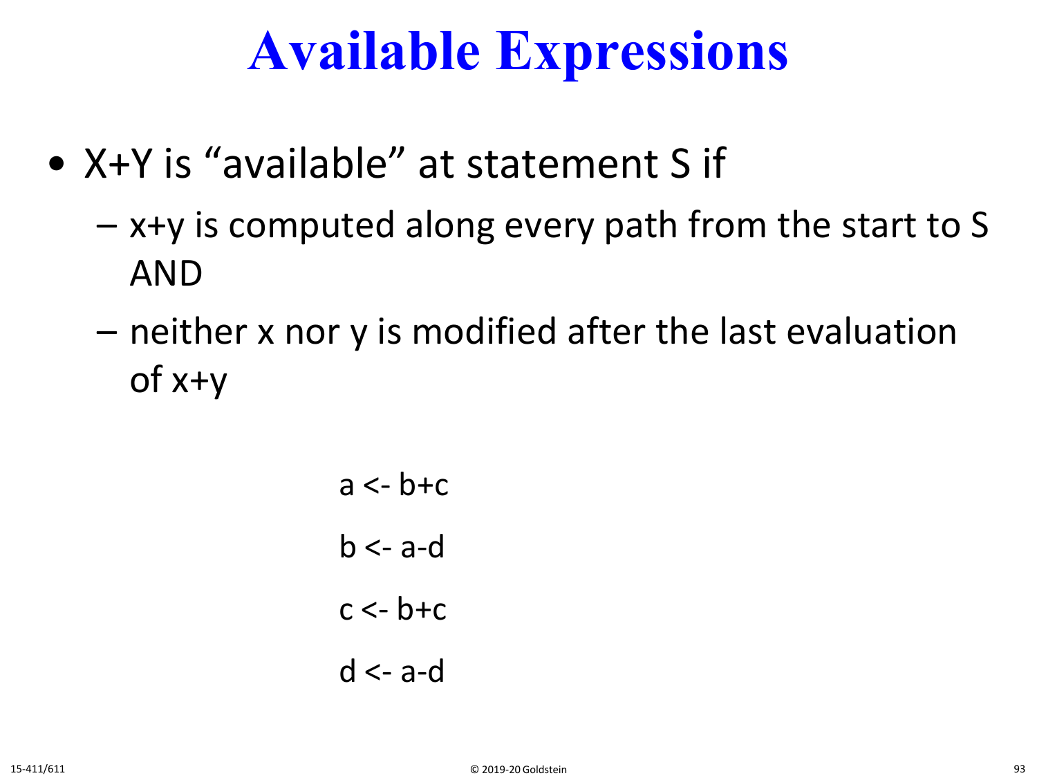# Available Expressions

- X+Y is "available" at statement S if
  - x+y is computed along every path from the start to S AND
  - neither x nor y is modified after the last evaluation of x+y

```
a <- b+c
b <- a-d
c <- b+c
d <- a-d
```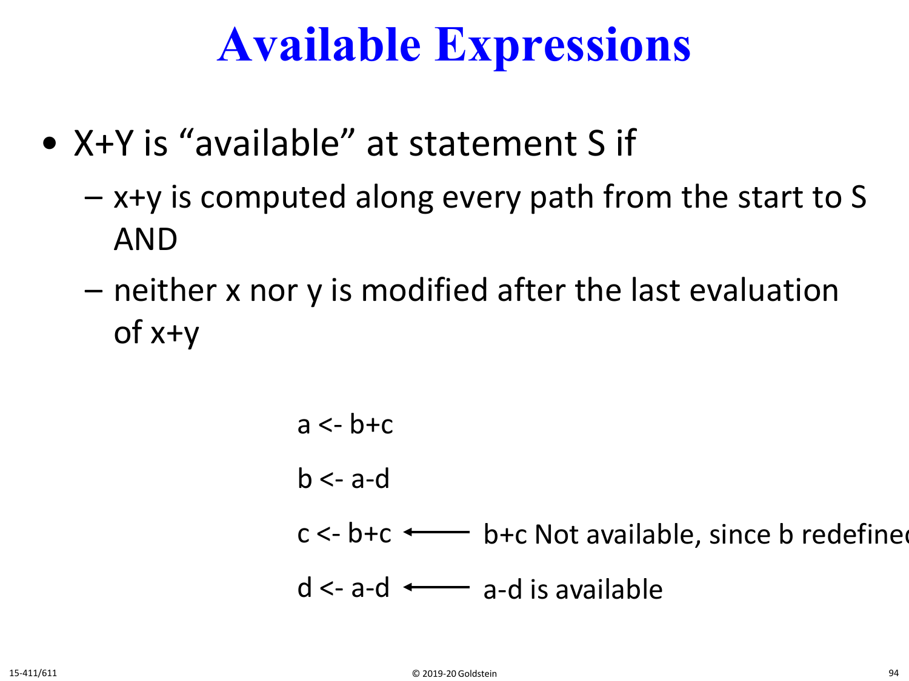# Available Expressions

- X+Y is "available" at statement S if
  - x+y is computed along every path from the start to S AND
  - neither x nor y is modified after the last evaluation of x+y

```
a <- b+c
b <- a-d
c <- b+c   <---  b+c Not available, since b redefined
d <- a-d   <---  a-d is available
```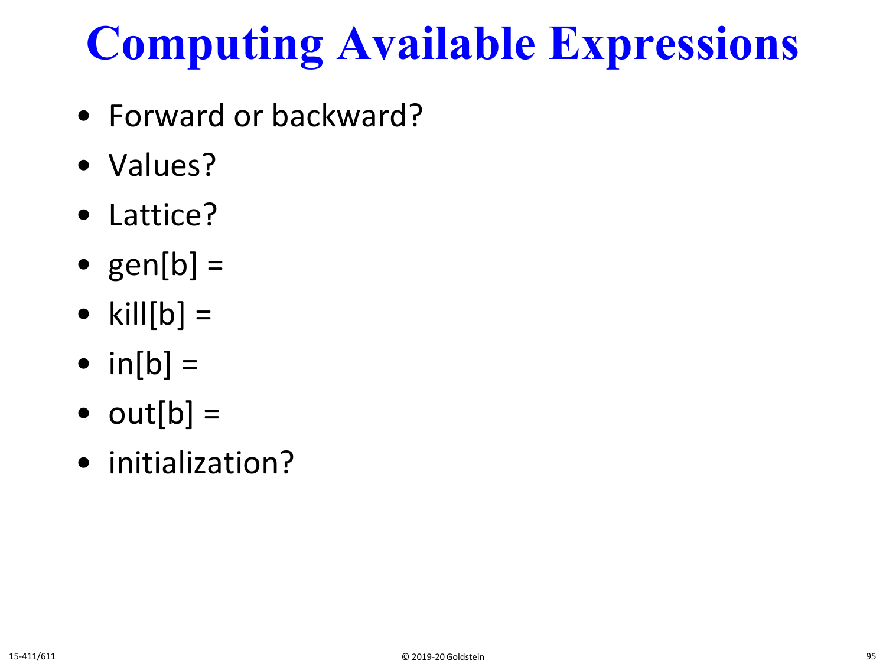# Computing Available Expressions

- Forward or backward?
- Values?
- Lattice?
- gen[b] =
- kill[b] =
- in[b] =
- out[b] =
- initialization?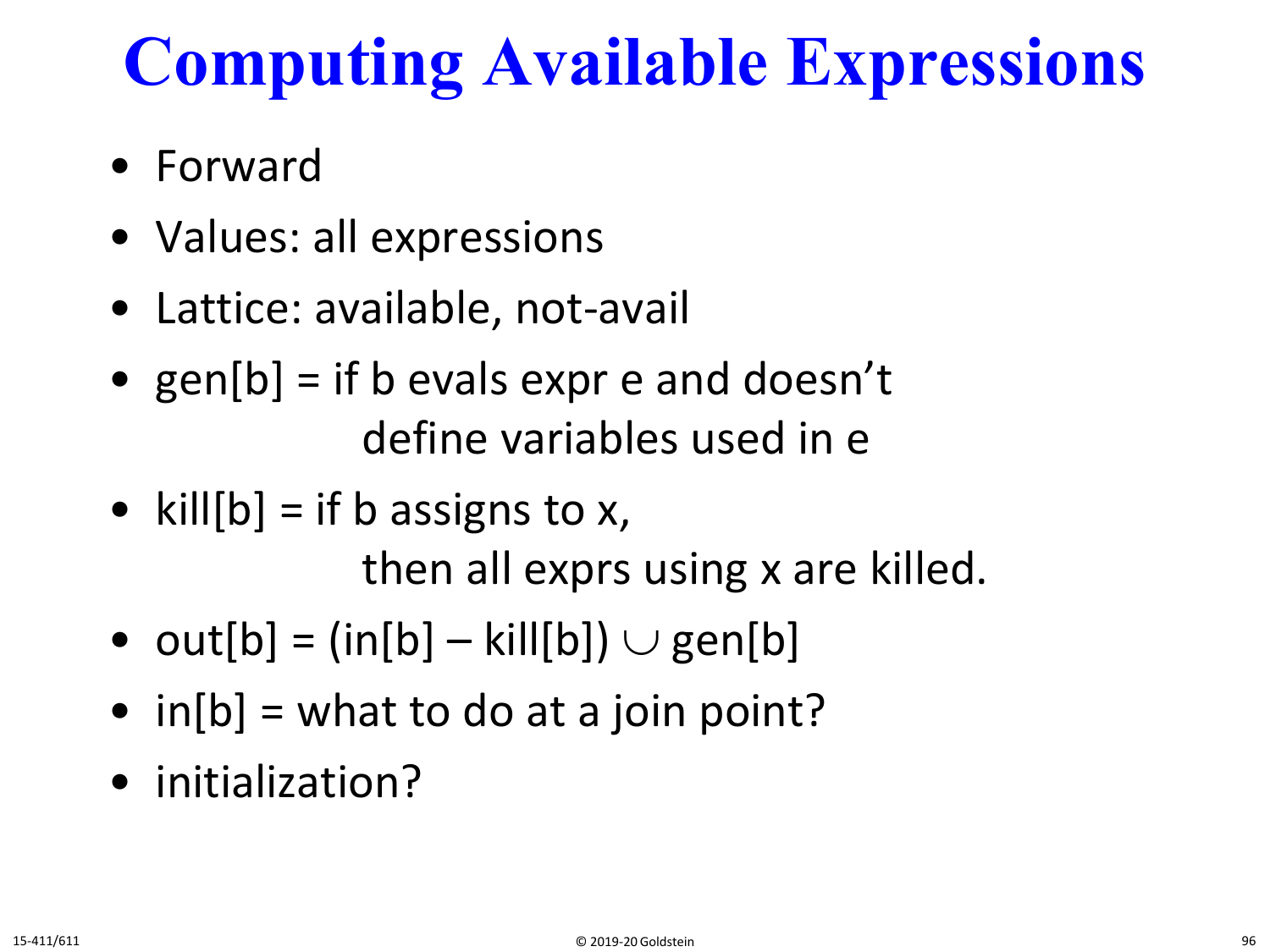# Computing Available Expressions

- Forward
- Values: all expressions
- Lattice: available, not-avail
- gen[b] = if b evals expr e and doesn't
  define variables used in e
- kill[b] = if b assigns to x,
  then all exprs using x are killed.
- out[b] = (in[b] – kill[b]) $\cup$ gen[b]
- in[b] = what to do at a join point?
- initialization?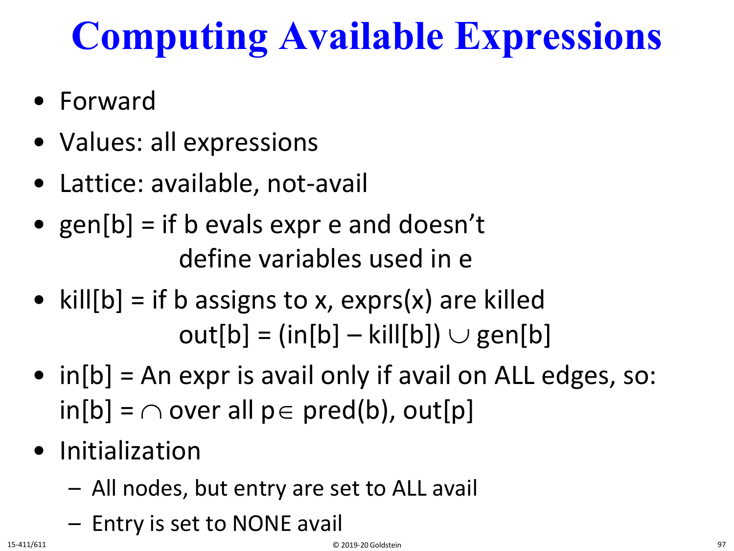# Computing Available Expressions

- Forward
- Values: all expressions
- Lattice: available, not-avail
- gen[b] = if b evals expr e and doesn't
  define variables used in e
- kill[b] = if b assigns to x, exprs(x) are killed
  $out[b] = (in[b] - kill[b]) \cup gen[b]$
- in[b] = An expr is avail only if avail on ALL edges, so:
  $in[b] = \cap$ over all $p \in pred(b)$, $out[p]$
- Initialization
  - All nodes, but entry are set to ALL avail
  - Entry is set to NONE avail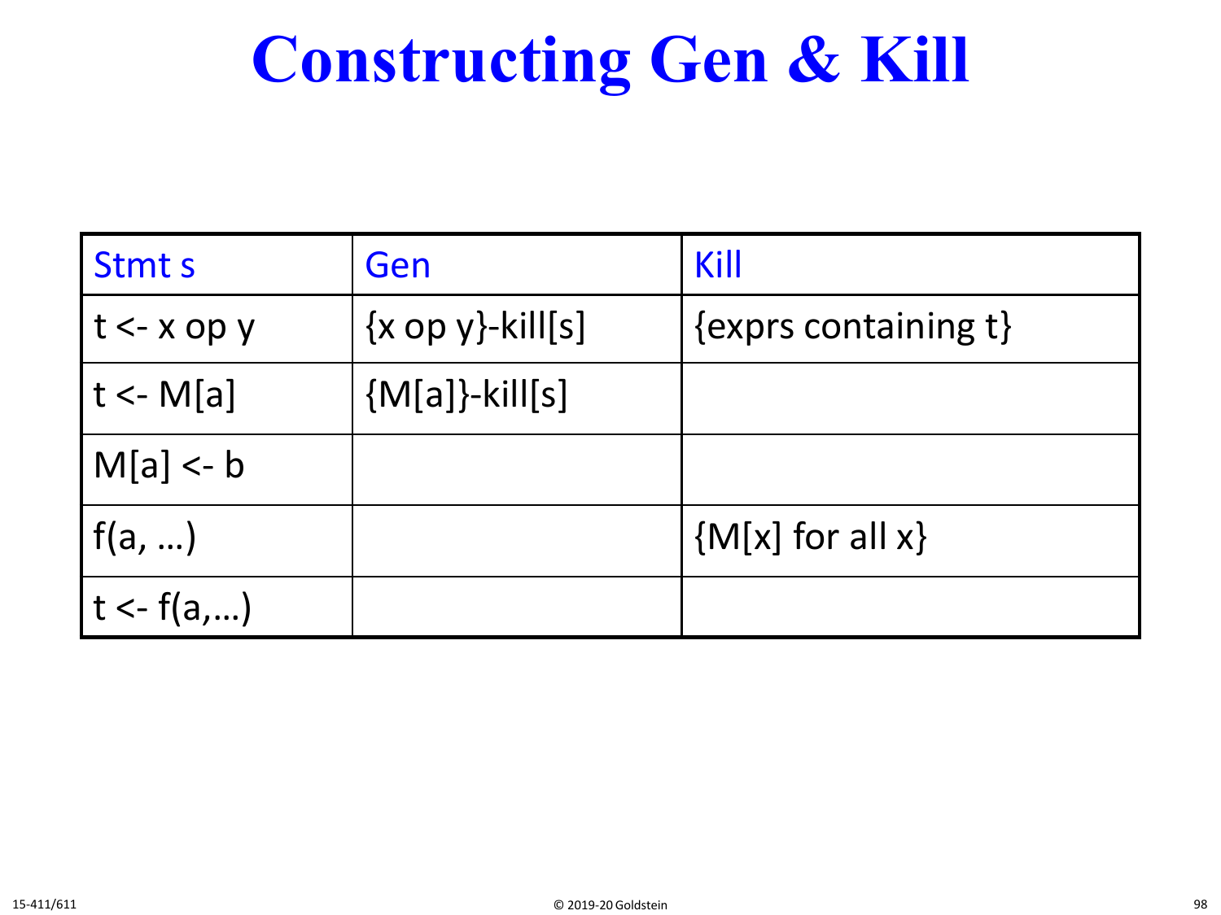# Constructing Gen & Kill

| Stmt s | Gen | Kill |
|---|---|---|
| t <- x op y | {x op y}-kill[s] | {exprs containing t} |
| t <- M[a] | {M[a]}-kill[s] | |
| M[a] <- b | | |
| f(a, …) | | {M[x] for all x} |
| t <- f(a,…) | | |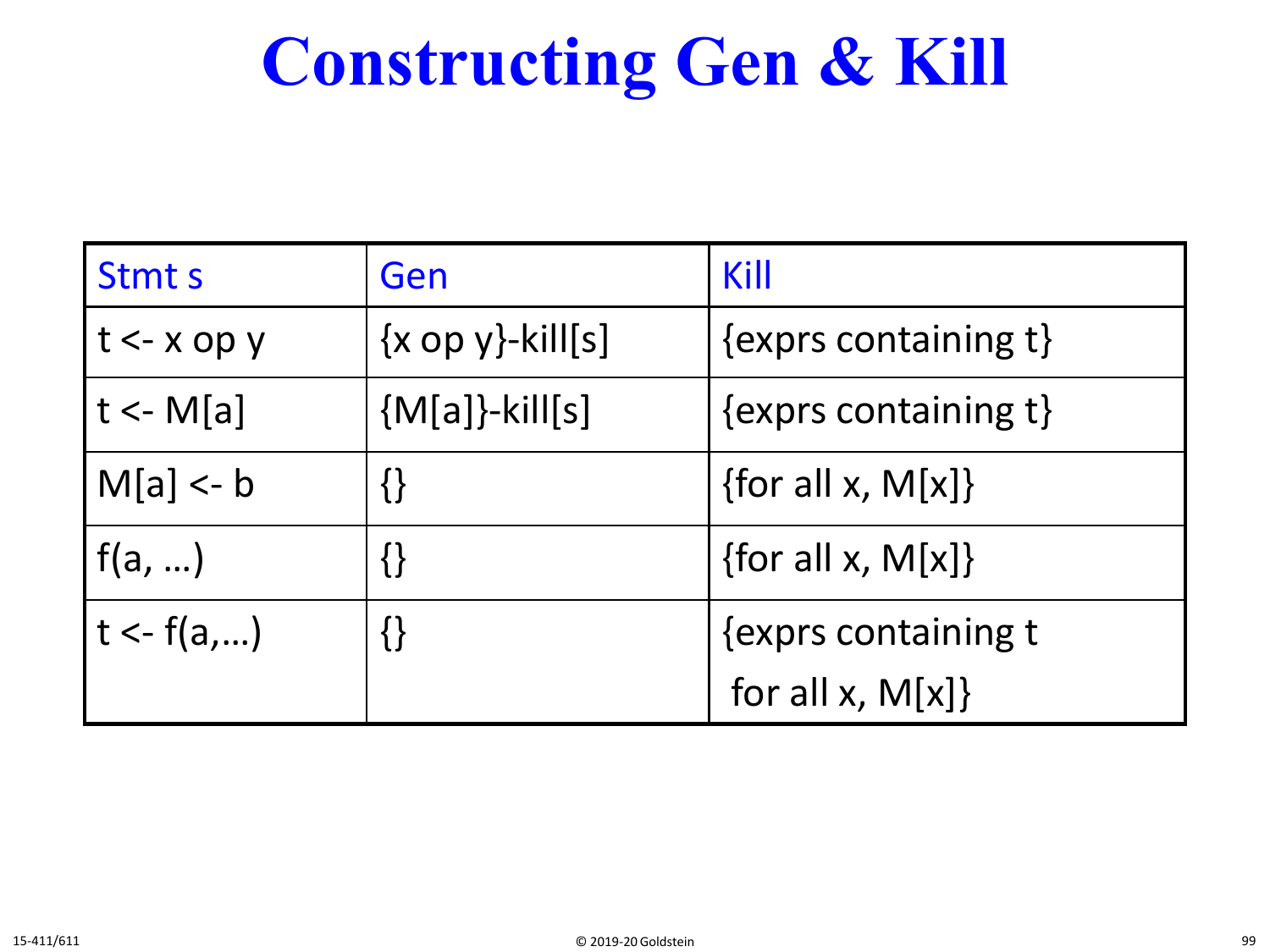# Constructing Gen & Kill

| Stmt s | Gen | Kill |
|---|---|---|
| t <- x op y | {x op y}-kill[s] | {exprs containing t} |
| t <- M[a] | {M[a]}-kill[s] | {exprs containing t} |
| M[a] <- b | {} | {for all x, M[x]} |
| f(a, …) | {} | {for all x, M[x]} |
| t <- f(a,…) | {} | {exprs containing t for all x, M[x]} |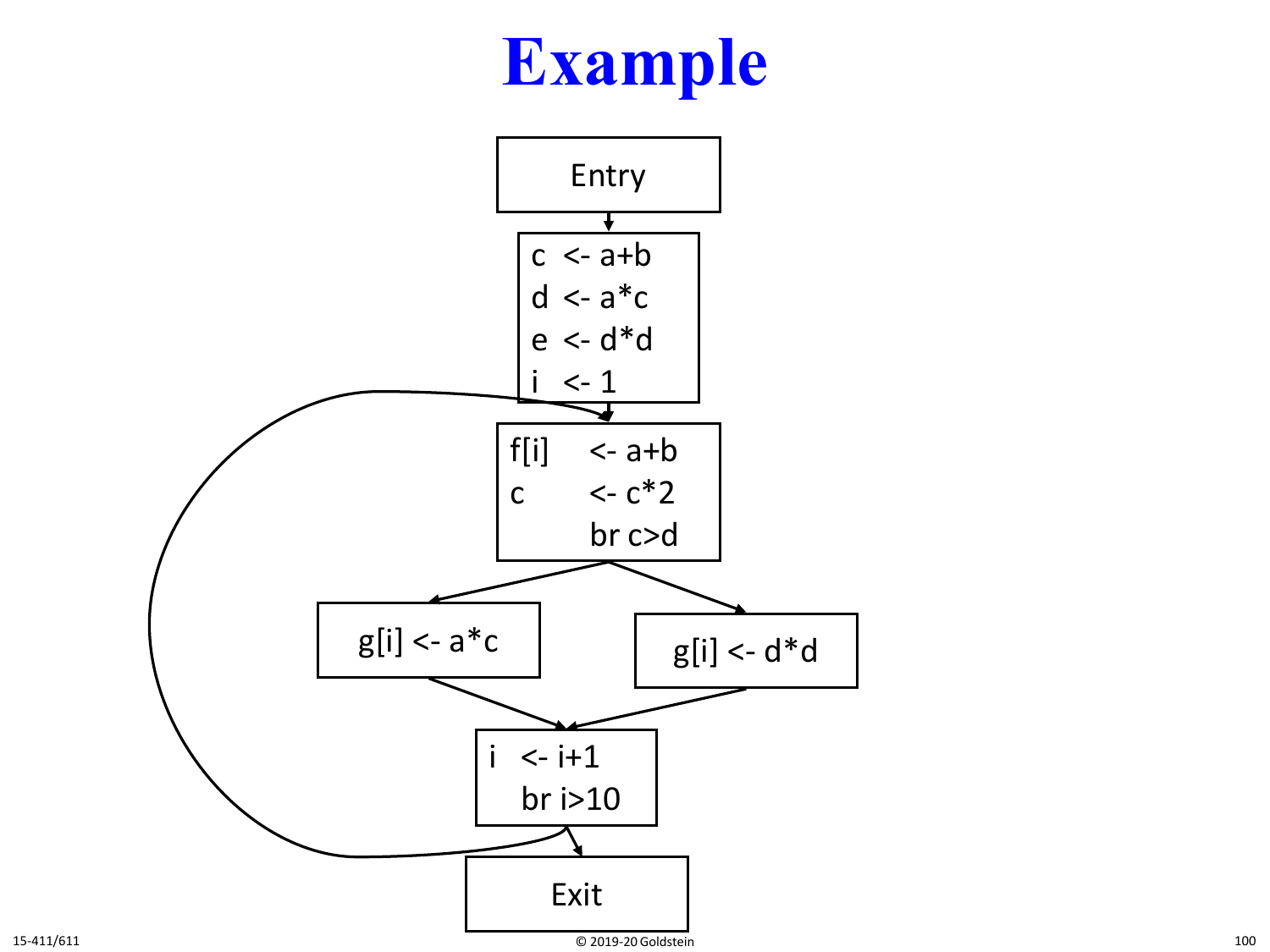# Example

Entry

```
c  <- a+b
d  <- a*c
e  <- d*d
i  <- 1
```

```
f[i]    <- a+b
c       <- c*2
        br c>d
```

```
g[i] <- a*c
```

```
g[i] <- d*d
```

```
i  <- i+1
   br i>10
```

Exit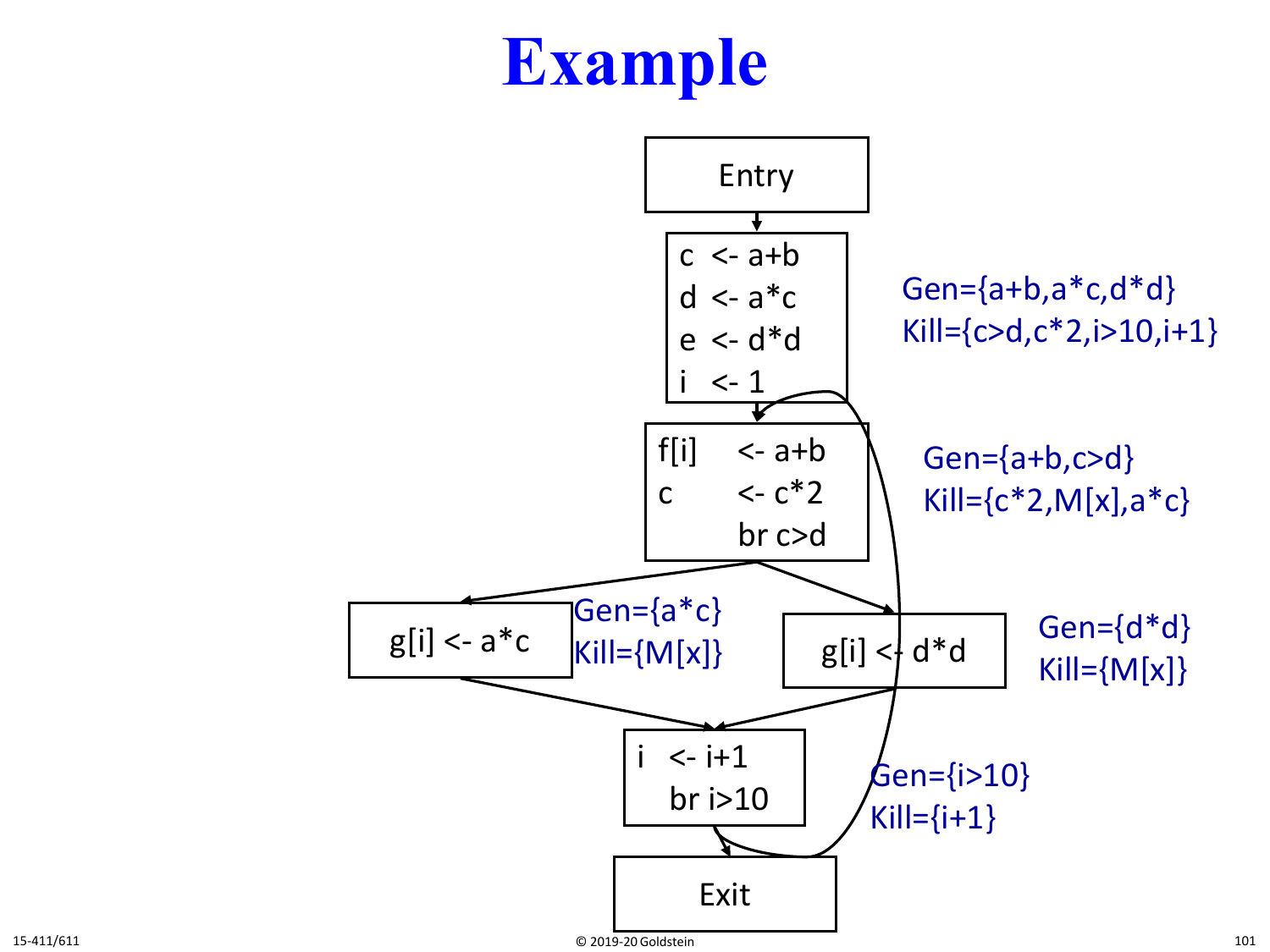# Example

Entry

```
c  <- a+b
d  <- a*c
e  <- d*d
i  <- 1
```

Gen={a+b,a*c,d*d}
Kill={c>d,c*2,i>10,i+1}

```
f[i]    <- a+b
c       <- c*2
        br c>d
```

Gen={a+b,c>d}
Kill={c*2,M[x],a*c}

```
g[i] <- a*c
```

Gen={a*c}
Kill={M[x]}

```
g[i] <- d*d
```

Gen={d*d}
Kill={M[x]}

```
i  <- i+1
   br i>10
```

Gen={i>10}
Kill={i+1}

Exit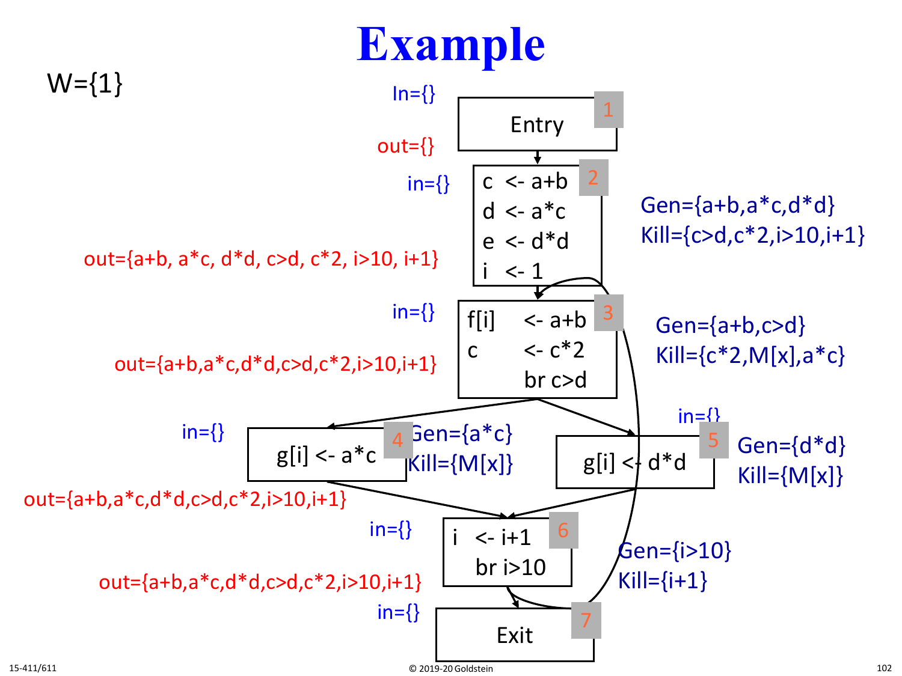# Example

W={1}

**Block 1: Entry**
- In={}
- out={}

**Block 2**
```
c  <- a+b
d  <- a*c
e  <- d*d
i  <- 1
```
- in={}
- out={a+b, a*c, d*d, c>d, c*2, i>10, i+1}
- Gen={a+b,a*c,d*d}
- Kill={c>d,c*2,i>10,i+1}

**Block 3**
```
f[i]    <- a+b
c       <- c*2
        br c>d
```
- in={}
- out={a+b,a*c,d*d,c>d,c*2,i>10,i+1}
- Gen={a+b,c>d}
- Kill={c*2,M[x],a*c}

**Block 4**
```
g[i] <- a*c
```
- in={}
- out={a+b,a*c,d*d,c>d,c*2,i>10,i+1}
- Gen={a*c}
- Kill={M[x]}

**Block 5**
```
g[i] <- d*d
```
- in={}
- Gen={d*d}
- Kill={M[x]}

**Block 6**
```
i  <- i+1
   br i>10
```
- in={}
- out={a+b,a*c,d*d,c>d,c*2,i>10,i+1}
- Gen={i>10}
- Kill={i+1}

**Block 7: Exit**
- in={}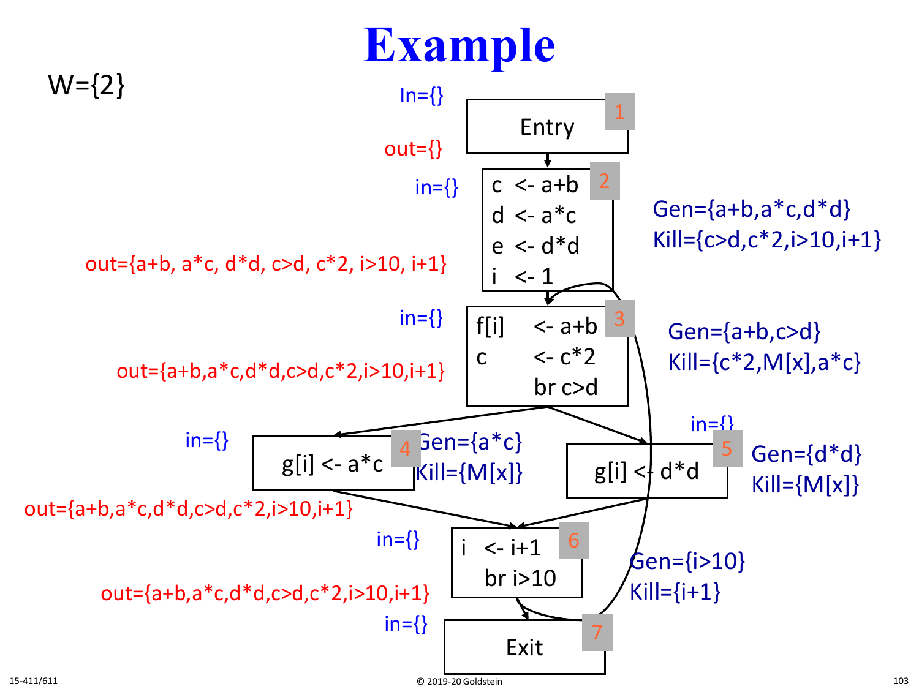# Example

W={2}

**Block 1: Entry**
- In={}
- out={}

**Block 2**

```
c <- a+b
d <- a*c
e <- d*d
i <- 1
```

- in={}
- out={a+b, a*c, d*d, c>d, c*2, i>10, i+1}
- Gen={a+b,a*c,d*d}
- Kill={c>d,c*2,i>10,i+1}

**Block 3**

```
f[i]  <- a+b
c     <- c*2
      br c>d
```

- in={}
- out={a+b,a*c,d*d,c>d,c*2,i>10,i+1}
- Gen={a+b,c>d}
- Kill={c*2,M[x],a*c}

**Block 4**

```
g[i] <- a*c
```

- in={}
- out={a+b,a*c,d*d,c>d,c*2,i>10,i+1}
- Gen={a*c}
- Kill={M[x]}

**Block 5**

```
g[i] <- d*d
```

- in={}
- Gen={d*d}
- Kill={M[x]}

**Block 6**

```
i  <- i+1
   br i>10
```

- in={}
- out={a+b,a*c,d*d,c>d,c*2,i>10,i+1}
- Gen={i>10}
- Kill={i+1}

**Block 7: Exit**
- in={}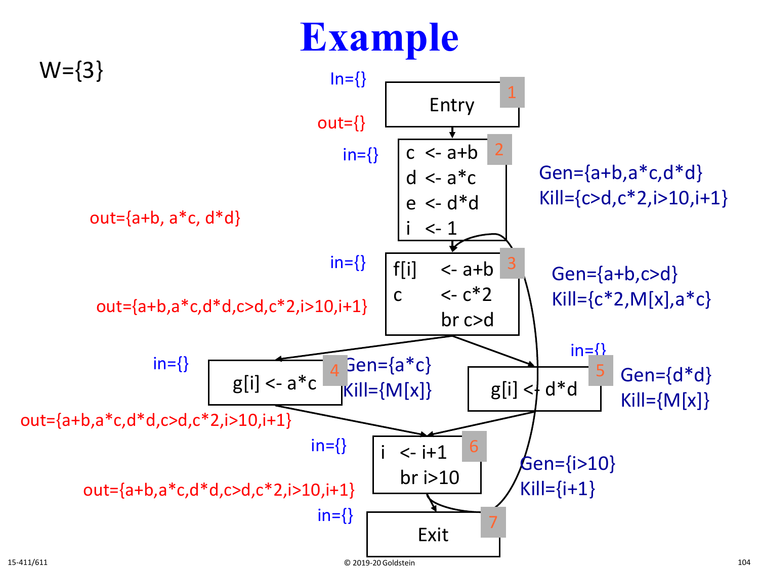# Example

W={3}

**Block 1**

```
Entry
```

In={}
out={}

**Block 2**

```
c  <- a+b
d  <- a*c
e  <- d*d
i  <- 1
```

in={}
out={a+b, a*c, d*d}
Gen={a+b,a*c,d*d}
Kill={c>d,c*2,i>10,i+1}

**Block 3**

```
f[i]    <- a+b
c       <- c*2
           br c>d
```

in={}
out={a+b,a*c,d*d,c>d,c*2,i>10,i+1}
Gen={a+b,c>d}
Kill={c*2,M[x],a*c}

**Block 4**

```
g[i] <- a*c
```

in={}
out={a+b,a*c,d*d,c>d,c*2,i>10,i+1}
Gen={a*c}
Kill={M[x]}

**Block 5**

```
g[i] <- d*d
```

in={}
Gen={d*d}
Kill={M[x]}

**Block 6**

```
i  <- i+1
   br i>10
```

in={}
out={a+b,a*c,d*d,c>d,c*2,i>10,i+1}
Gen={i>10}
Kill={i+1}

**Block 7**

```
Exit
```

in={}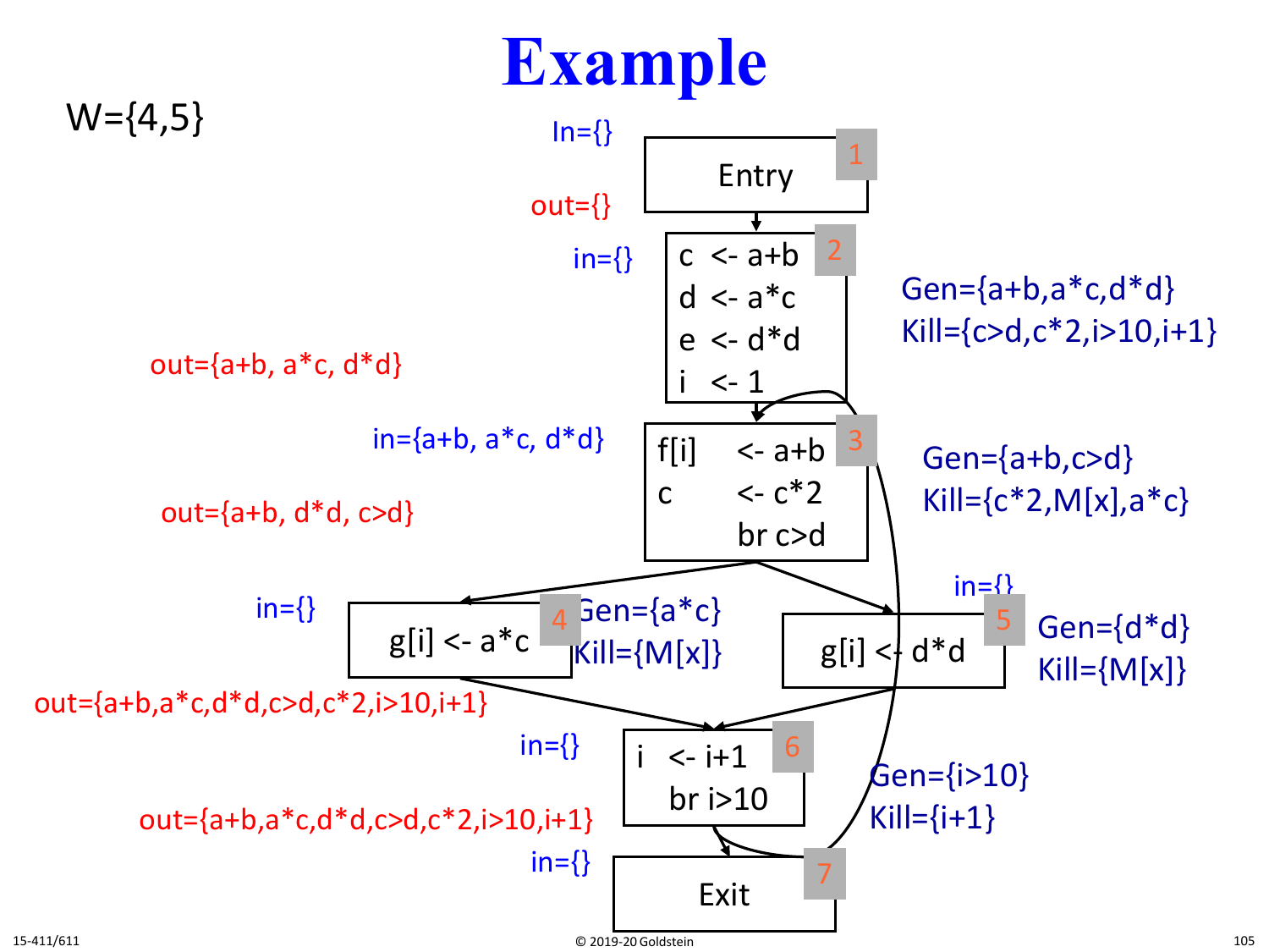# Example

W={4,5}

**Block 1: Entry**
- In={}
- out={}

**Block 2:**
```
c  <- a+b
d  <- a*c
e  <- d*d
i  <- 1
```
- in={}
- out={a+b, a*c, d*d}
- Gen={a+b,a*c,d*d}
- Kill={c>d,c*2,i>10,i+1}

**Block 3:**
```
f[i]   <- a+b
c      <- c*2
       br c>d
```
- in={a+b, a*c, d*d}
- out={a+b, d*d, c>d}
- Gen={a+b,c>d}
- Kill={c*2,M[x],a*c}

**Block 4:**
```
g[i] <- a*c
```
- in={}
- out={a+b,a*c,d*d,c>d,c*2,i>10,i+1}
- Gen={a*c}
- Kill={M[x]}

**Block 5:**
```
g[i] <- d*d
```
- in={}
- Gen={d*d}
- Kill={M[x]}

**Block 6:**
```
i  <- i+1
   br i>10
```
- in={}
- out={a+b,a*c,d*d,c>d,c*2,i>10,i+1}
- Gen={i>10}
- Kill={i+1}

**Block 7: Exit**
- in={}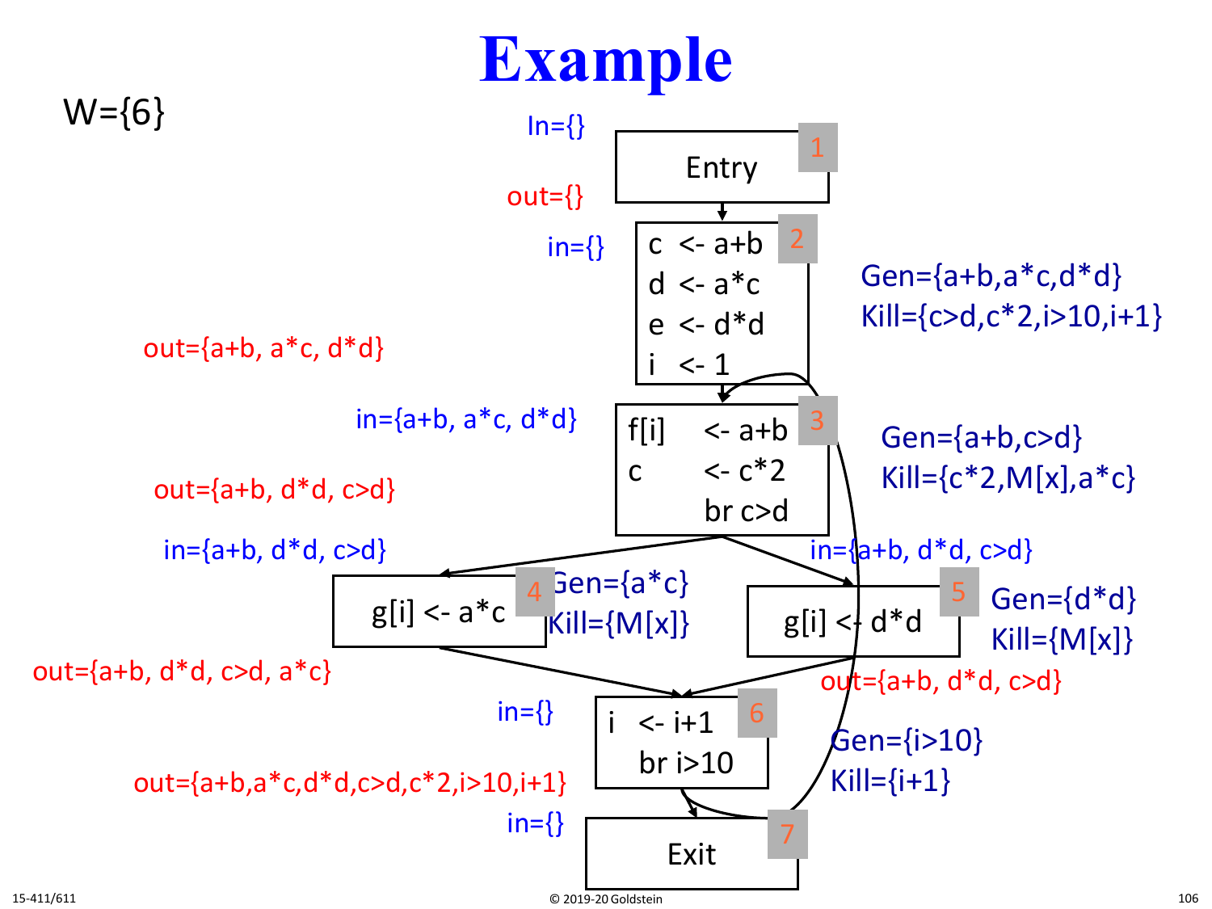# Example

W={6}

**Block 1: Entry**

- In={}
- out={}

**Block 2:**

```
c <- a+b
d <- a*c
e <- d*d
i <- 1
```

- in={}
- out={a+b, a*c, d*d}
- Gen={a+b,a*c,d*d}
- Kill={c>d,c*2,i>10,i+1}

**Block 3:**

```
f[i]  <- a+b
c     <- c*2
      br c>d
```

- in={a+b, a*c, d*d}
- out={a+b, d*d, c>d}
- Gen={a+b,c>d}
- Kill={c*2,M[x],a*c}

**Block 4:**

```
g[i] <- a*c
```

- in={a+b, d*d, c>d}
- out={a+b, d*d, c>d, a*c}
- Gen={a*c}
- Kill={M[x]}

**Block 5:**

```
g[i] <- d*d
```

- in={a+b, d*d, c>d}
- out={a+b, d*d, c>d}
- Gen={d*d}
- Kill={M[x]}

**Block 6:**

```
i  <- i+1
   br i>10
```

- in={}
- out={a+b,a*c,d*d,c>d,c*2,i>10,i+1}
- Gen={i>10}
- Kill={i+1}

**Block 7: Exit**

- in={}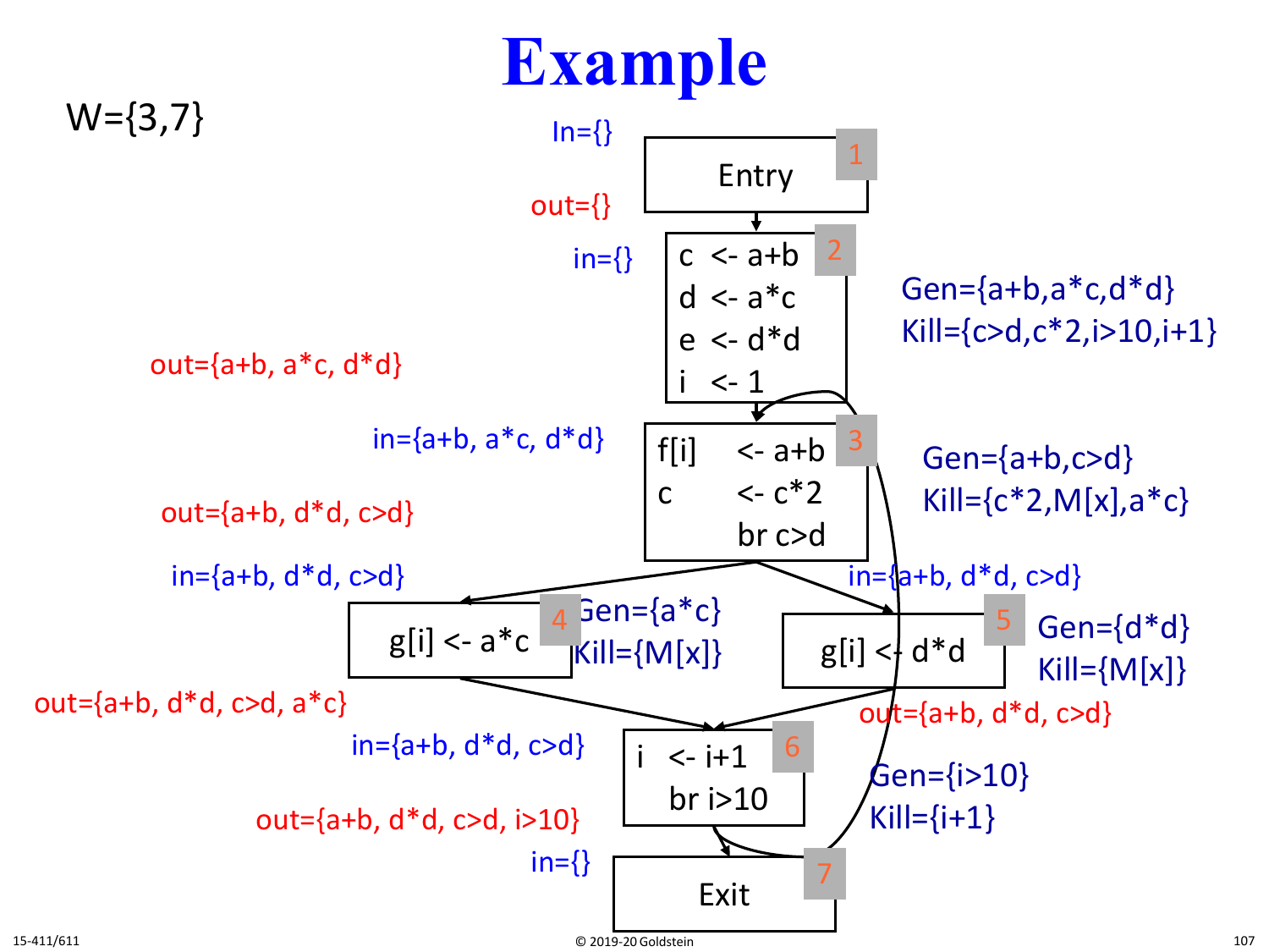# Example

W={3,7}

**Block 1: Entry**

In={}

out={}

**Block 2:**

in={}

```
c <- a+b
d <- a*c
e <- d*d
i <- 1
```

Gen={a+b,a*c,d*d}

Kill={c>d,c*2,i>10,i+1}

out={a+b, a*c, d*d}

**Block 3:**

in={a+b, a*c, d*d}

```
f[i]  <- a+b
c     <- c*2
      br c>d
```

Gen={a+b,c>d}

Kill={c*2,M[x],a*c}

out={a+b, d*d, c>d}

**Block 4:**

in={a+b, d*d, c>d}

```
g[i] <- a*c
```

Gen={a*c}

Kill={M[x]}

out={a+b, d*d, c>d, a*c}

**Block 5:**

in={a+b, d*d, c>d}

```
g[i] <- d*d
```

Gen={d*d}

Kill={M[x]}

out={a+b, d*d, c>d}

**Block 6:**

in={a+b, d*d, c>d}

```
i <- i+1
  br i>10
```

Gen={i>10}

Kill={i+1}

out={a+b, d*d, c>d, i>10}

**Block 7: Exit**

in={}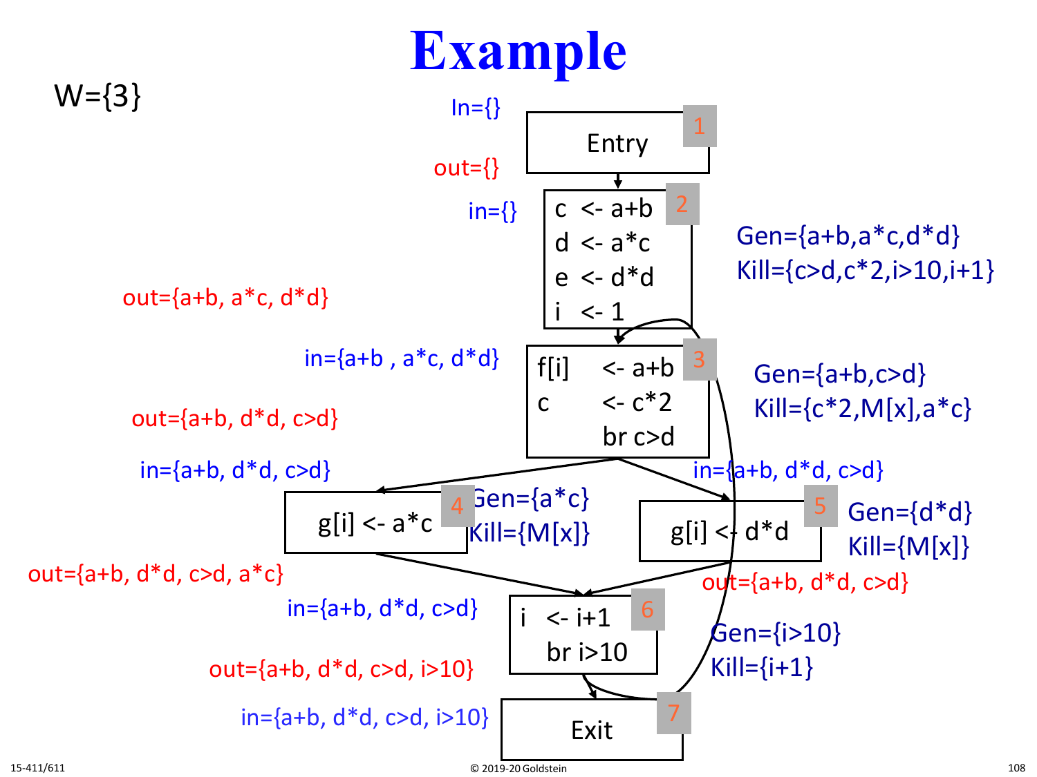# Example

W={3}

**Block 1: Entry**

- In={}
- out={}

**Block 2**

```
c  <- a+b
d  <- a*c
e  <- d*d
i  <- 1
```

- in={}
- out={a+b, a*c, d*d}
- Gen={a+b,a*c,d*d}
- Kill={c>d,c*2,i>10,i+1}

**Block 3**

```
f[i]    <- a+b
c       <- c*2
        br c>d
```

- in={a+b , a*c, d*d}
- out={a+b, d*d, c>d}
- Gen={a+b,c>d}
- Kill={c*2,M[x],a*c}

**Block 4**

```
g[i] <- a*c
```

- in={a+b, d*d, c>d}
- out={a+b, d*d, c>d, a*c}
- Gen={a*c}
- Kill={M[x]}

**Block 5**

```
g[i] <- d*d
```

- in={a+b, d*d, c>d}
- out={a+b, d*d, c>d}
- Gen={d*d}
- Kill={M[x]}

**Block 6**

```
i  <- i+1
   br i>10
```

- in={a+b, d*d, c>d}
- out={a+b, d*d, c>d, i>10}
- Gen={i>10}
- Kill={i+1}

**Block 7: Exit**

- in={a+b, d*d, c>d, i>10}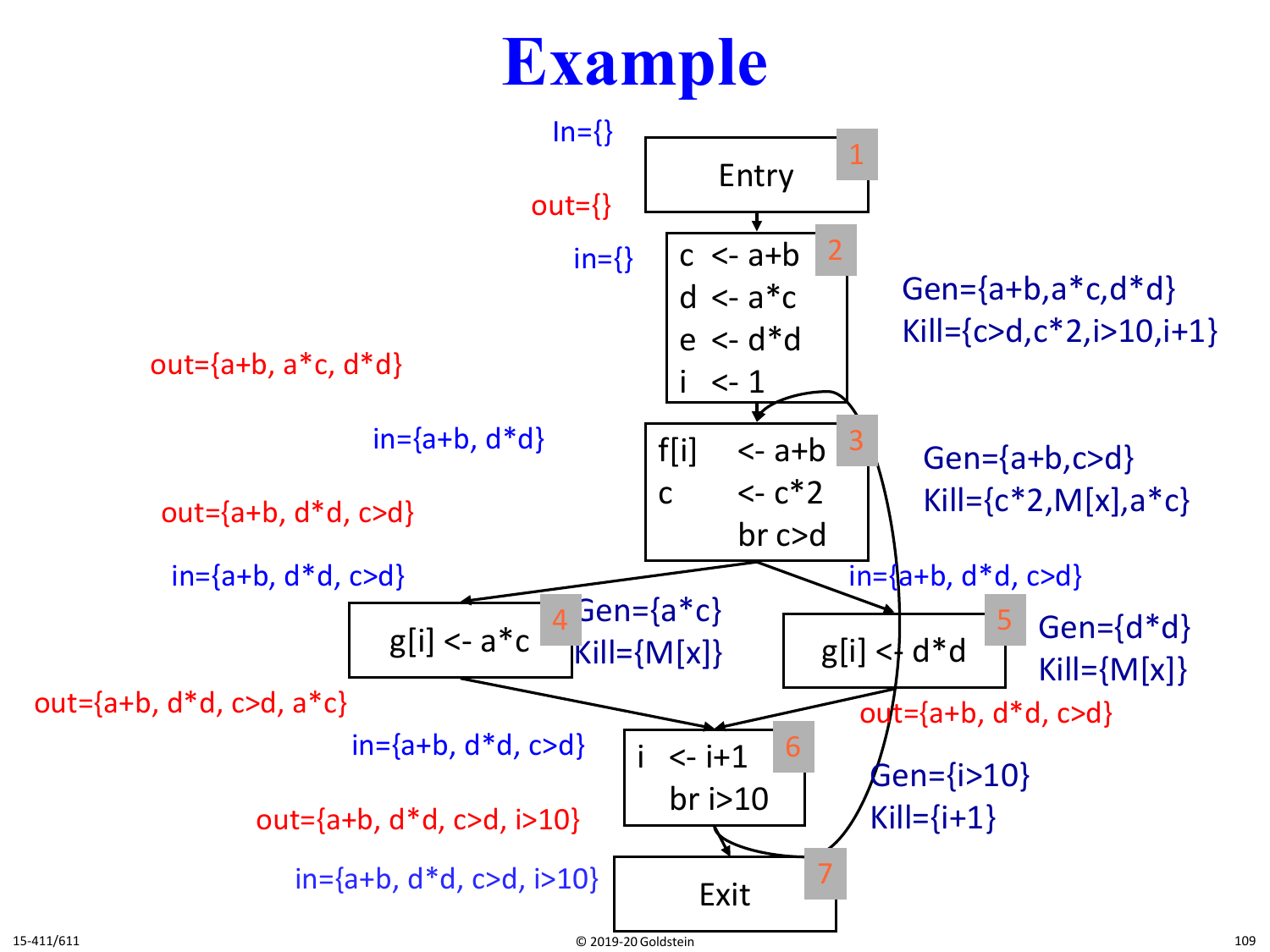# Example

**Block 1: Entry**

- In={}
- out={}

**Block 2:**

```
c  <- a+b
d  <- a*c
e  <- d*d
i  <- 1
```

- in={}
- out={a+b, a*c, d*d}
- Gen={a+b,a*c,d*d}
- Kill={c>d,c*2,i>10,i+1}

**Block 3:**

```
f[i]    <- a+b
c       <- c*2
        br c>d
```

- in={a+b, d*d}
- out={a+b, d*d, c>d}
- Gen={a+b,c>d}
- Kill={c*2,M[x],a*c}

**Block 4:**

```
g[i] <- a*c
```

- in={a+b, d*d, c>d}
- out={a+b, d*d, c>d, a*c}
- Gen={a*c}
- Kill={M[x]}

**Block 5:**

```
g[i] <- d*d
```

- in={a+b, d*d, c>d}
- out={a+b, d*d, c>d}
- Gen={d*d}
- Kill={M[x]}

**Block 6:**

```
i  <- i+1
   br i>10
```

- in={a+b, d*d, c>d}
- out={a+b, d*d, c>d, i>10}
- Gen={i>10}
- Kill={i+1}

**Block 7: Exit**

- in={a+b, d*d, c>d, i>10}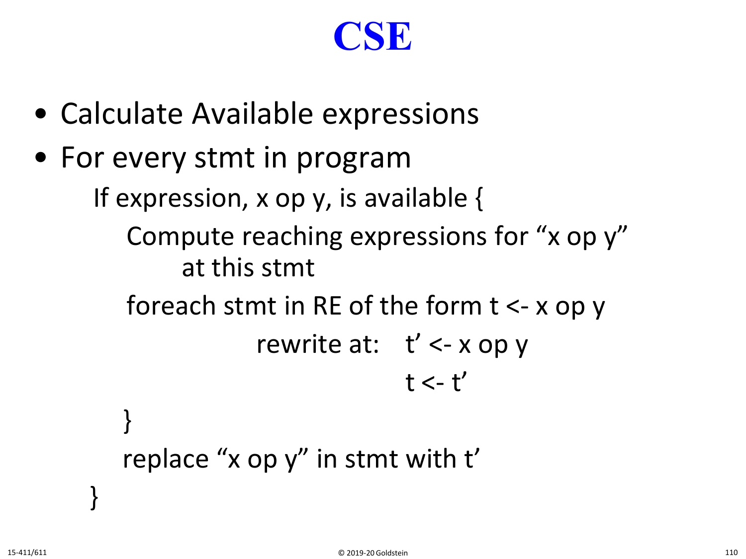# CSE

- Calculate Available expressions
- For every stmt in program

```
If expression, x op y, is available {
    Compute reaching expressions for "x op y"
        at this stmt
    foreach stmt in RE of the form t <- x op y
            rewrite at:   t' <- x op y
                          t <- t'
    }
    replace "x op y" in stmt with t'
}
```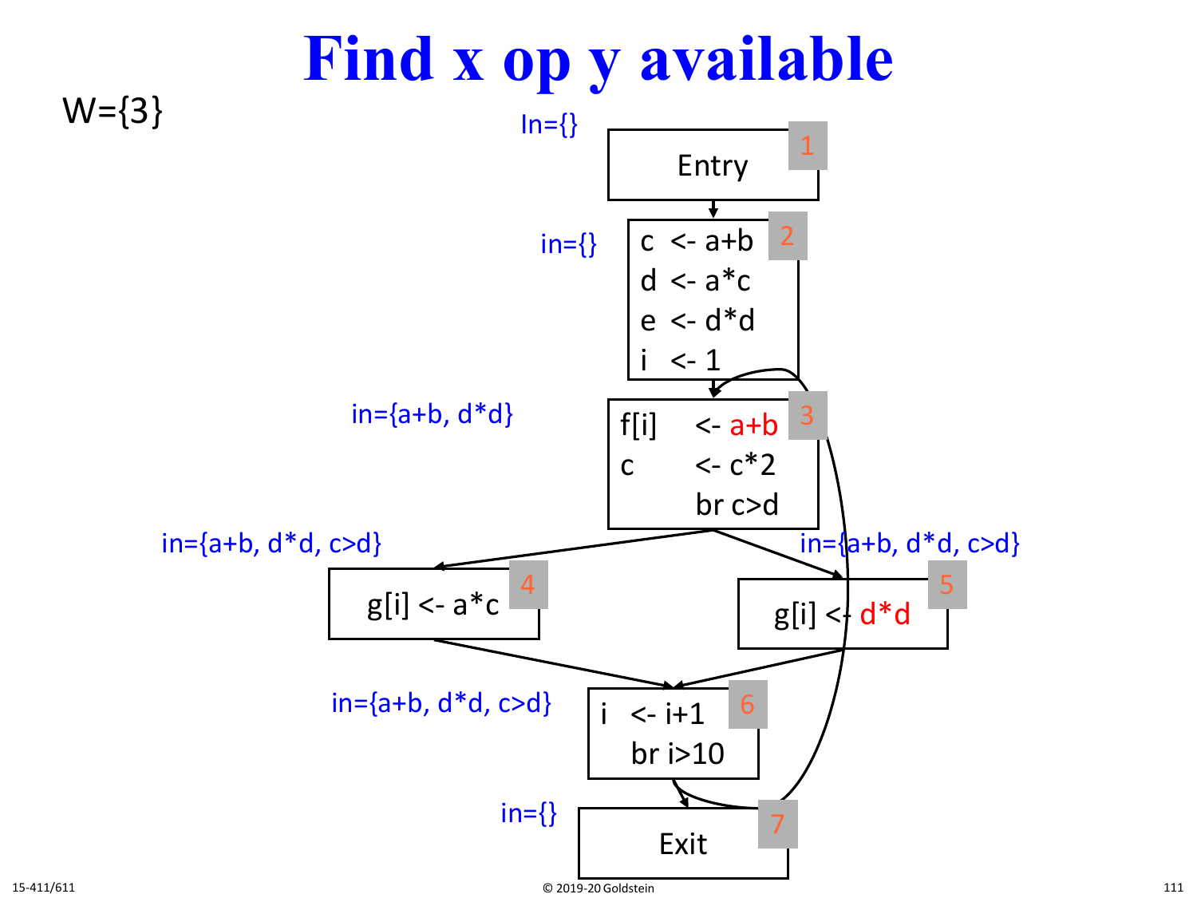# Find x op y available

W={3}

In={}

**1** Entry

in={}

**2**
```
c  <- a+b
d  <- a*c
e  <- d*d
i  <- 1
```

in={a+b, d*d}

**3**
```
f[i]    <- a+b
c       <- c*2
           br c>d
```

in={a+b, d*d, c>d}

**4**
```
g[i] <- a*c
```

in={a+b, d*d, c>d}

**5**
```
g[i] <- d*d
```

in={a+b, d*d, c>d}

**6**
```
i  <- i+1
   br i>10
```

in={}

**7** Exit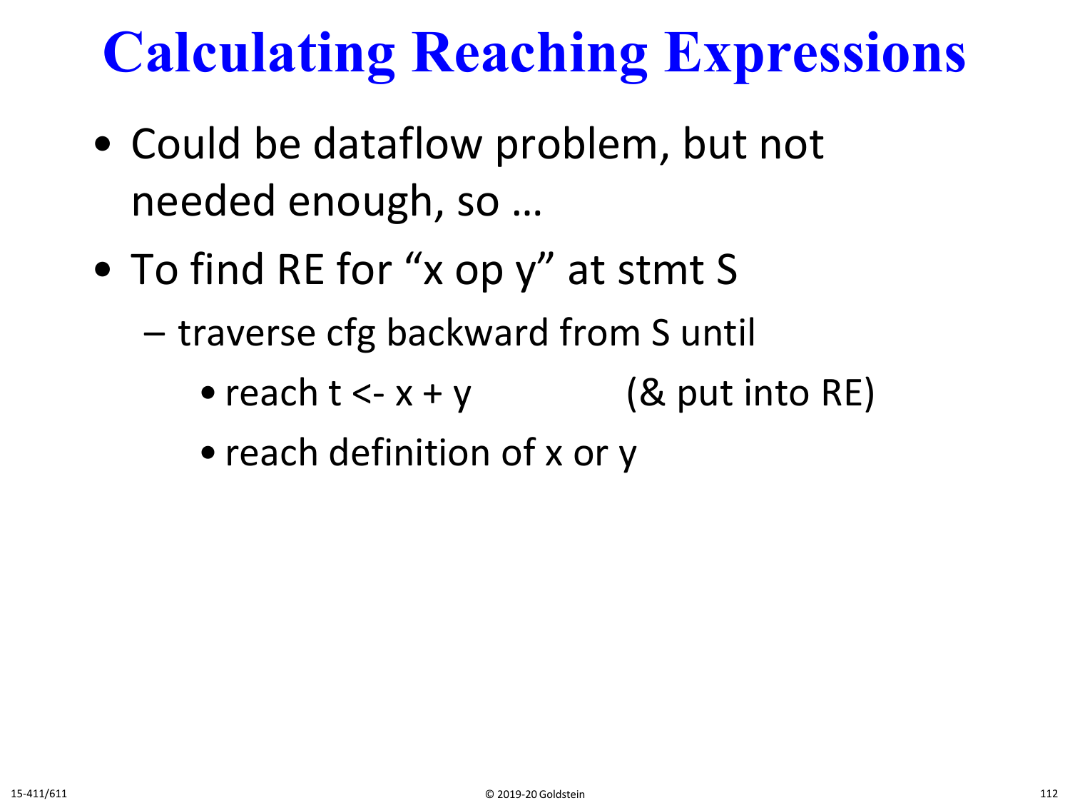# Calculating Reaching Expressions

- Could be dataflow problem, but not needed enough, so …
- To find RE for "x op y" at stmt S
  - traverse cfg backward from S until
    - reach t <- x + y (& put into RE)
    - reach definition of x or y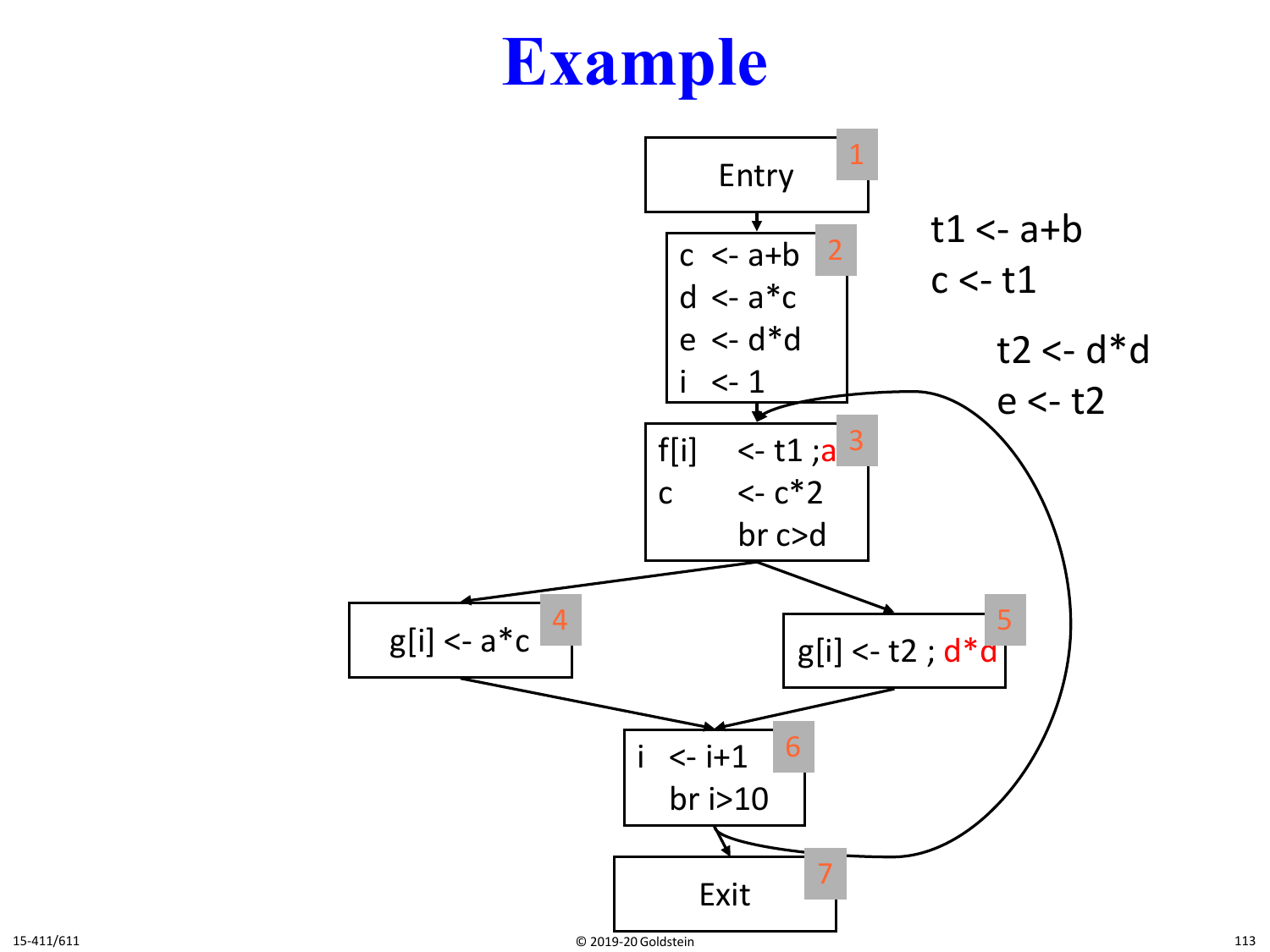# Example

**1** Entry

**2**
```
c  <- a+b
d  <- a*c
e  <- d*d
i  <- 1
```

t1 <- a+b
c <- t1

t2 <- d*d
e <- t2

**3**
```
f[i]    <- t1 ;a
c       <- c*2
        br c>d
```

**4**
```
g[i] <- a*c
```

**5**
```
g[i] <- t2 ; d*d
```

**6**
```
i  <- i+1
   br i>10
```

**7** Exit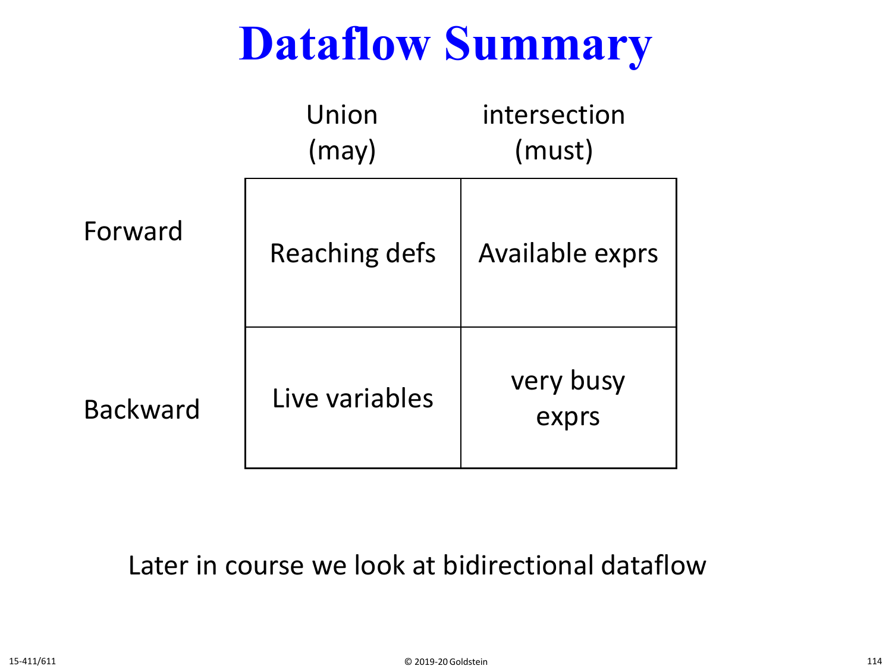# Dataflow Summary

| | Union (may) | intersection (must) |
|---|---|---|
| Forward | Reaching defs | Available exprs |
| Backward | Live variables | very busy exprs |

Later in course we look at bidirectional dataflow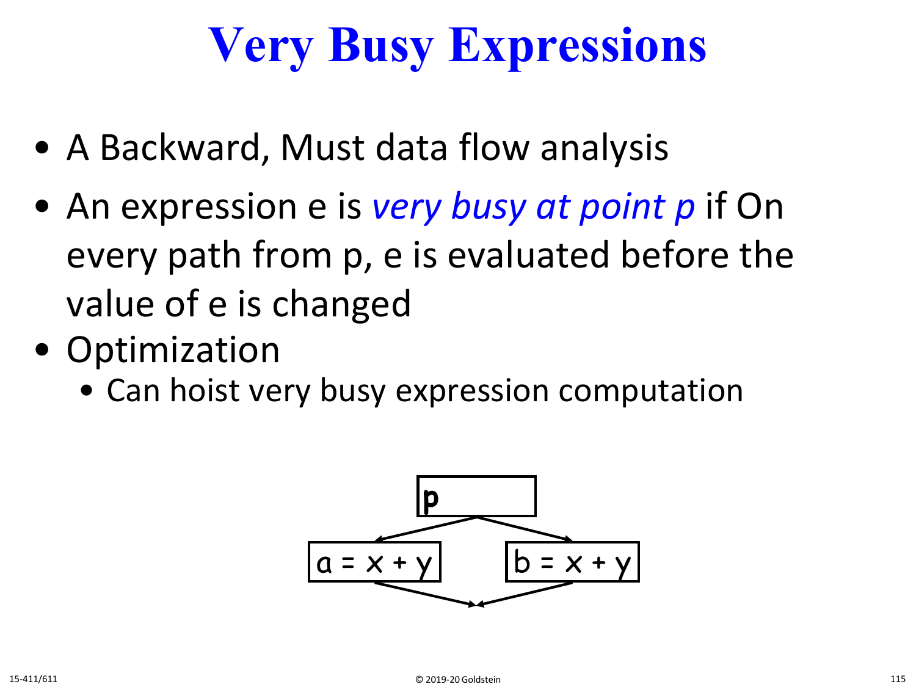# Very Busy Expressions

- A Backward, Must data flow analysis
- An expression e is *very busy at point p* if On every path from p, e is evaluated before the value of e is changed
- Optimization
  - Can hoist very busy expression computation

```
            [ p ]
           /     \
[a = x + y]       [b = x + y]
           \     /
```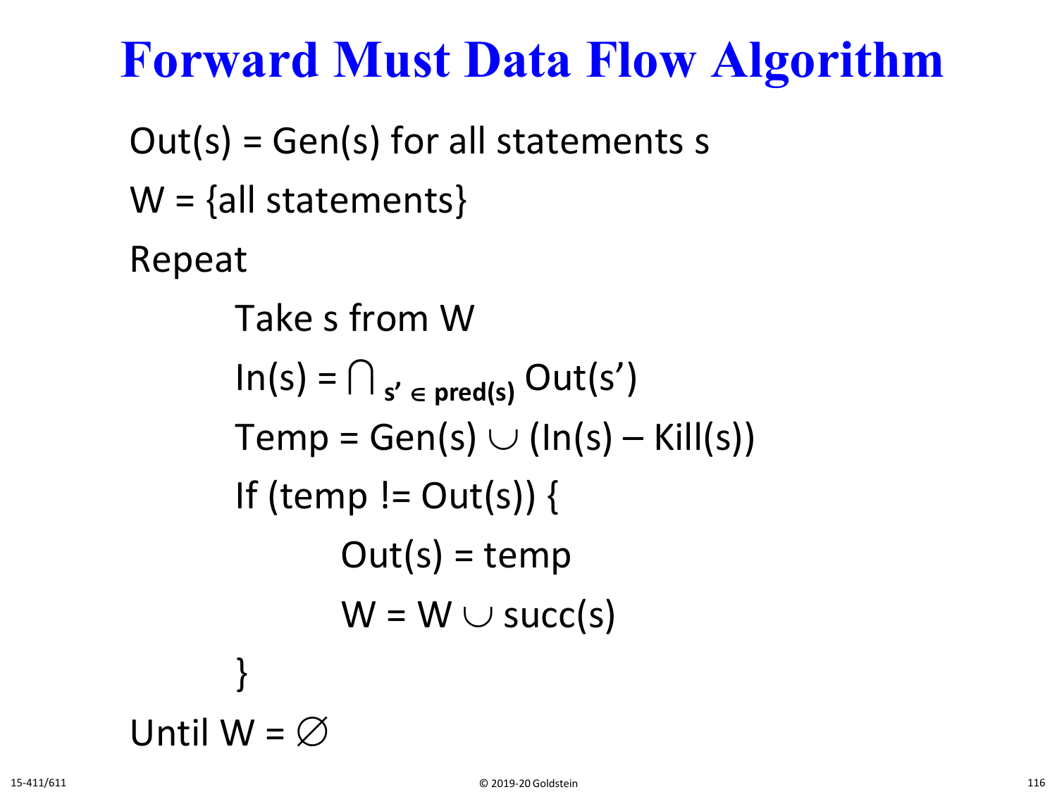# Forward Must Data Flow Algorithm

Out(s) = Gen(s) for all statements s

W = {all statements}

Repeat

    Take s from W

    $\text{In}(s) = \bigcap_{s' \in \text{pred}(s)} \text{Out}(s')$

    $\text{Temp} = \text{Gen}(s) \cup (\text{In}(s) - \text{Kill}(s))$

    If (temp != Out(s)) {

        Out(s) = temp

        $W = W \cup \text{succ}(s)$

    }

Until $W = \varnothing$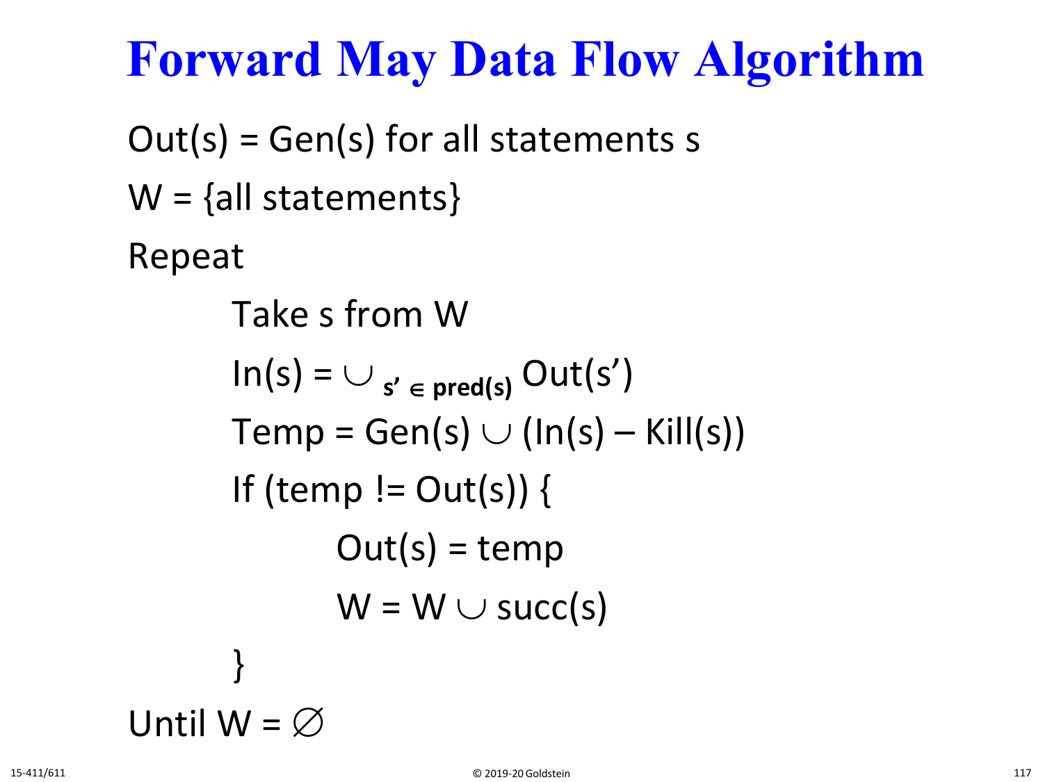# Forward May Data Flow Algorithm

```
Out(s) = Gen(s) for all statements s
W = {all statements}
Repeat
    Take s from W
    In(s) = ∪ s' ∈ pred(s) Out(s')
    Temp = Gen(s) ∪ (In(s) – Kill(s))
    If (temp != Out(s)) {
        Out(s) = temp
        W = W ∪ succ(s)
    }
Until W = ∅
```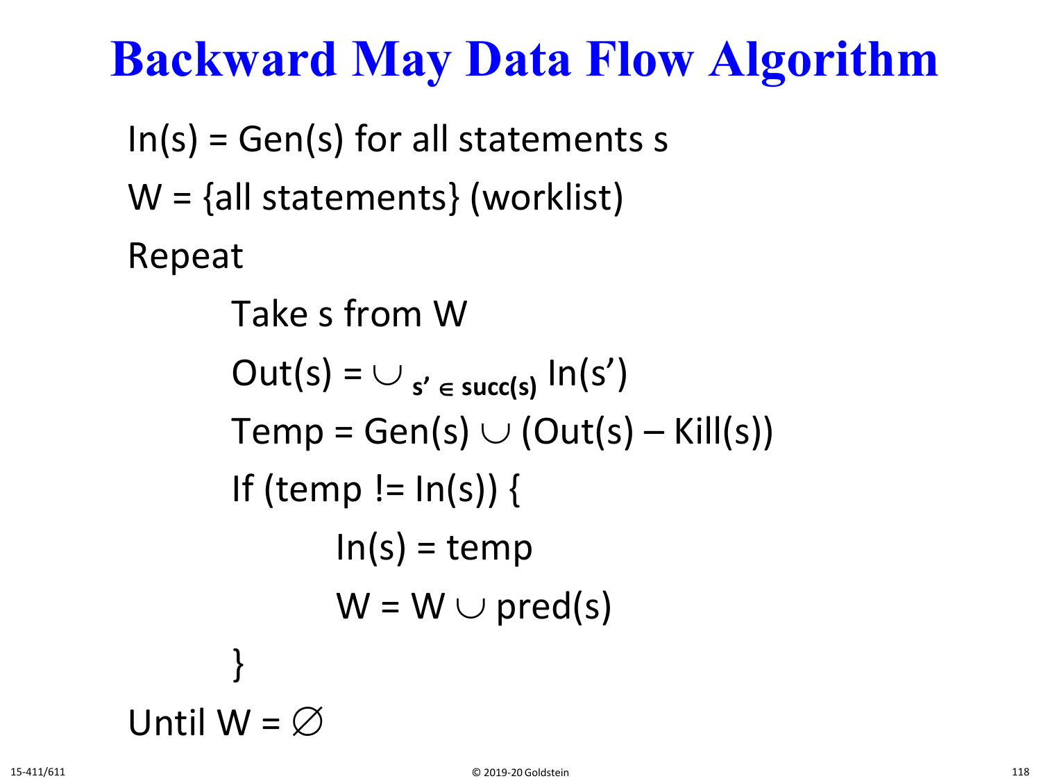# Backward May Data Flow Algorithm

In(s) = Gen(s) for all statements s

W = {all statements} (worklist)

Repeat

    Take s from W

    $\text{Out}(s) = \cup_{s' \in \text{succ}(s)} \text{In}(s')$

    $\text{Temp} = \text{Gen}(s) \cup (\text{Out}(s) - \text{Kill}(s))$

    If (temp != In(s)) {

        In(s) = temp

        $W = W \cup \text{pred}(s)$

    }

Until $W = \varnothing$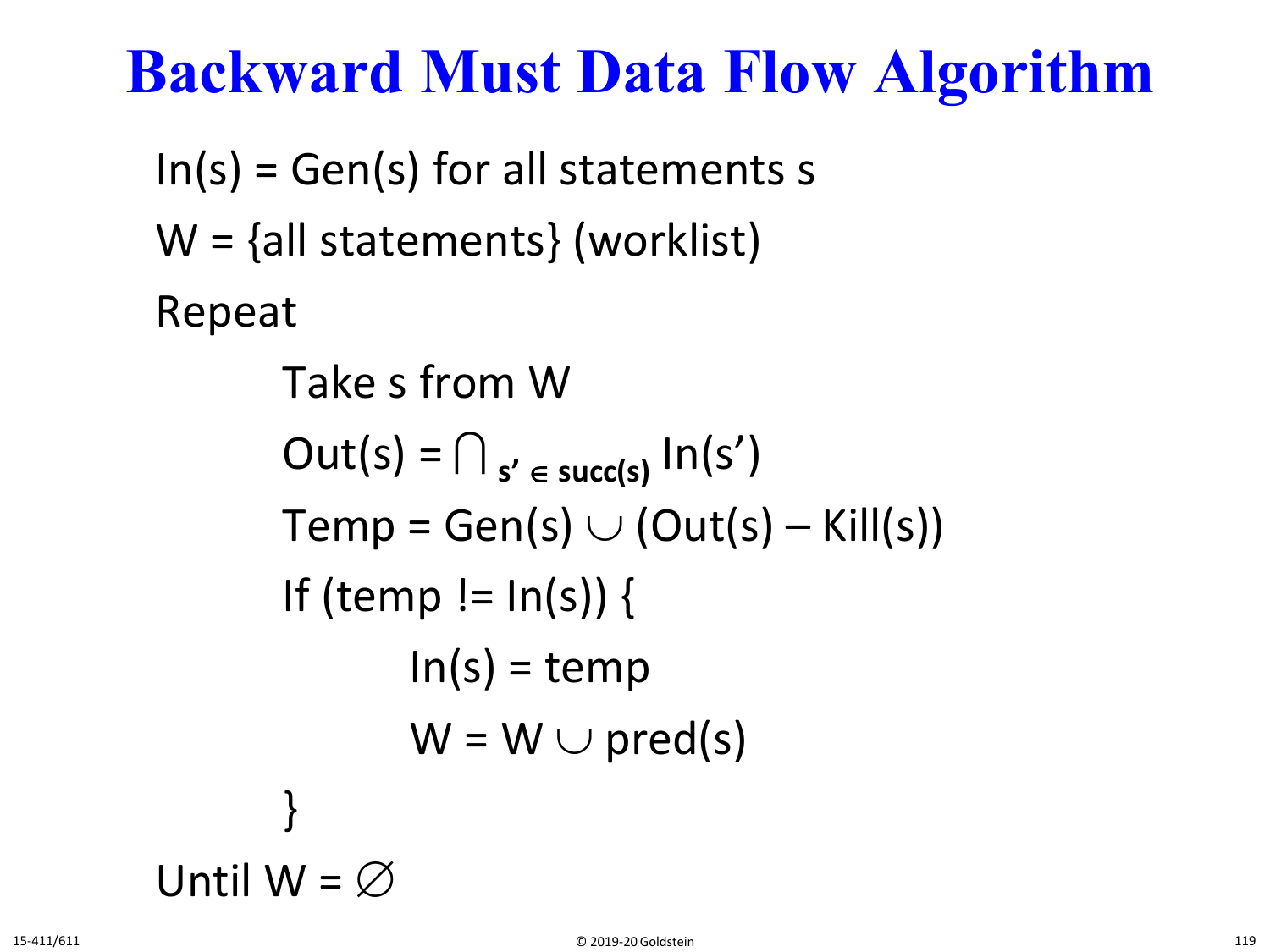# Backward Must Data Flow Algorithm

In(s) = Gen(s) for all statements s

W = {all statements} (worklist)

Repeat

  Take s from W

  $\text{Out}(s) = \bigcap_{s' \in \text{succ}(s)} \text{In}(s')$

  $\text{Temp} = \text{Gen}(s) \cup (\text{Out}(s) - \text{Kill}(s))$

  If (temp != In(s)) {

    In(s) = temp

    $W = W \cup \text{pred}(s)$

  }

Until $W = \emptyset$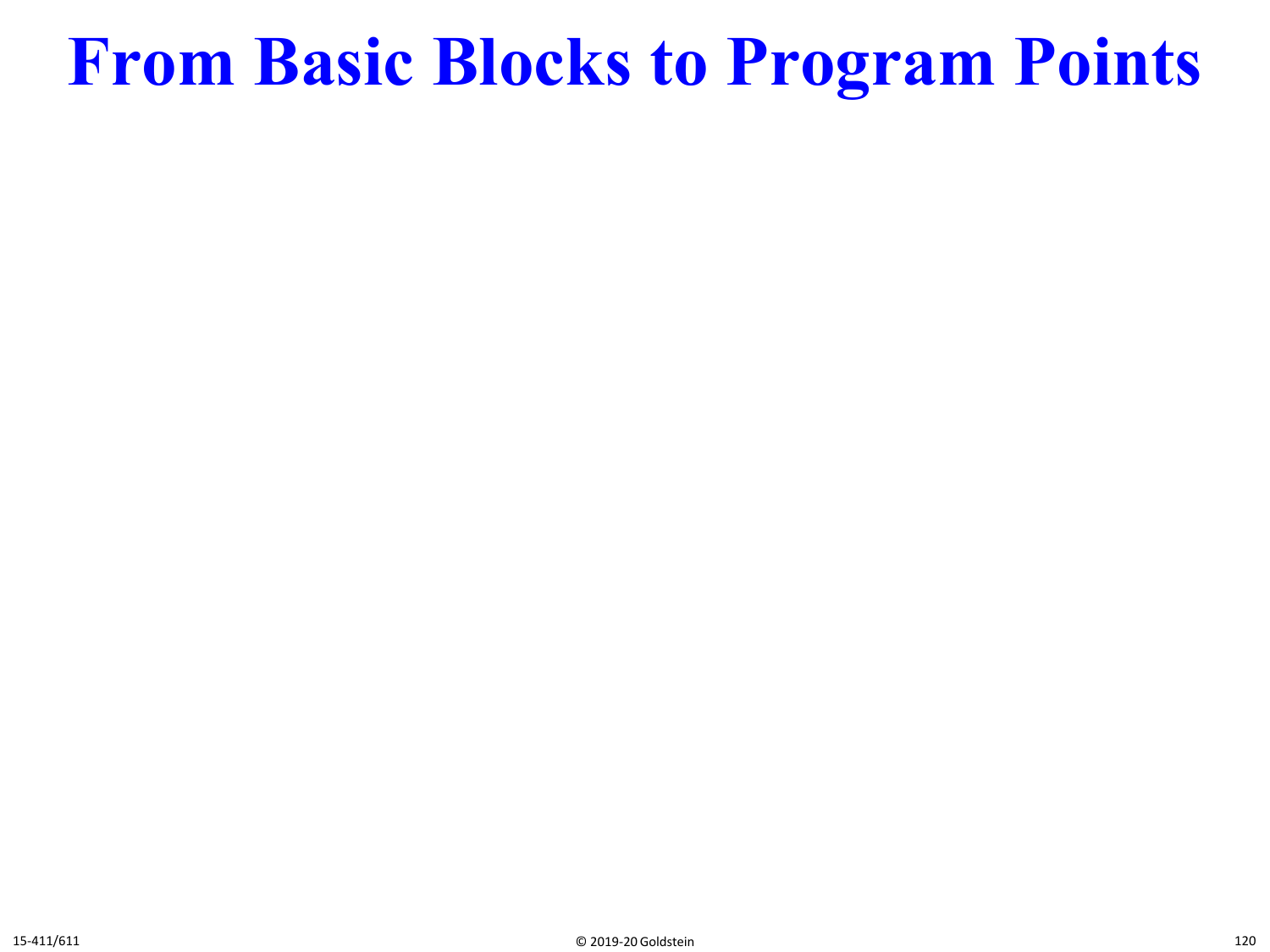# From Basic Blocks to Program Points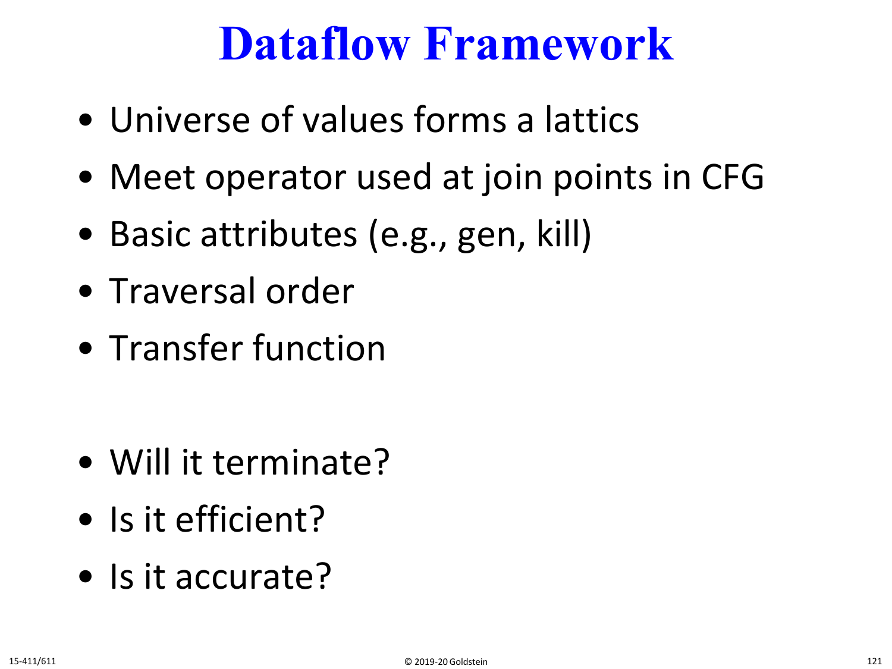# Dataflow Framework

- Universe of values forms a lattics
- Meet operator used at join points in CFG
- Basic attributes (e.g., gen, kill)
- Traversal order
- Transfer function

- Will it terminate?
- Is it efficient?
- Is it accurate?